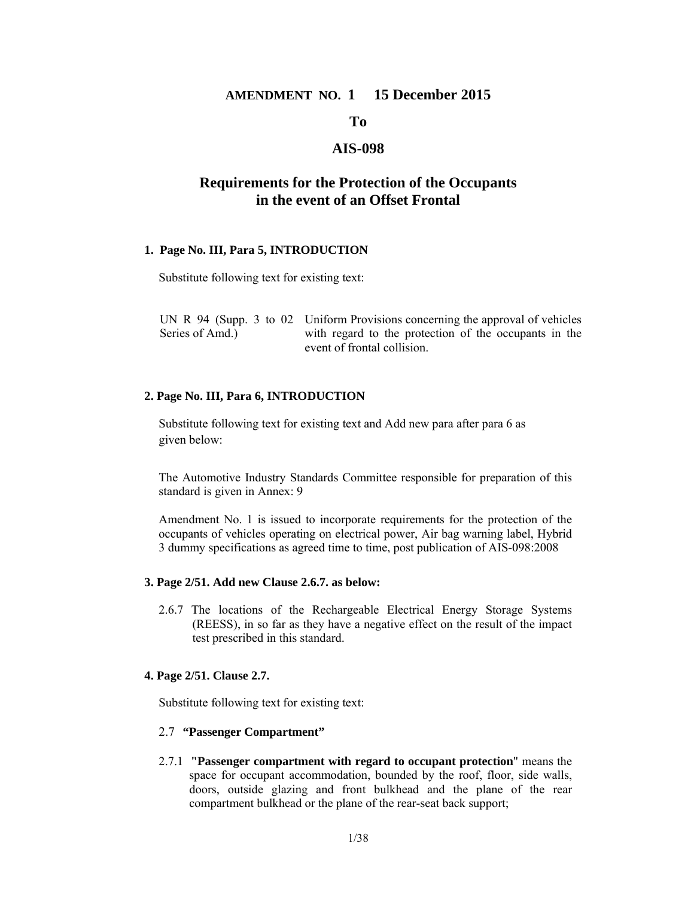# AMENDMENT NO. 1 15 December 2015

## To

## AIS-098

## Requirements for the Protection of the Occupants in the event of an Offset Frontal

**1. Page No. III, Para 5, INTRODUCTION**

Substitute following text for existing text:

| UN R 94 (Supp. 3 to 02 Series of Amd.) | Uniform Provisions concerning the approval of vehicles with regard to the protection of the occupants in the event of frontal collision. |
|---|---|

**2. Page No. III, Para 6, INTRODUCTION**

Substitute following text for existing text and Add new para after para 6 as given below:

The Automotive Industry Standards Committee responsible for preparation of this standard is given in Annex: 9

Amendment No. 1 is issued to incorporate requirements for the protection of the occupants of vehicles operating on electrical power, Air bag warning label, Hybrid 3 dummy specifications as agreed time to time, post publication of AIS-098:2008

**3. Page 2/51. Add new Clause 2.6.7. as below:**

2.6.7 The locations of the Rechargeable Electrical Energy Storage Systems (REESS), in so far as they have a negative effect on the result of the impact test prescribed in this standard.

**4. Page 2/51. Clause 2.7.**

Substitute following text for existing text:

2.7 **"Passenger Compartment"**

2.7.1 **"Passenger compartment with regard to occupant protection"** means the space for occupant accommodation, bounded by the roof, floor, side walls, doors, outside glazing and front bulkhead and the plane of the rear compartment bulkhead or the plane of the rear-seat back support;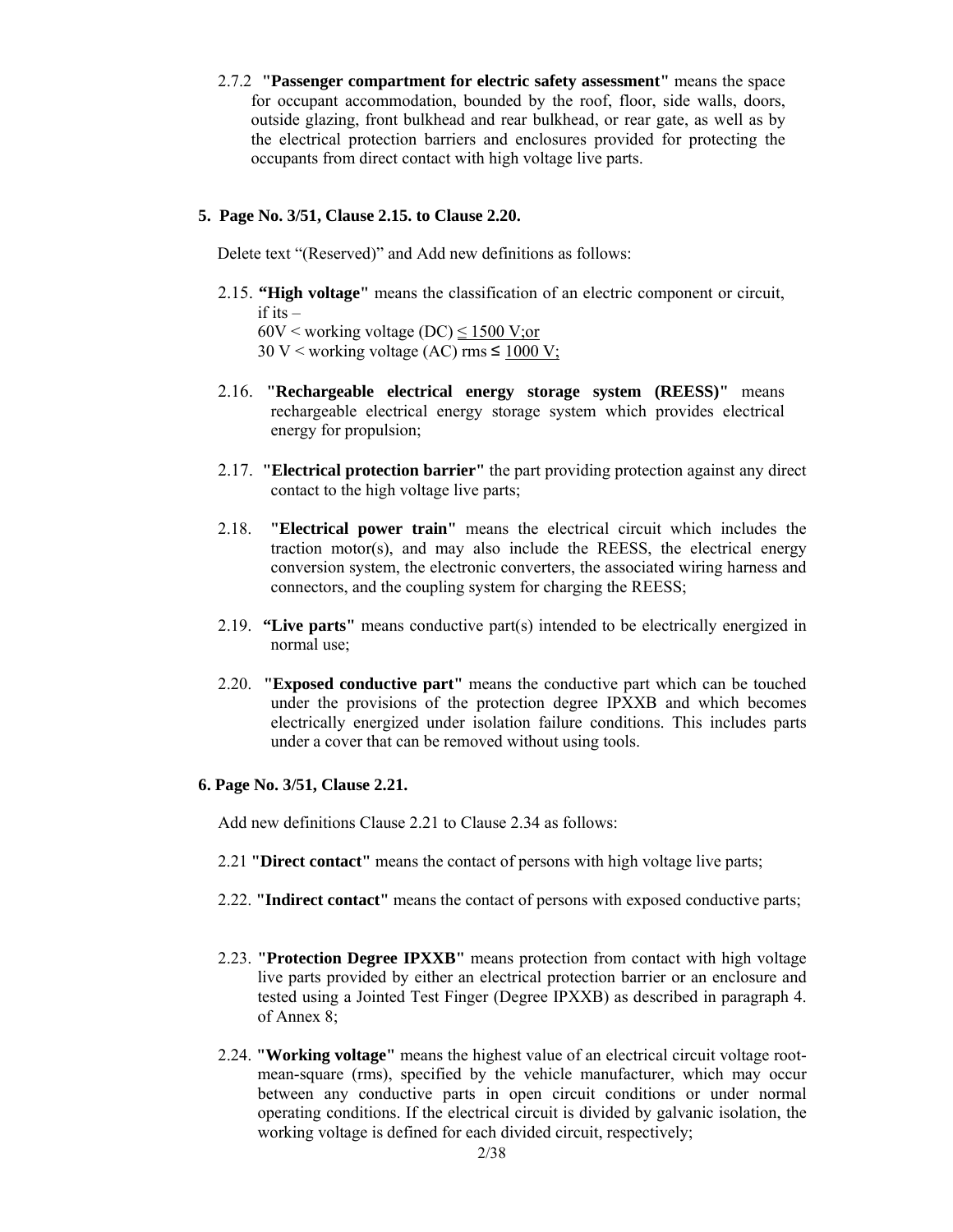2.7.2 **"Passenger compartment for electric safety assessment"** means the space for occupant accommodation, bounded by the roof, floor, side walls, doors, outside glazing, front bulkhead and rear bulkhead, or rear gate, as well as by the electrical protection barriers and enclosures provided for protecting the occupants from direct contact with high voltage live parts.

**5. Page No. 3/51, Clause 2.15. to Clause 2.20.**

Delete text "(Reserved)" and Add new definitions as follows:

2.15. **"High voltage"** means the classification of an electric component or circuit, if its –
60V < working voltage (DC) ≤ 1500 V;or
30 V < working voltage (AC) rms ≤ 1000 V;

2.16. **"Rechargeable electrical energy storage system (REESS)"** means rechargeable electrical energy storage system which provides electrical energy for propulsion;

2.17. **"Electrical protection barrier"** the part providing protection against any direct contact to the high voltage live parts;

2.18. **"Electrical power train"** means the electrical circuit which includes the traction motor(s), and may also include the REESS, the electrical energy conversion system, the electronic converters, the associated wiring harness and connectors, and the coupling system for charging the REESS;

2.19. **"Live parts"** means conductive part(s) intended to be electrically energized in normal use;

2.20. **"Exposed conductive part"** means the conductive part which can be touched under the provisions of the protection degree IPXXB and which becomes electrically energized under isolation failure conditions. This includes parts under a cover that can be removed without using tools.

**6. Page No. 3/51, Clause 2.21.**

Add new definitions Clause 2.21 to Clause 2.34 as follows:

2.21 **"Direct contact"** means the contact of persons with high voltage live parts;

2.22. **"Indirect contact"** means the contact of persons with exposed conductive parts;

2.23. **"Protection Degree IPXXB"** means protection from contact with high voltage live parts provided by either an electrical protection barrier or an enclosure and tested using a Jointed Test Finger (Degree IPXXB) as described in paragraph 4. of Annex 8;

2.24. **"Working voltage"** means the highest value of an electrical circuit voltage root-mean-square (rms), specified by the vehicle manufacturer, which may occur between any conductive parts in open circuit conditions or under normal operating conditions. If the electrical circuit is divided by galvanic isolation, the working voltage is defined for each divided circuit, respectively;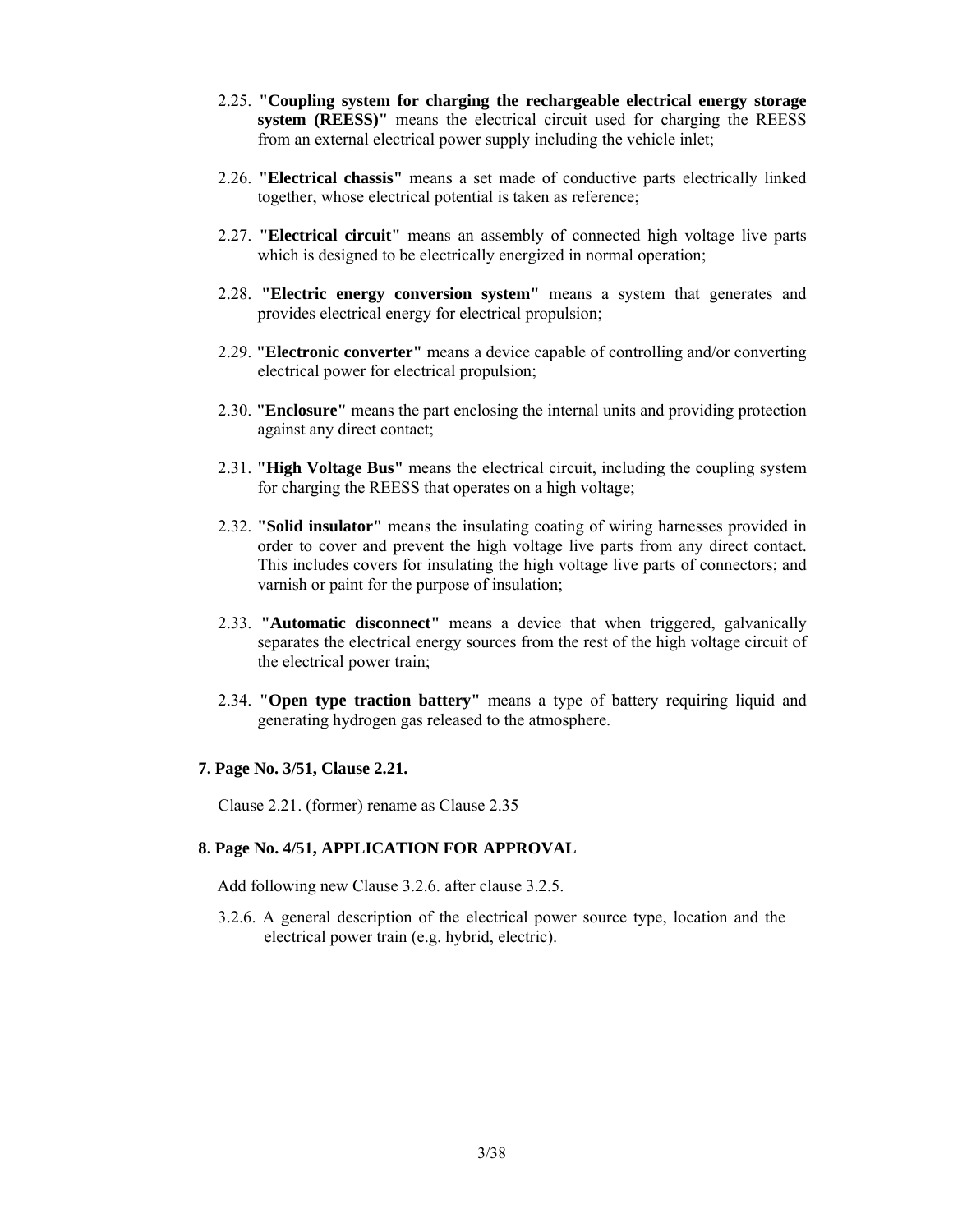2.25. **"Coupling system for charging the rechargeable electrical energy storage system (REESS)"** means the electrical circuit used for charging the REESS from an external electrical power supply including the vehicle inlet;

2.26. **"Electrical chassis"** means a set made of conductive parts electrically linked together, whose electrical potential is taken as reference;

2.27. **"Electrical circuit"** means an assembly of connected high voltage live parts which is designed to be electrically energized in normal operation;

2.28. **"Electric energy conversion system"** means a system that generates and provides electrical energy for electrical propulsion;

2.29. **"Electronic converter"** means a device capable of controlling and/or converting electrical power for electrical propulsion;

2.30. **"Enclosure"** means the part enclosing the internal units and providing protection against any direct contact;

2.31. **"High Voltage Bus"** means the electrical circuit, including the coupling system for charging the REESS that operates on a high voltage;

2.32. **"Solid insulator"** means the insulating coating of wiring harnesses provided in order to cover and prevent the high voltage live parts from any direct contact. This includes covers for insulating the high voltage live parts of connectors; and varnish or paint for the purpose of insulation;

2.33. **"Automatic disconnect"** means a device that when triggered, galvanically separates the electrical energy sources from the rest of the high voltage circuit of the electrical power train;

2.34. **"Open type traction battery"** means a type of battery requiring liquid and generating hydrogen gas released to the atmosphere.

**7. Page No. 3/51, Clause 2.21.**

Clause 2.21. (former) rename as Clause 2.35

**8. Page No. 4/51, APPLICATION FOR APPROVAL**

Add following new Clause 3.2.6. after clause 3.2.5.

3.2.6. A general description of the electrical power source type, location and the electrical power train (e.g. hybrid, electric).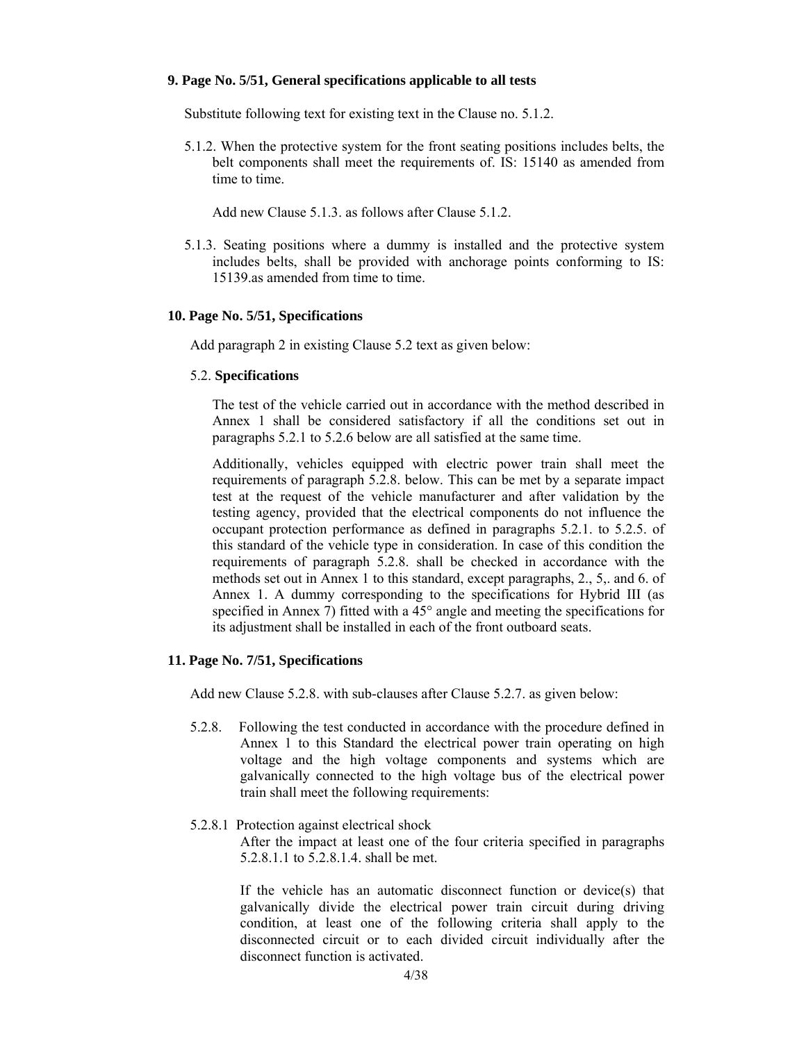**9. Page No. 5/51, General specifications applicable to all tests**

Substitute following text for existing text in the Clause no. 5.1.2.

5.1.2. When the protective system for the front seating positions includes belts, the belt components shall meet the requirements of. IS: 15140 as amended from time to time.

Add new Clause 5.1.3. as follows after Clause 5.1.2.

5.1.3. Seating positions where a dummy is installed and the protective system includes belts, shall be provided with anchorage points conforming to IS: 15139.as amended from time to time.

**10. Page No. 5/51, Specifications**

Add paragraph 2 in existing Clause 5.2 text as given below:

5.2. **Specifications**

The test of the vehicle carried out in accordance with the method described in Annex 1 shall be considered satisfactory if all the conditions set out in paragraphs 5.2.1 to 5.2.6 below are all satisfied at the same time.

Additionally, vehicles equipped with electric power train shall meet the requirements of paragraph 5.2.8. below. This can be met by a separate impact test at the request of the vehicle manufacturer and after validation by the testing agency, provided that the electrical components do not influence the occupant protection performance as defined in paragraphs 5.2.1. to 5.2.5. of this standard of the vehicle type in consideration. In case of this condition the requirements of paragraph 5.2.8. shall be checked in accordance with the methods set out in Annex 1 to this standard, except paragraphs, 2., 5,. and 6. of Annex 1. A dummy corresponding to the specifications for Hybrid III (as specified in Annex 7) fitted with a 45° angle and meeting the specifications for its adjustment shall be installed in each of the front outboard seats.

**11. Page No. 7/51, Specifications**

Add new Clause 5.2.8. with sub-clauses after Clause 5.2.7. as given below:

5.2.8. Following the test conducted in accordance with the procedure defined in Annex 1 to this Standard the electrical power train operating on high voltage and the high voltage components and systems which are galvanically connected to the high voltage bus of the electrical power train shall meet the following requirements:

5.2.8.1 Protection against electrical shock

After the impact at least one of the four criteria specified in paragraphs 5.2.8.1.1 to 5.2.8.1.4. shall be met.

If the vehicle has an automatic disconnect function or device(s) that galvanically divide the electrical power train circuit during driving condition, at least one of the following criteria shall apply to the disconnected circuit or to each divided circuit individually after the disconnect function is activated.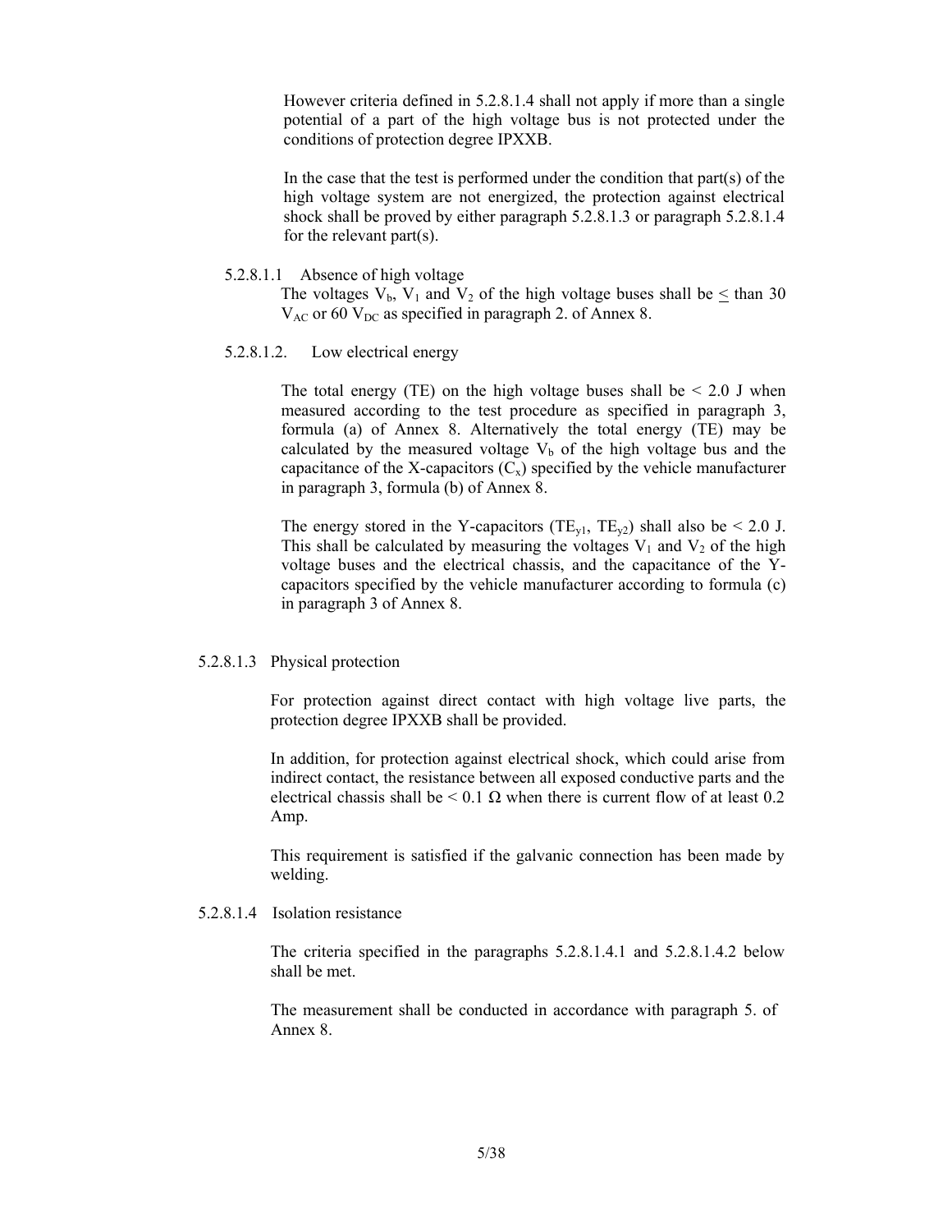However criteria defined in 5.2.8.1.4 shall not apply if more than a single potential of a part of the high voltage bus is not protected under the conditions of protection degree IPXXB.

In the case that the test is performed under the condition that part(s) of the high voltage system are not energized, the protection against electrical shock shall be proved by either paragraph 5.2.8.1.3 or paragraph 5.2.8.1.4 for the relevant part(s).

5.2.8.1.1 Absence of high voltage

The voltages $V_b$, $V_1$ and $V_2$ of the high voltage buses shall be $\leq$ than 30 $V_{AC}$ or 60 $V_{DC}$ as specified in paragraph 2. of Annex 8.

5.2.8.1.2. Low electrical energy

The total energy (TE) on the high voltage buses shall be < 2.0 J when measured according to the test procedure as specified in paragraph 3, formula (a) of Annex 8. Alternatively the total energy (TE) may be calculated by the measured voltage $V_b$ of the high voltage bus and the capacitance of the X-capacitors ($C_x$) specified by the vehicle manufacturer in paragraph 3, formula (b) of Annex 8.

The energy stored in the Y-capacitors ($TE_{y1}$, $TE_{y2}$) shall also be < 2.0 J. This shall be calculated by measuring the voltages $V_1$ and $V_2$ of the high voltage buses and the electrical chassis, and the capacitance of the Y-capacitors specified by the vehicle manufacturer according to formula (c) in paragraph 3 of Annex 8.

5.2.8.1.3 Physical protection

For protection against direct contact with high voltage live parts, the protection degree IPXXB shall be provided.

In addition, for protection against electrical shock, which could arise from indirect contact, the resistance between all exposed conductive parts and the electrical chassis shall be < 0.1 Ω when there is current flow of at least 0.2 Amp.

This requirement is satisfied if the galvanic connection has been made by welding.

5.2.8.1.4 Isolation resistance

The criteria specified in the paragraphs 5.2.8.1.4.1 and 5.2.8.1.4.2 below shall be met.

The measurement shall be conducted in accordance with paragraph 5. of Annex 8.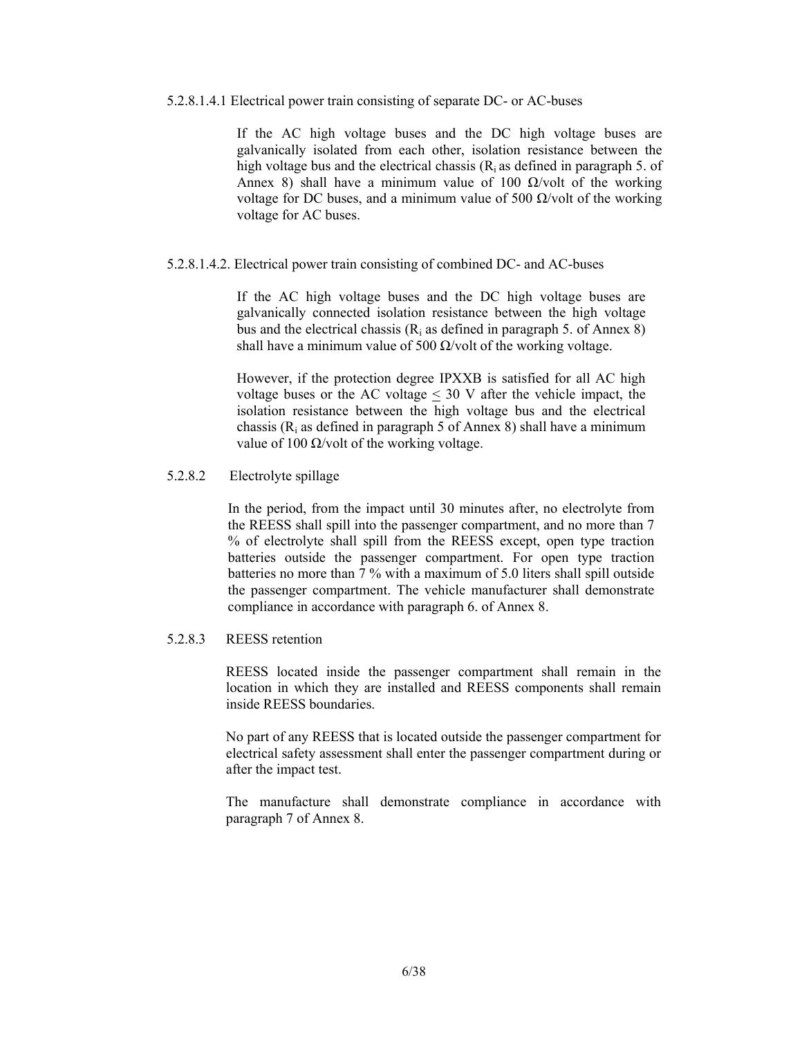5.2.8.1.4.1 Electrical power train consisting of separate DC- or AC-buses

If the AC high voltage buses and the DC high voltage buses are galvanically isolated from each other, isolation resistance between the high voltage bus and the electrical chassis ($R_i$ as defined in paragraph 5. of Annex 8) shall have a minimum value of 100 Ω/volt of the working voltage for DC buses, and a minimum value of 500 Ω/volt of the working voltage for AC buses.

5.2.8.1.4.2. Electrical power train consisting of combined DC- and AC-buses

If the AC high voltage buses and the DC high voltage buses are galvanically connected isolation resistance between the high voltage bus and the electrical chassis ($R_i$ as defined in paragraph 5. of Annex 8) shall have a minimum value of 500 Ω/volt of the working voltage.

However, if the protection degree IPXXB is satisfied for all AC high voltage buses or the AC voltage $\leq$ 30 V after the vehicle impact, the isolation resistance between the high voltage bus and the electrical chassis ($R_i$ as defined in paragraph 5 of Annex 8) shall have a minimum value of 100 Ω/volt of the working voltage.

5.2.8.2 Electrolyte spillage

In the period, from the impact until 30 minutes after, no electrolyte from the REESS shall spill into the passenger compartment, and no more than 7 % of electrolyte shall spill from the REESS except, open type traction batteries outside the passenger compartment. For open type traction batteries no more than 7 % with a maximum of 5.0 liters shall spill outside the passenger compartment. The vehicle manufacturer shall demonstrate compliance in accordance with paragraph 6. of Annex 8.

5.2.8.3 REESS retention

REESS located inside the passenger compartment shall remain in the location in which they are installed and REESS components shall remain inside REESS boundaries.

No part of any REESS that is located outside the passenger compartment for electrical safety assessment shall enter the passenger compartment during or after the impact test.

The manufacture shall demonstrate compliance in accordance with paragraph 7 of Annex 8.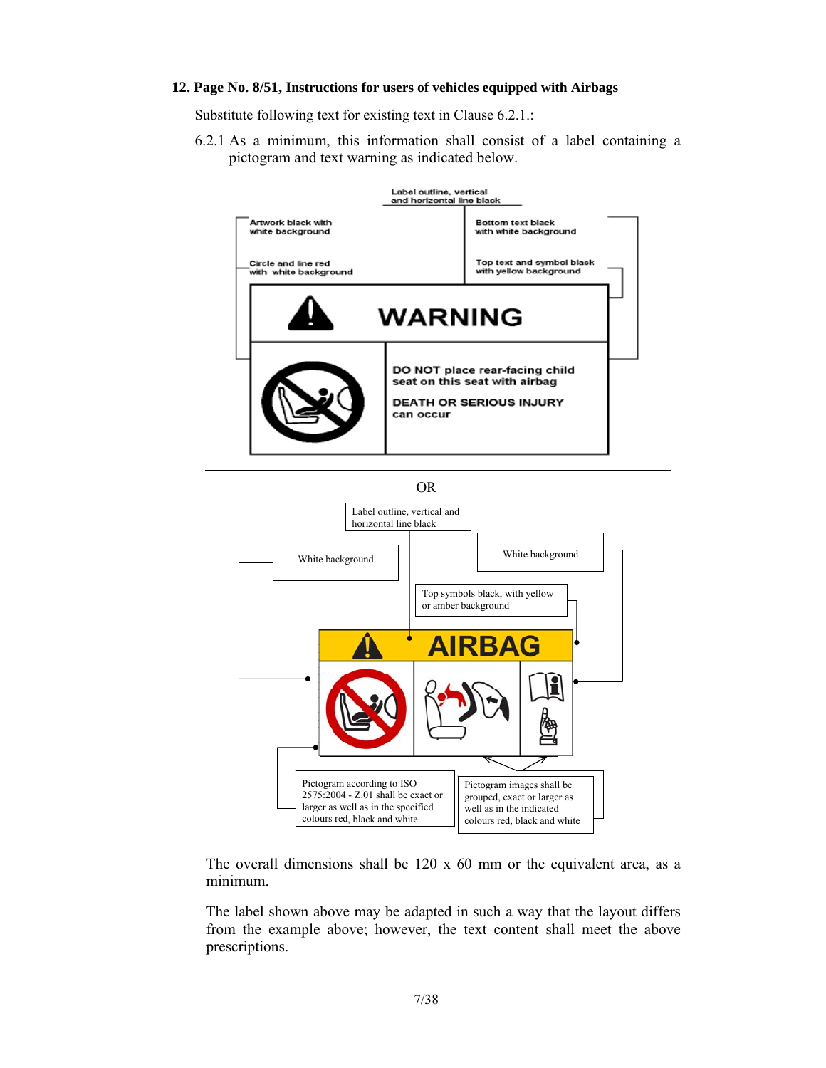**12. Page No. 8/51, Instructions for users of vehicles equipped with Airbags**

Substitute following text for existing text in Clause 6.2.1.:

6.2.1 As a minimum, this information shall consist of a label containing a pictogram and text warning as indicated below.

Label outline, vertical and horizontal line black

Artwork black with white background

Circle and line red with white background

Bottom text black with white background

Top text and symbol black with yellow background

WARNING

DO NOT place rear-facing child seat on this seat with airbag

DEATH OR SERIOUS INJURY can occur

OR

Label outline, vertical and horizontal line black

White background

White background

Top symbols black, with yellow or amber background

AIRBAG

Pictogram according to ISO 2575:2004 - Z.01 shall be exact or larger as well as in the specified colours red, black and white

Pictogram images shall be grouped, exact or larger as well as in the indicated colours red, black and white

The overall dimensions shall be 120 x 60 mm or the equivalent area, as a minimum.

The label shown above may be adapted in such a way that the layout differs from the example above; however, the text content shall meet the above prescriptions.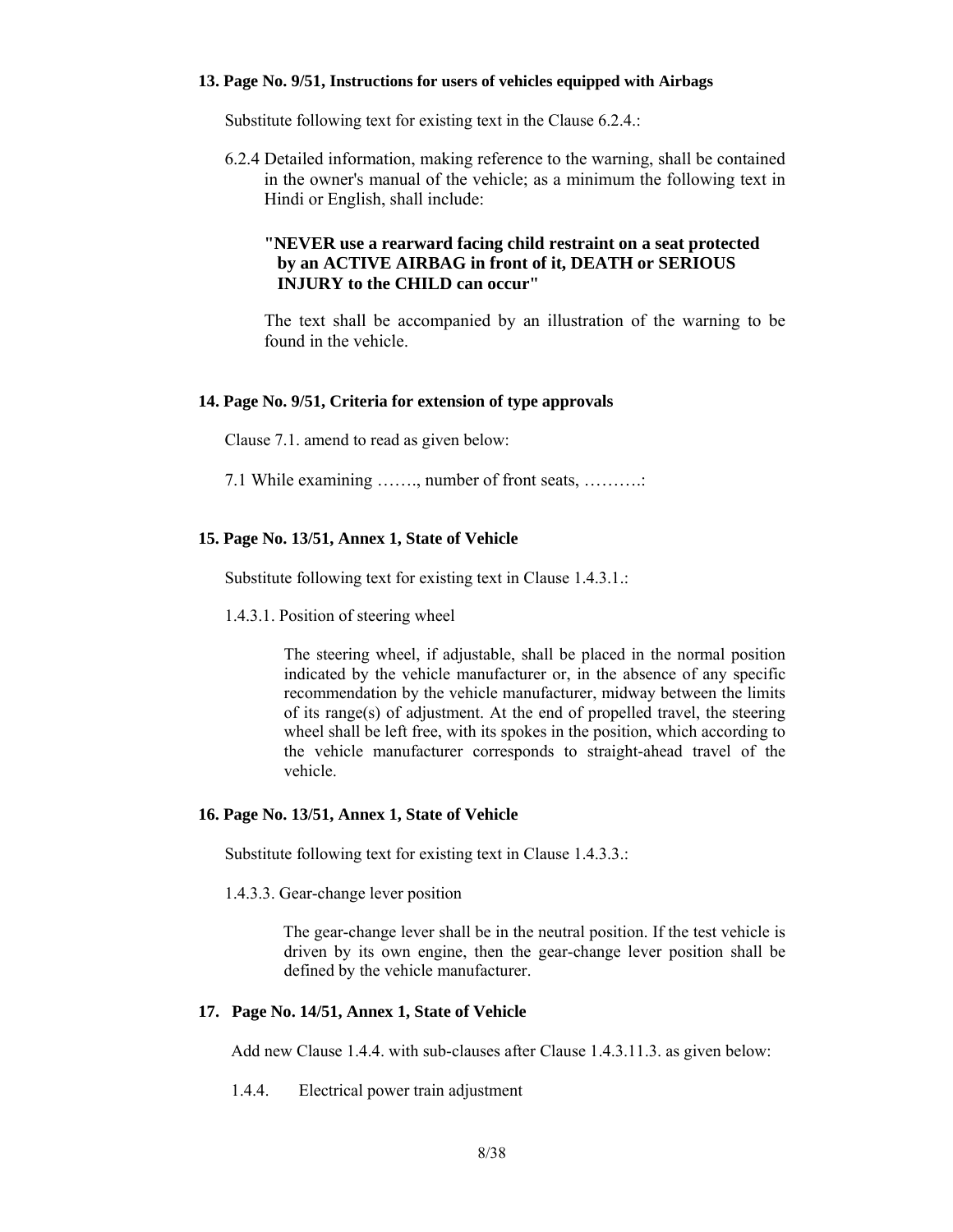**13. Page No. 9/51, Instructions for users of vehicles equipped with Airbags**

Substitute following text for existing text in the Clause 6.2.4.:

6.2.4 Detailed information, making reference to the warning, shall be contained in the owner's manual of the vehicle; as a minimum the following text in Hindi or English, shall include:

**"NEVER use a rearward facing child restraint on a seat protected by an ACTIVE AIRBAG in front of it, DEATH or SERIOUS INJURY to the CHILD can occur"**

The text shall be accompanied by an illustration of the warning to be found in the vehicle.

**14. Page No. 9/51, Criteria for extension of type approvals**

Clause 7.1. amend to read as given below:

7.1 While examining ……., number of front seats, ……….:

**15. Page No. 13/51, Annex 1, State of Vehicle**

Substitute following text for existing text in Clause 1.4.3.1.:

1.4.3.1. Position of steering wheel

The steering wheel, if adjustable, shall be placed in the normal position indicated by the vehicle manufacturer or, in the absence of any specific recommendation by the vehicle manufacturer, midway between the limits of its range(s) of adjustment. At the end of propelled travel, the steering wheel shall be left free, with its spokes in the position, which according to the vehicle manufacturer corresponds to straight-ahead travel of the vehicle.

**16. Page No. 13/51, Annex 1, State of Vehicle**

Substitute following text for existing text in Clause 1.4.3.3.:

1.4.3.3. Gear-change lever position

The gear-change lever shall be in the neutral position. If the test vehicle is driven by its own engine, then the gear-change lever position shall be defined by the vehicle manufacturer.

**17. Page No. 14/51, Annex 1, State of Vehicle**

Add new Clause 1.4.4. with sub-clauses after Clause 1.4.3.11.3. as given below:

1.4.4. Electrical power train adjustment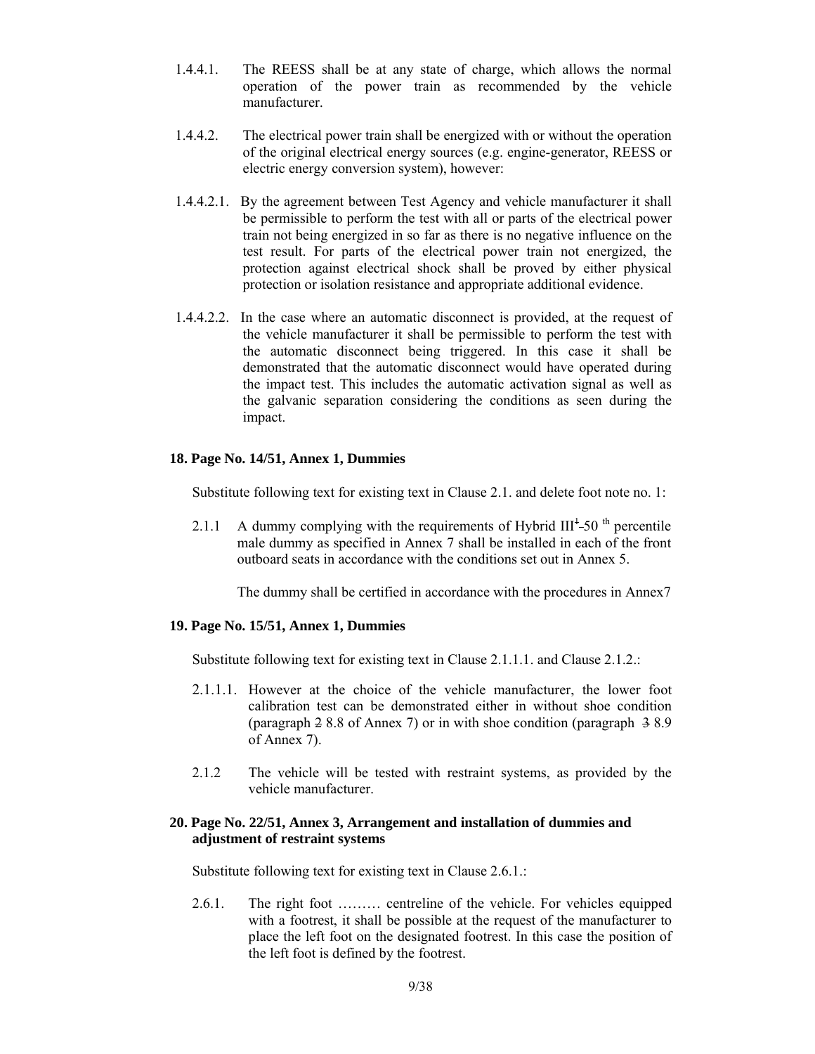1.4.4.1. The REESS shall be at any state of charge, which allows the normal operation of the power train as recommended by the vehicle manufacturer.

1.4.4.2. The electrical power train shall be energized with or without the operation of the original electrical energy sources (e.g. engine-generator, REESS or electric energy conversion system), however:

1.4.4.2.1. By the agreement between Test Agency and vehicle manufacturer it shall be permissible to perform the test with all or parts of the electrical power train not being energized in so far as there is no negative influence on the test result. For parts of the electrical power train not energized, the protection against electrical shock shall be proved by either physical protection or isolation resistance and appropriate additional evidence.

1.4.4.2.2. In the case where an automatic disconnect is provided, at the request of the vehicle manufacturer it shall be permissible to perform the test with the automatic disconnect being triggered. In this case it shall be demonstrated that the automatic disconnect would have operated during the impact test. This includes the automatic activation signal as well as the galvanic separation considering the conditions as seen during the impact.

**18. Page No. 14/51, Annex 1, Dummies**

Substitute following text for existing text in Clause 2.1. and delete foot note no. 1:

2.1.1 A dummy complying with the requirements of Hybrid III~~[1]~~-50 th percentile male dummy as specified in Annex 7 shall be installed in each of the front outboard seats in accordance with the conditions set out in Annex 5.

The dummy shall be certified in accordance with the procedures in Annex7

**19. Page No. 15/51, Annex 1, Dummies**

Substitute following text for existing text in Clause 2.1.1.1. and Clause 2.1.2.:

2.1.1.1. However at the choice of the vehicle manufacturer, the lower foot calibration test can be demonstrated either in without shoe condition (paragraph ~~2~~ 8.8 of Annex 7) or in with shoe condition (paragraph ~~3~~ 8.9 of Annex 7).

2.1.2 The vehicle will be tested with restraint systems, as provided by the vehicle manufacturer.

**20. Page No. 22/51, Annex 3, Arrangement and installation of dummies and adjustment of restraint systems**

Substitute following text for existing text in Clause 2.6.1.:

2.6.1. The right foot ……… centreline of the vehicle. For vehicles equipped with a footrest, it shall be possible at the request of the manufacturer to place the left foot on the designated footrest. In this case the position of the left foot is defined by the footrest.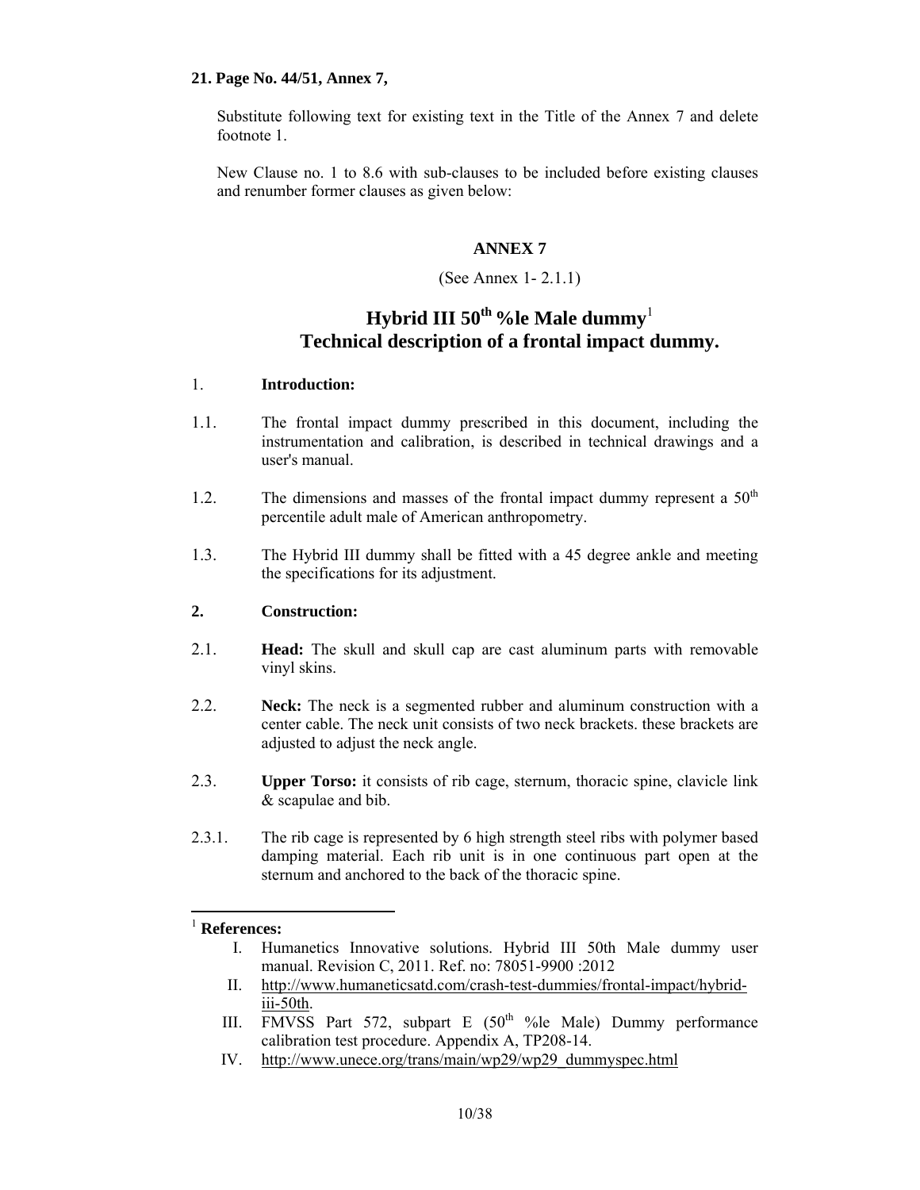**21. Page No. 44/51, Annex 7,**

Substitute following text for existing text in the Title of the Annex 7 and delete footnote 1.

New Clause no. 1 to 8.6 with sub-clauses to be included before existing clauses and renumber former clauses as given below:

**ANNEX 7**

(See Annex 1- 2.1.1)

# Hybrid III 50$^{th}$ %le Male dummy[1] Technical description of a frontal impact dummy.

1. **Introduction:**

1.1. The frontal impact dummy prescribed in this document, including the instrumentation and calibration, is described in technical drawings and a user's manual.

1.2. The dimensions and masses of the frontal impact dummy represent a 50$^{th}$ percentile adult male of American anthropometry.

1.3. The Hybrid III dummy shall be fitted with a 45 degree ankle and meeting the specifications for its adjustment.

**2. Construction:**

2.1. **Head:** The skull and skull cap are cast aluminum parts with removable vinyl skins.

2.2. **Neck:** The neck is a segmented rubber and aluminum construction with a center cable. The neck unit consists of two neck brackets. these brackets are adjusted to adjust the neck angle.

2.3. **Upper Torso:** it consists of rib cage, sternum, thoracic spine, clavicle link & scapulae and bib.

2.3.1. The rib cage is represented by 6 high strength steel ribs with polymer based damping material. Each rib unit is in one continuous part open at the sternum and anchored to the back of the thoracic spine.

---

[1] **References:**

I. Humanetics Innovative solutions. Hybrid III 50th Male dummy user manual. Revision C, 2011. Ref. no: 78051-9900 :2012

II. http://www.humaneticsatd.com/crash-test-dummies/frontal-impact/hybrid-iii-50th.

III. FMVSS Part 572, subpart E (50$^{th}$ %le Male) Dummy performance calibration test procedure. Appendix A, TP208-14.

IV. http://www.unece.org/trans/main/wp29/wp29_dummyspec.html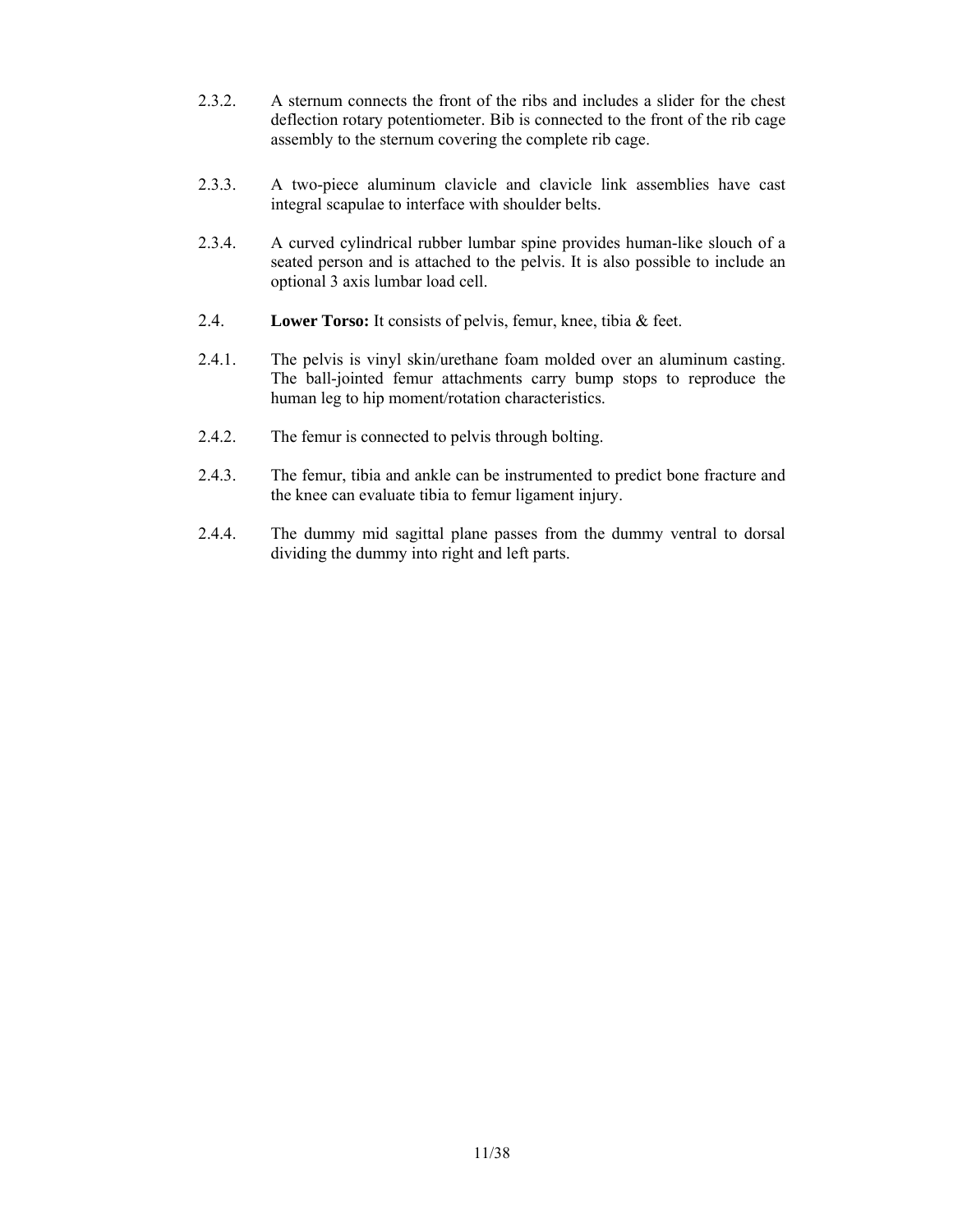2.3.2. A sternum connects the front of the ribs and includes a slider for the chest deflection rotary potentiometer. Bib is connected to the front of the rib cage assembly to the sternum covering the complete rib cage.

2.3.3. A two-piece aluminum clavicle and clavicle link assemblies have cast integral scapulae to interface with shoulder belts.

2.3.4. A curved cylindrical rubber lumbar spine provides human-like slouch of a seated person and is attached to the pelvis. It is also possible to include an optional 3 axis lumbar load cell.

2.4. **Lower Torso:** It consists of pelvis, femur, knee, tibia & feet.

2.4.1. The pelvis is vinyl skin/urethane foam molded over an aluminum casting. The ball-jointed femur attachments carry bump stops to reproduce the human leg to hip moment/rotation characteristics.

2.4.2. The femur is connected to pelvis through bolting.

2.4.3. The femur, tibia and ankle can be instrumented to predict bone fracture and the knee can evaluate tibia to femur ligament injury.

2.4.4. The dummy mid sagittal plane passes from the dummy ventral to dorsal dividing the dummy into right and left parts.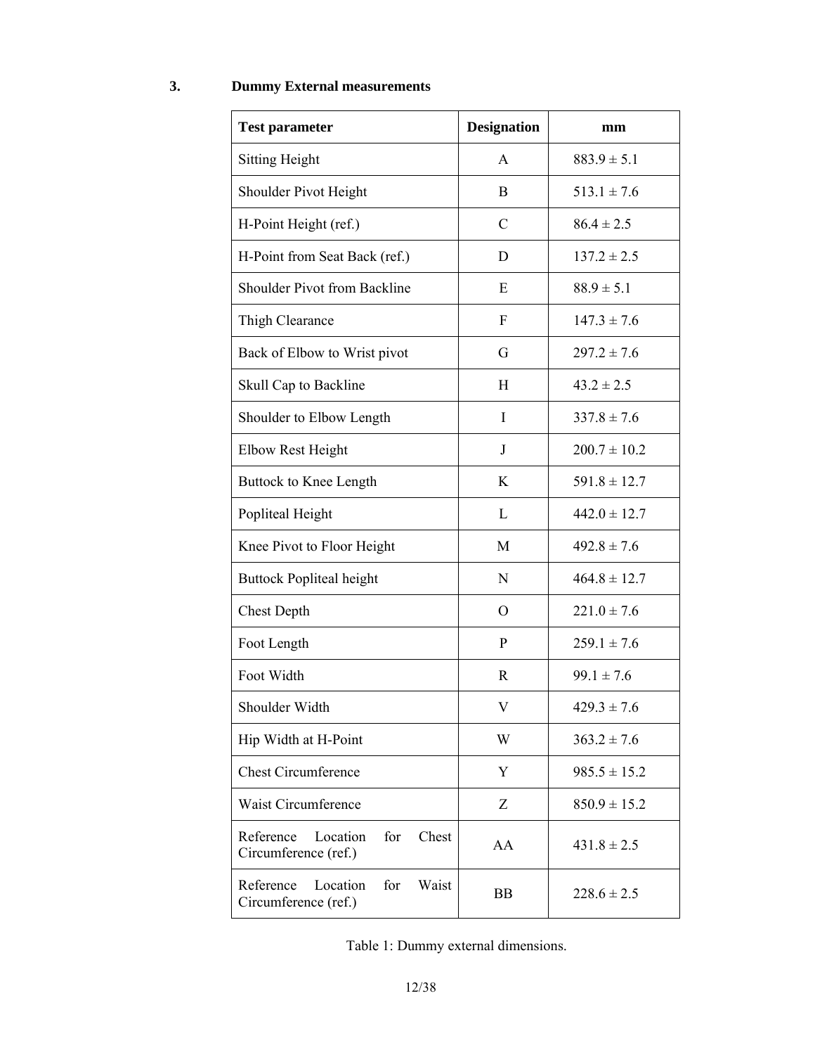## 3. Dummy External measurements

| Test parameter | Designation | mm |
|---|---|---|
| Sitting Height | A | 883.9 ± 5.1 |
| Shoulder Pivot Height | B | 513.1 ± 7.6 |
| H-Point Height (ref.) | C | 86.4 ± 2.5 |
| H-Point from Seat Back (ref.) | D | 137.2 ± 2.5 |
| Shoulder Pivot from Backline | E | 88.9 ± 5.1 |
| Thigh Clearance | F | 147.3 ± 7.6 |
| Back of Elbow to Wrist pivot | G | 297.2 ± 7.6 |
| Skull Cap to Backline | H | 43.2 ± 2.5 |
| Shoulder to Elbow Length | I | 337.8 ± 7.6 |
| Elbow Rest Height | J | 200.7 ± 10.2 |
| Buttock to Knee Length | K | 591.8 ± 12.7 |
| Popliteal Height | L | 442.0 ± 12.7 |
| Knee Pivot to Floor Height | M | 492.8 ± 7.6 |
| Buttock Popliteal height | N | 464.8 ± 12.7 |
| Chest Depth | O | 221.0 ± 7.6 |
| Foot Length | P | 259.1 ± 7.6 |
| Foot Width | R | 99.1 ± 7.6 |
| Shoulder Width | V | 429.3 ± 7.6 |
| Hip Width at H-Point | W | 363.2 ± 7.6 |
| Chest Circumference | Y | 985.5 ± 15.2 |
| Waist Circumference | Z | 850.9 ± 15.2 |
| Reference Location for Chest Circumference (ref.) | AA | 431.8 ± 2.5 |
| Reference Location for Waist Circumference (ref.) | BB | 228.6 ± 2.5 |

Table 1: Dummy external dimensions.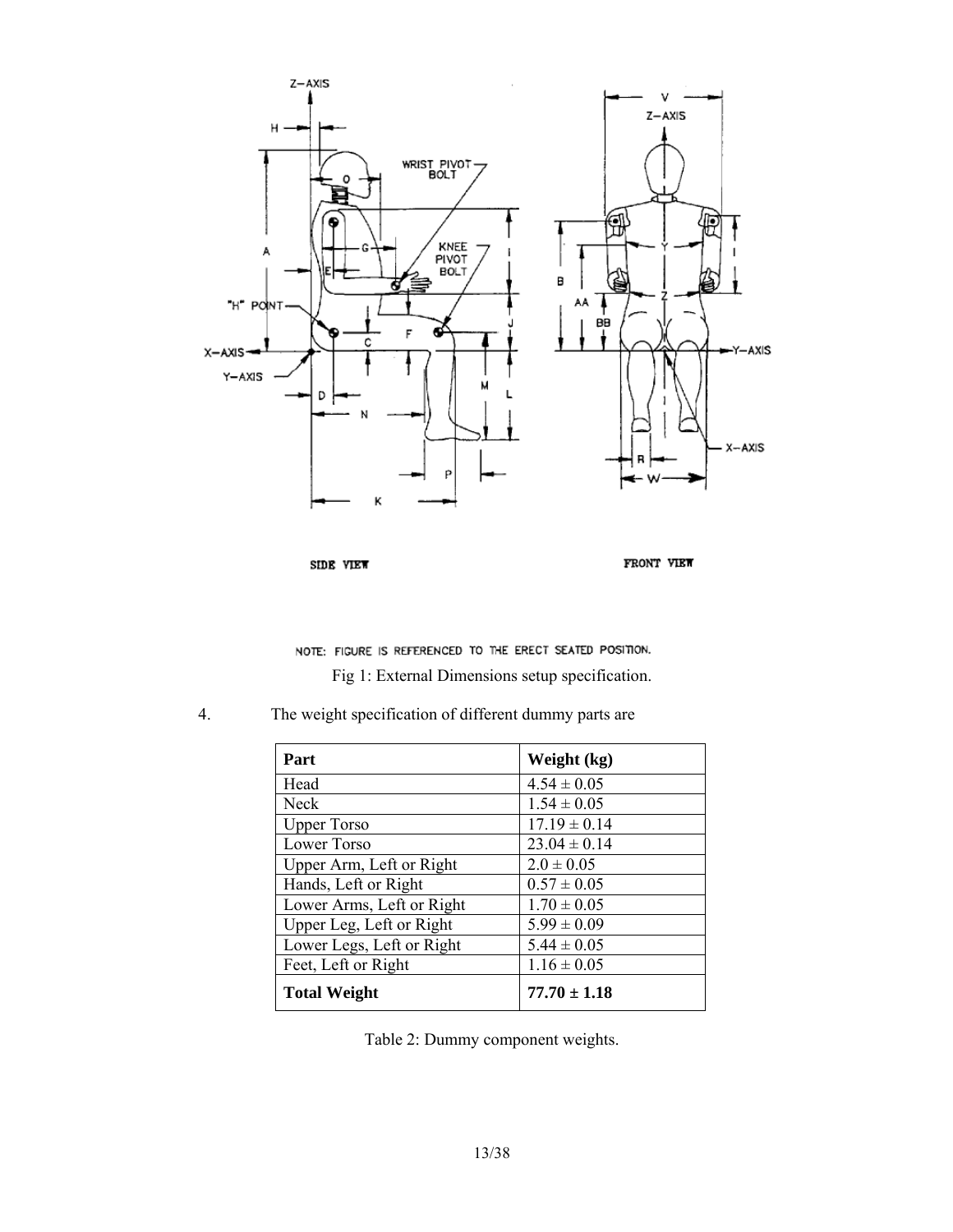NOTE: FIGURE IS REFERENCED TO THE ERECT SEATED POSITION.

Fig 1: External Dimensions setup specification.

4. The weight specification of different dummy parts are

| Part | Weight (kg) |
|---|---|
| Head | 4.54 ± 0.05 |
| Neck | 1.54 ± 0.05 |
| Upper Torso | 17.19 ± 0.14 |
| Lower Torso | 23.04 ± 0.14 |
| Upper Arm, Left or Right | 2.0 ± 0.05 |
| Hands, Left or Right | 0.57 ± 0.05 |
| Lower Arms, Left or Right | 1.70 ± 0.05 |
| Upper Leg, Left or Right | 5.99 ± 0.09 |
| Lower Legs, Left or Right | 5.44 ± 0.05 |
| Feet, Left or Right | 1.16 ± 0.05 |
| **Total Weight** | **77.70 ± 1.18** |

Table 2: Dummy component weights.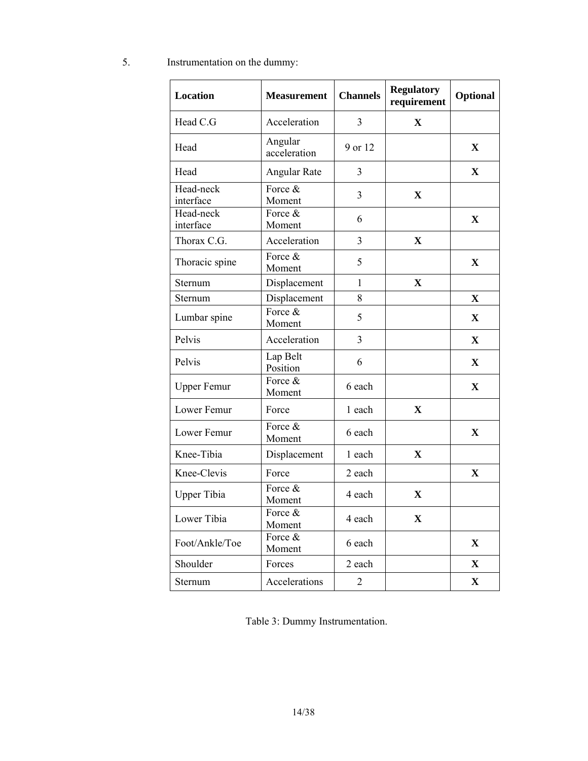5. Instrumentation on the dummy:

| Location | Measurement | Channels | Regulatory requirement | Optional |
|---|---|---|---|---|
| Head C.G | Acceleration | 3 | X | |
| Head | Angular acceleration | 9 or 12 | | X |
| Head | Angular Rate | 3 | | X |
| Head-neck interface | Force & Moment | 3 | X | |
| Head-neck interface | Force & Moment | 6 | | X |
| Thorax C.G. | Acceleration | 3 | X | |
| Thoracic spine | Force & Moment | 5 | | X |
| Sternum | Displacement | 1 | X | |
| Sternum | Displacement | 8 | | X |
| Lumbar spine | Force & Moment | 5 | | X |
| Pelvis | Acceleration | 3 | | X |
| Pelvis | Lap Belt Position | 6 | | X |
| Upper Femur | Force & Moment | 6 each | | X |
| Lower Femur | Force | 1 each | X | |
| Lower Femur | Force & Moment | 6 each | | X |
| Knee-Tibia | Displacement | 1 each | X | |
| Knee-Clevis | Force | 2 each | | X |
| Upper Tibia | Force & Moment | 4 each | X | |
| Lower Tibia | Force & Moment | 4 each | X | |
| Foot/Ankle/Toe | Force & Moment | 6 each | | X |
| Shoulder | Forces | 2 each | | X |
| Sternum | Accelerations | 2 | | X |

Table 3: Dummy Instrumentation.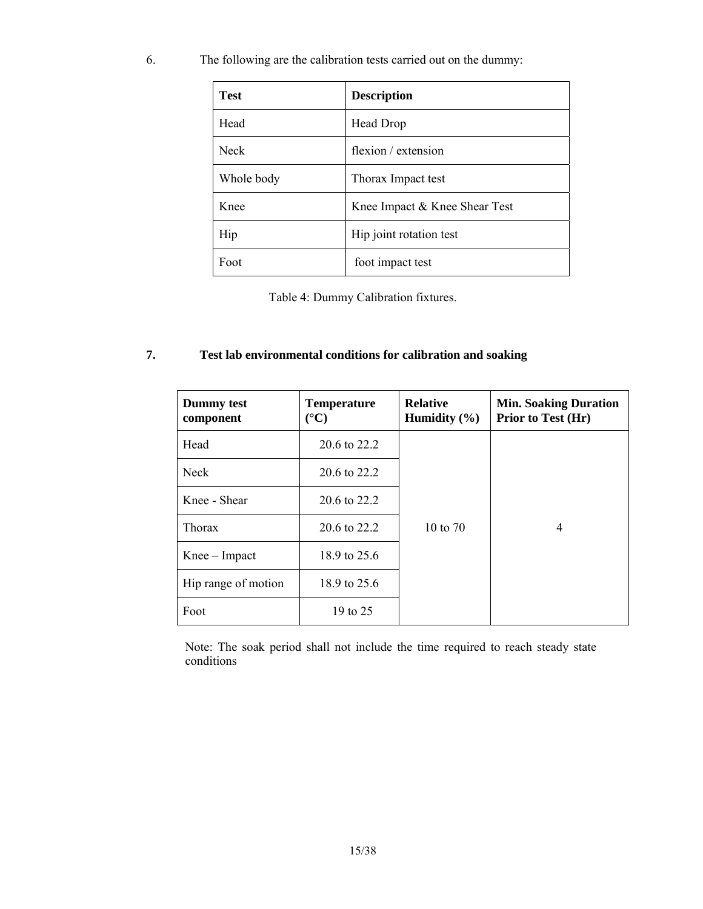6. The following are the calibration tests carried out on the dummy:

| **Test** | **Description** |
|---|---|
| Head | Head Drop |
| Neck | flexion / extension |
| Whole body | Thorax Impact test |
| Knee | Knee Impact & Knee Shear Test |
| Hip | Hip joint rotation test |
| Foot | foot impact test |

Table 4: Dummy Calibration fixtures.

## 7. Test lab environmental conditions for calibration and soaking

| **Dummy test component** | **Temperature (°C)** | **Relative Humidity (%)** | **Min. Soaking Duration Prior to Test (Hr)** |
|---|---|---|---|
| Head | 20.6 to 22.2 | 10 to 70 | 4 |
| Neck | 20.6 to 22.2 | | |
| Knee - Shear | 20.6 to 22.2 | | |
| Thorax | 20.6 to 22.2 | | |
| Knee – Impact | 18.9 to 25.6 | | |
| Hip range of motion | 18.9 to 25.6 | | |
| Foot | 19 to 25 | | |

Note: The soak period shall not include the time required to reach steady state conditions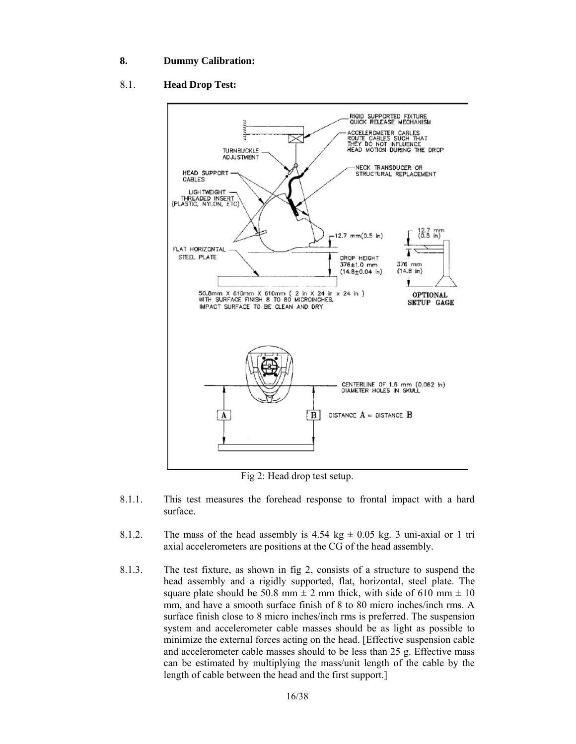## 8. Dummy Calibration:

### 8.1. Head Drop Test:

Fig 2: Head drop test setup.

8.1.1. This test measures the forehead response to frontal impact with a hard surface.

8.1.2. The mass of the head assembly is 4.54 kg ± 0.05 kg. 3 uni-axial or 1 tri axial accelerometers are positions at the CG of the head assembly.

8.1.3. The test fixture, as shown in fig 2, consists of a structure to suspend the head assembly and a rigidly supported, flat, horizontal, steel plate. The square plate should be 50.8 mm ± 2 mm thick, with side of 610 mm ± 10 mm, and have a smooth surface finish of 8 to 80 micro inches/inch rms. A surface finish close to 8 micro inches/inch rms is preferred. The suspension system and accelerometer cable masses should be as light as possible to minimize the external forces acting on the head. [Effective suspension cable and accelerometer cable masses should to be less than 25 g. Effective mass can be estimated by multiplying the mass/unit length of the cable by the length of cable between the head and the first support.]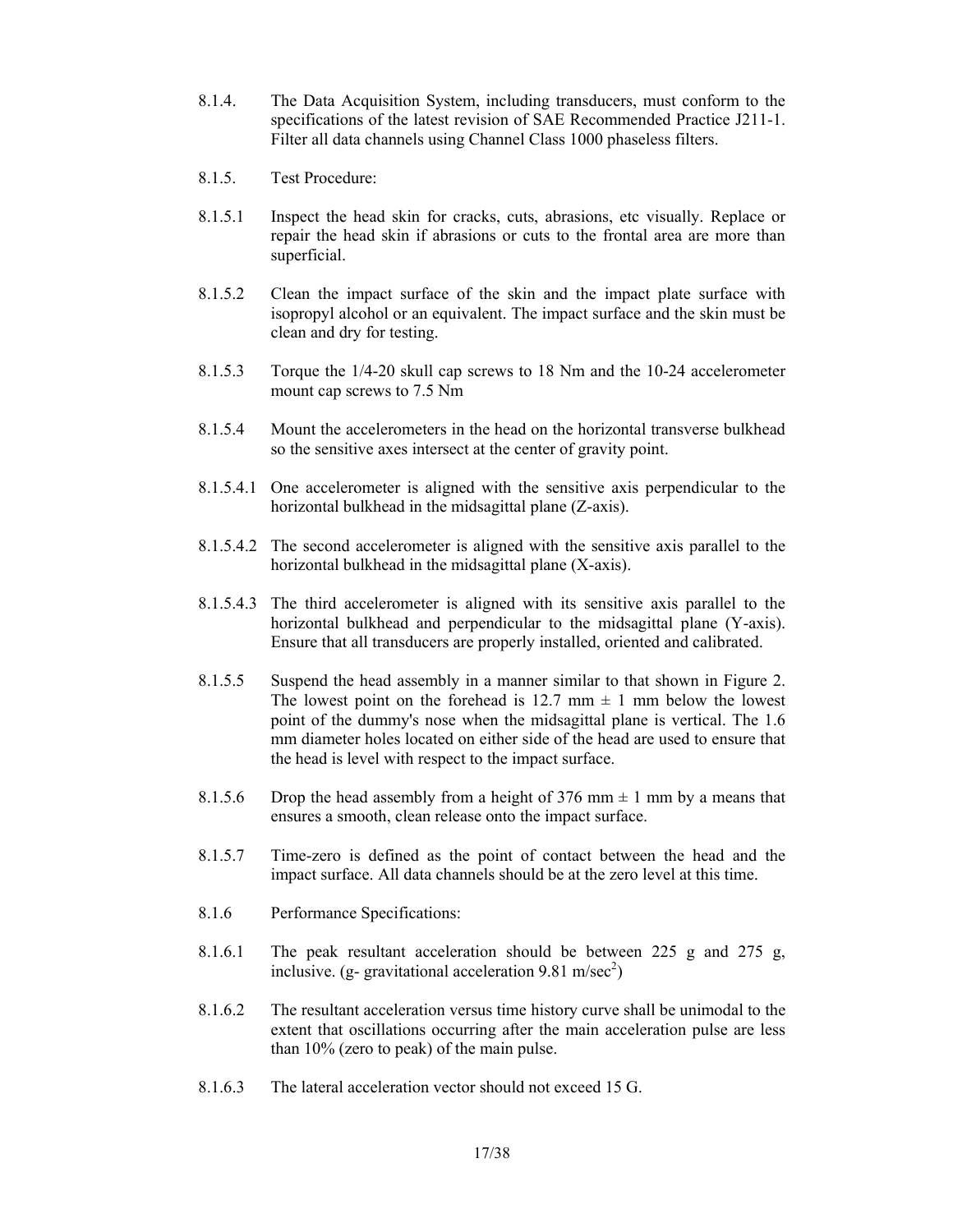8.1.4. The Data Acquisition System, including transducers, must conform to the specifications of the latest revision of SAE Recommended Practice J211-1. Filter all data channels using Channel Class 1000 phaseless filters.

8.1.5. Test Procedure:

8.1.5.1 Inspect the head skin for cracks, cuts, abrasions, etc visually. Replace or repair the head skin if abrasions or cuts to the frontal area are more than superficial.

8.1.5.2 Clean the impact surface of the skin and the impact plate surface with isopropyl alcohol or an equivalent. The impact surface and the skin must be clean and dry for testing.

8.1.5.3 Torque the 1/4-20 skull cap screws to 18 Nm and the 10-24 accelerometer mount cap screws to 7.5 Nm

8.1.5.4 Mount the accelerometers in the head on the horizontal transverse bulkhead so the sensitive axes intersect at the center of gravity point.

8.1.5.4.1 One accelerometer is aligned with the sensitive axis perpendicular to the horizontal bulkhead in the midsagittal plane (Z-axis).

8.1.5.4.2 The second accelerometer is aligned with the sensitive axis parallel to the horizontal bulkhead in the midsagittal plane (X-axis).

8.1.5.4.3 The third accelerometer is aligned with its sensitive axis parallel to the horizontal bulkhead and perpendicular to the midsagittal plane (Y-axis). Ensure that all transducers are properly installed, oriented and calibrated.

8.1.5.5 Suspend the head assembly in a manner similar to that shown in Figure 2. The lowest point on the forehead is 12.7 mm ± 1 mm below the lowest point of the dummy's nose when the midsagittal plane is vertical. The 1.6 mm diameter holes located on either side of the head are used to ensure that the head is level with respect to the impact surface.

8.1.5.6 Drop the head assembly from a height of 376 mm ± 1 mm by a means that ensures a smooth, clean release onto the impact surface.

8.1.5.7 Time-zero is defined as the point of contact between the head and the impact surface. All data channels should be at the zero level at this time.

8.1.6 Performance Specifications:

8.1.6.1 The peak resultant acceleration should be between 225 g and 275 g, inclusive. (g- gravitational acceleration 9.81 m/sec$^2$)

8.1.6.2 The resultant acceleration versus time history curve shall be unimodal to the extent that oscillations occurring after the main acceleration pulse are less than 10% (zero to peak) of the main pulse.

8.1.6.3 The lateral acceleration vector should not exceed 15 G.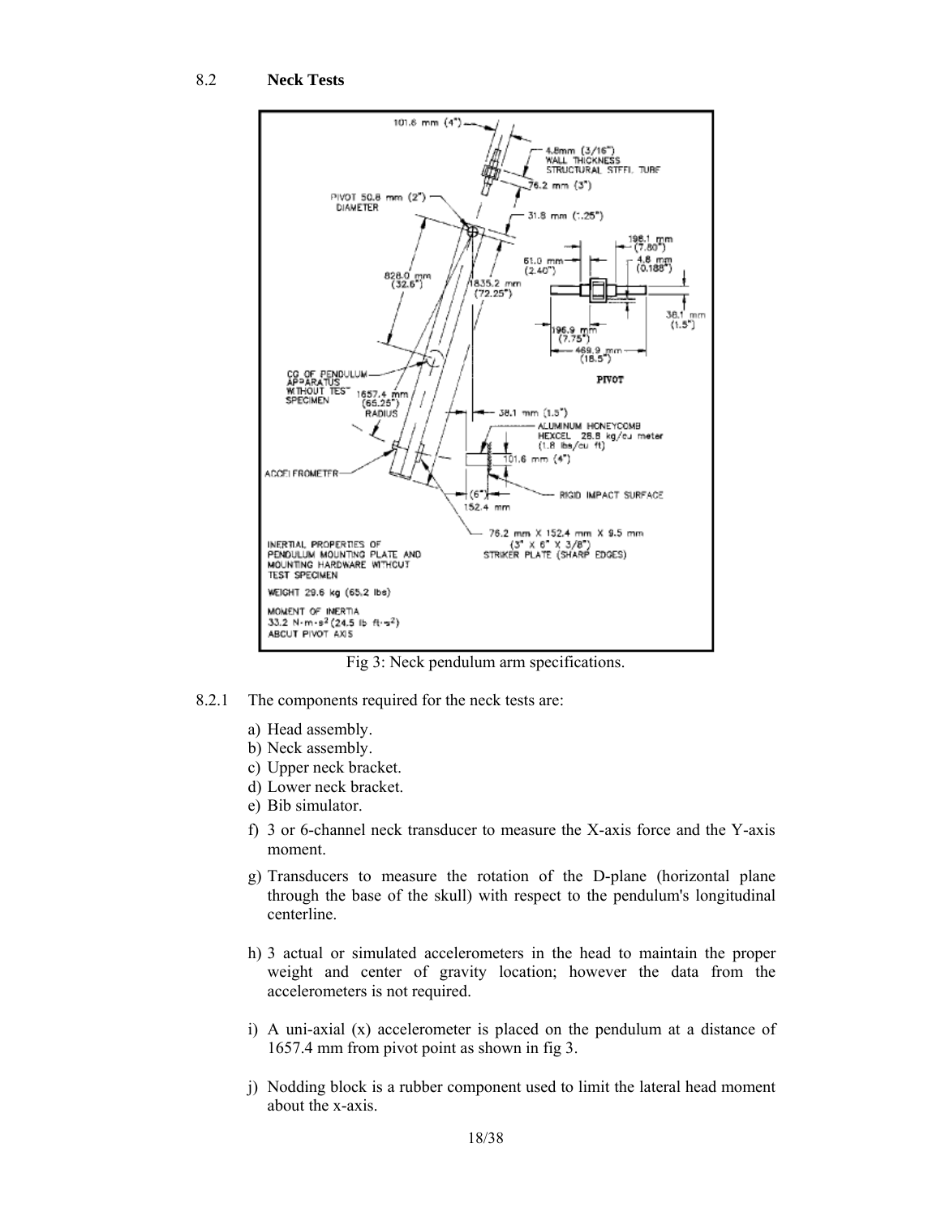## 8.2 Neck Tests

Fig 3: Neck pendulum arm specifications.

8.2.1 The components required for the neck tests are:

a) Head assembly.
b) Neck assembly.
c) Upper neck bracket.
d) Lower neck bracket.
e) Bib simulator.
f) 3 or 6-channel neck transducer to measure the X-axis force and the Y-axis moment.
g) Transducers to measure the rotation of the D-plane (horizontal plane through the base of the skull) with respect to the pendulum's longitudinal centerline.
h) 3 actual or simulated accelerometers in the head to maintain the proper weight and center of gravity location; however the data from the accelerometers is not required.
i) A uni-axial (x) accelerometer is placed on the pendulum at a distance of 1657.4 mm from pivot point as shown in fig 3.
j) Nodding block is a rubber component used to limit the lateral head moment about the x-axis.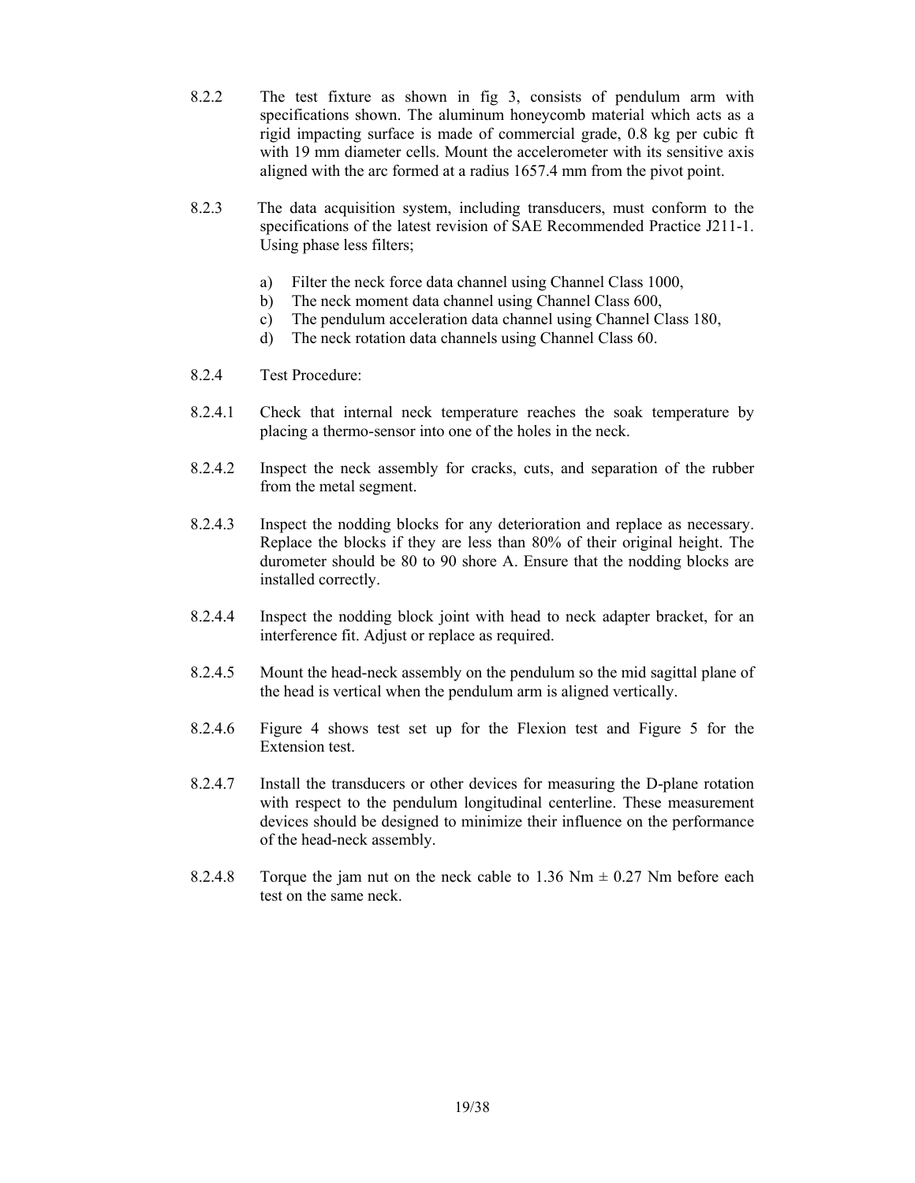8.2.2 The test fixture as shown in fig 3, consists of pendulum arm with specifications shown. The aluminum honeycomb material which acts as a rigid impacting surface is made of commercial grade, 0.8 kg per cubic ft with 19 mm diameter cells. Mount the accelerometer with its sensitive axis aligned with the arc formed at a radius 1657.4 mm from the pivot point.

8.2.3 The data acquisition system, including transducers, must conform to the specifications of the latest revision of SAE Recommended Practice J211-1. Using phase less filters;

a) Filter the neck force data channel using Channel Class 1000,
b) The neck moment data channel using Channel Class 600,
c) The pendulum acceleration data channel using Channel Class 180,
d) The neck rotation data channels using Channel Class 60.

8.2.4 Test Procedure:

8.2.4.1 Check that internal neck temperature reaches the soak temperature by placing a thermo-sensor into one of the holes in the neck.

8.2.4.2 Inspect the neck assembly for cracks, cuts, and separation of the rubber from the metal segment.

8.2.4.3 Inspect the nodding blocks for any deterioration and replace as necessary. Replace the blocks if they are less than 80% of their original height. The durometer should be 80 to 90 shore A. Ensure that the nodding blocks are installed correctly.

8.2.4.4 Inspect the nodding block joint with head to neck adapter bracket, for an interference fit. Adjust or replace as required.

8.2.4.5 Mount the head-neck assembly on the pendulum so the mid sagittal plane of the head is vertical when the pendulum arm is aligned vertically.

8.2.4.6 Figure 4 shows test set up for the Flexion test and Figure 5 for the Extension test.

8.2.4.7 Install the transducers or other devices for measuring the D-plane rotation with respect to the pendulum longitudinal centerline. These measurement devices should be designed to minimize their influence on the performance of the head-neck assembly.

8.2.4.8 Torque the jam nut on the neck cable to 1.36 Nm ± 0.27 Nm before each test on the same neck.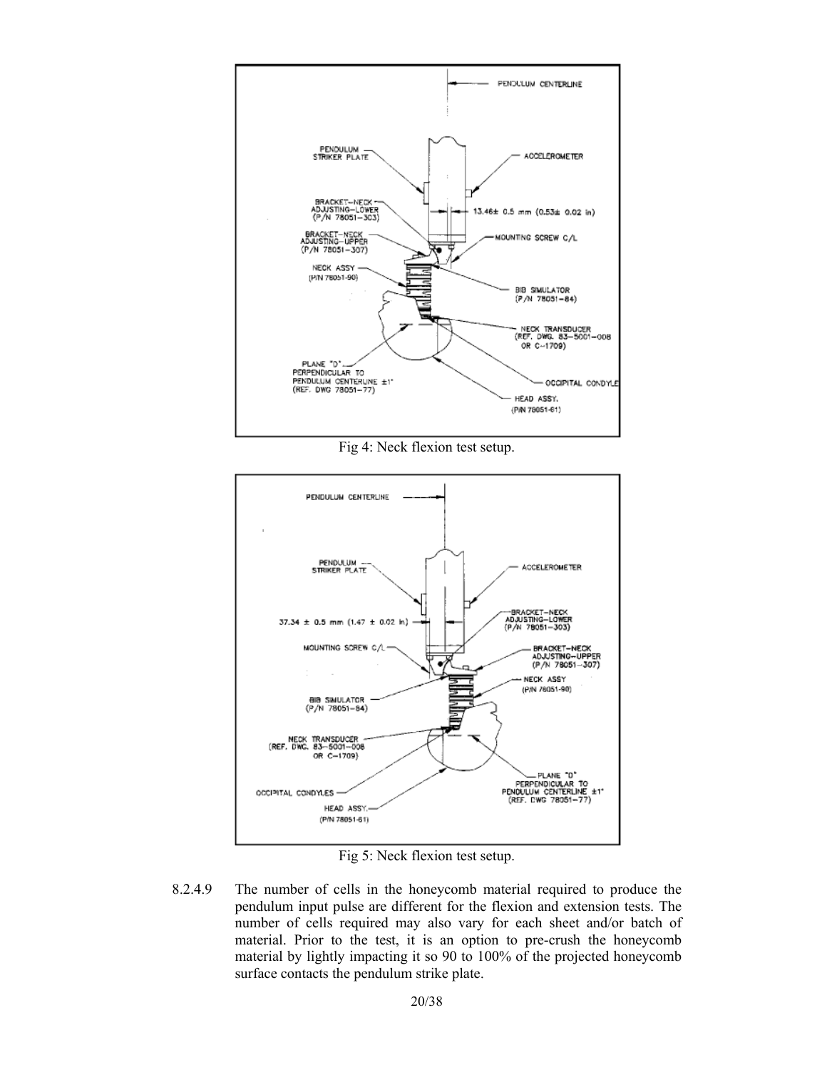Fig 4: Neck flexion test setup.

Fig 5: Neck flexion test setup.

8.2.4.9 The number of cells in the honeycomb material required to produce the pendulum input pulse are different for the flexion and extension tests. The number of cells required may also vary for each sheet and/or batch of material. Prior to the test, it is an option to pre-crush the honeycomb material by lightly impacting it so 90 to 100% of the projected honeycomb surface contacts the pendulum strike plate.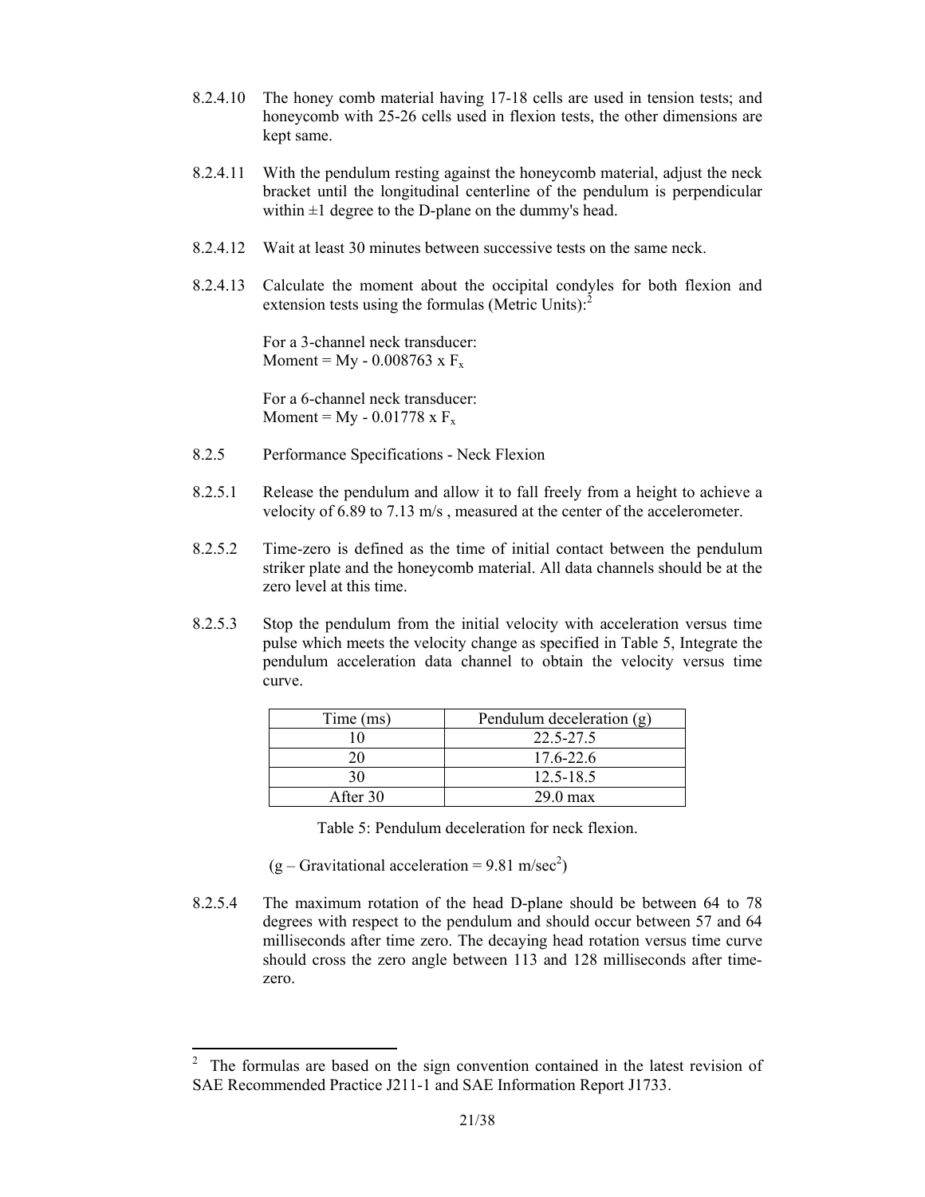8.2.4.10 The honey comb material having 17-18 cells are used in tension tests; and honeycomb with 25-26 cells used in flexion tests, the other dimensions are kept same.

8.2.4.11 With the pendulum resting against the honeycomb material, adjust the neck bracket until the longitudinal centerline of the pendulum is perpendicular within ±1 degree to the D-plane on the dummy's head.

8.2.4.12 Wait at least 30 minutes between successive tests on the same neck.

8.2.4.13 Calculate the moment about the occipital condyles for both flexion and extension tests using the formulas (Metric Units):[2]

For a 3-channel neck transducer:
Moment = My - 0.008763 x $F_x$

For a 6-channel neck transducer:
Moment = My - 0.01778 x $F_x$

8.2.5 Performance Specifications - Neck Flexion

8.2.5.1 Release the pendulum and allow it to fall freely from a height to achieve a velocity of 6.89 to 7.13 m/s , measured at the center of the accelerometer.

8.2.5.2 Time-zero is defined as the time of initial contact between the pendulum striker plate and the honeycomb material. All data channels should be at the zero level at this time.

8.2.5.3 Stop the pendulum from the initial velocity with acceleration versus time pulse which meets the velocity change as specified in Table 5, Integrate the pendulum acceleration data channel to obtain the velocity versus time curve.

| Time (ms) | Pendulum deceleration (g) |
|---|---|
| 10 | 22.5-27.5 |
| 20 | 17.6-22.6 |
| 30 | 12.5-18.5 |
| After 30 | 29.0 max |

Table 5: Pendulum deceleration for neck flexion.

(g – Gravitational acceleration = 9.81 m/sec$^2$)

8.2.5.4 The maximum rotation of the head D-plane should be between 64 to 78 degrees with respect to the pendulum and should occur between 57 and 64 milliseconds after time zero. The decaying head rotation versus time curve should cross the zero angle between 113 and 128 milliseconds after time-zero.

[2] The formulas are based on the sign convention contained in the latest revision of SAE Recommended Practice J211-1 and SAE Information Report J1733.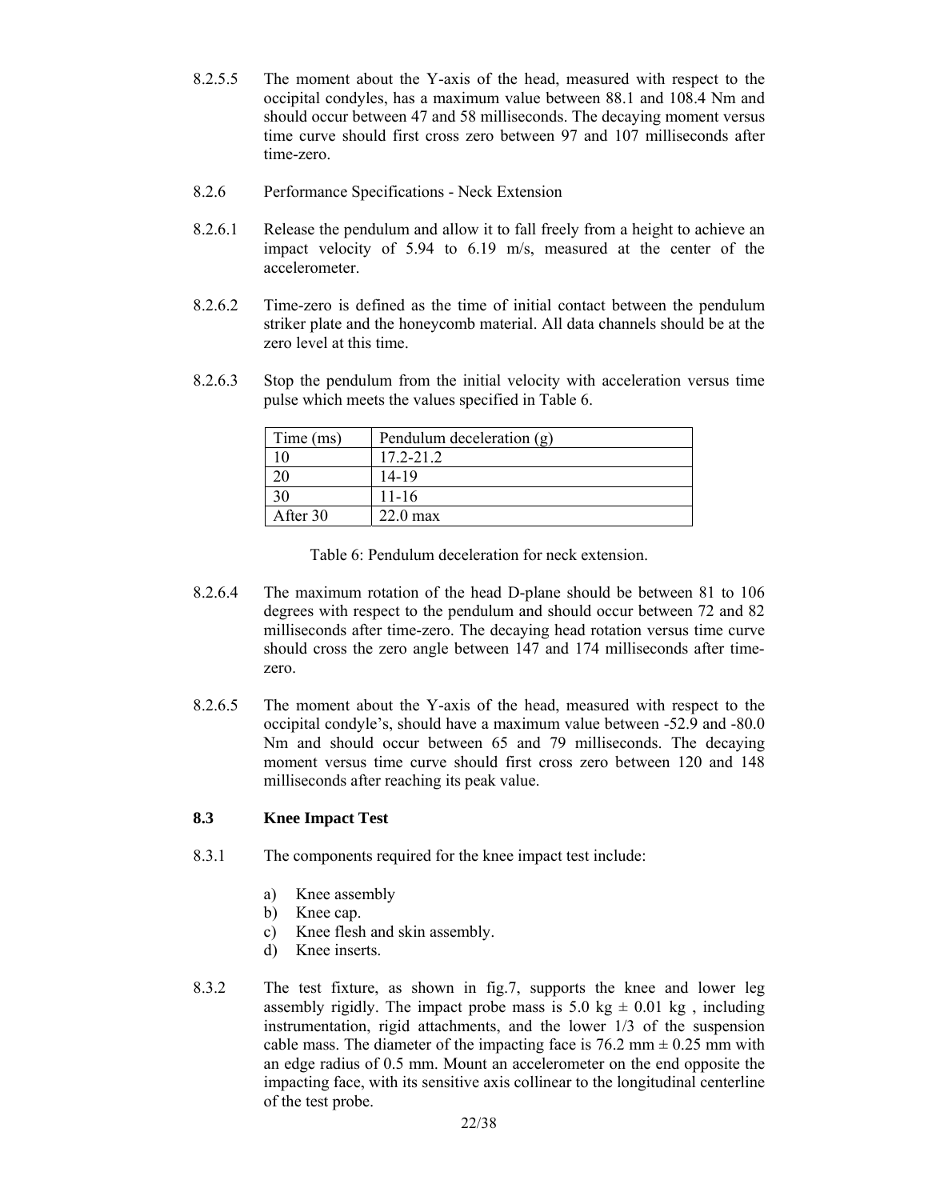8.2.5.5 The moment about the Y-axis of the head, measured with respect to the occipital condyles, has a maximum value between 88.1 and 108.4 Nm and should occur between 47 and 58 milliseconds. The decaying moment versus time curve should first cross zero between 97 and 107 milliseconds after time-zero.

8.2.6 Performance Specifications - Neck Extension

8.2.6.1 Release the pendulum and allow it to fall freely from a height to achieve an impact velocity of 5.94 to 6.19 m/s, measured at the center of the accelerometer.

8.2.6.2 Time-zero is defined as the time of initial contact between the pendulum striker plate and the honeycomb material. All data channels should be at the zero level at this time.

8.2.6.3 Stop the pendulum from the initial velocity with acceleration versus time pulse which meets the values specified in Table 6.

| Time (ms) | Pendulum deceleration (g) |
|---|---|
| 10 | 17.2-21.2 |
| 20 | 14-19 |
| 30 | 11-16 |
| After 30 | 22.0 max |

Table 6: Pendulum deceleration for neck extension.

8.2.6.4 The maximum rotation of the head D-plane should be between 81 to 106 degrees with respect to the pendulum and should occur between 72 and 82 milliseconds after time-zero. The decaying head rotation versus time curve should cross the zero angle between 147 and 174 milliseconds after time-zero.

8.2.6.5 The moment about the Y-axis of the head, measured with respect to the occipital condyle's, should have a maximum value between -52.9 and -80.0 Nm and should occur between 65 and 79 milliseconds. The decaying moment versus time curve should first cross zero between 120 and 148 milliseconds after reaching its peak value.

## 8.3 Knee Impact Test

8.3.1 The components required for the knee impact test include:

a) Knee assembly
b) Knee cap.
c) Knee flesh and skin assembly.
d) Knee inserts.

8.3.2 The test fixture, as shown in fig.7, supports the knee and lower leg assembly rigidly. The impact probe mass is 5.0 kg ± 0.01 kg , including instrumentation, rigid attachments, and the lower 1/3 of the suspension cable mass. The diameter of the impacting face is 76.2 mm ± 0.25 mm with an edge radius of 0.5 mm. Mount an accelerometer on the end opposite the impacting face, with its sensitive axis collinear to the longitudinal centerline of the test probe.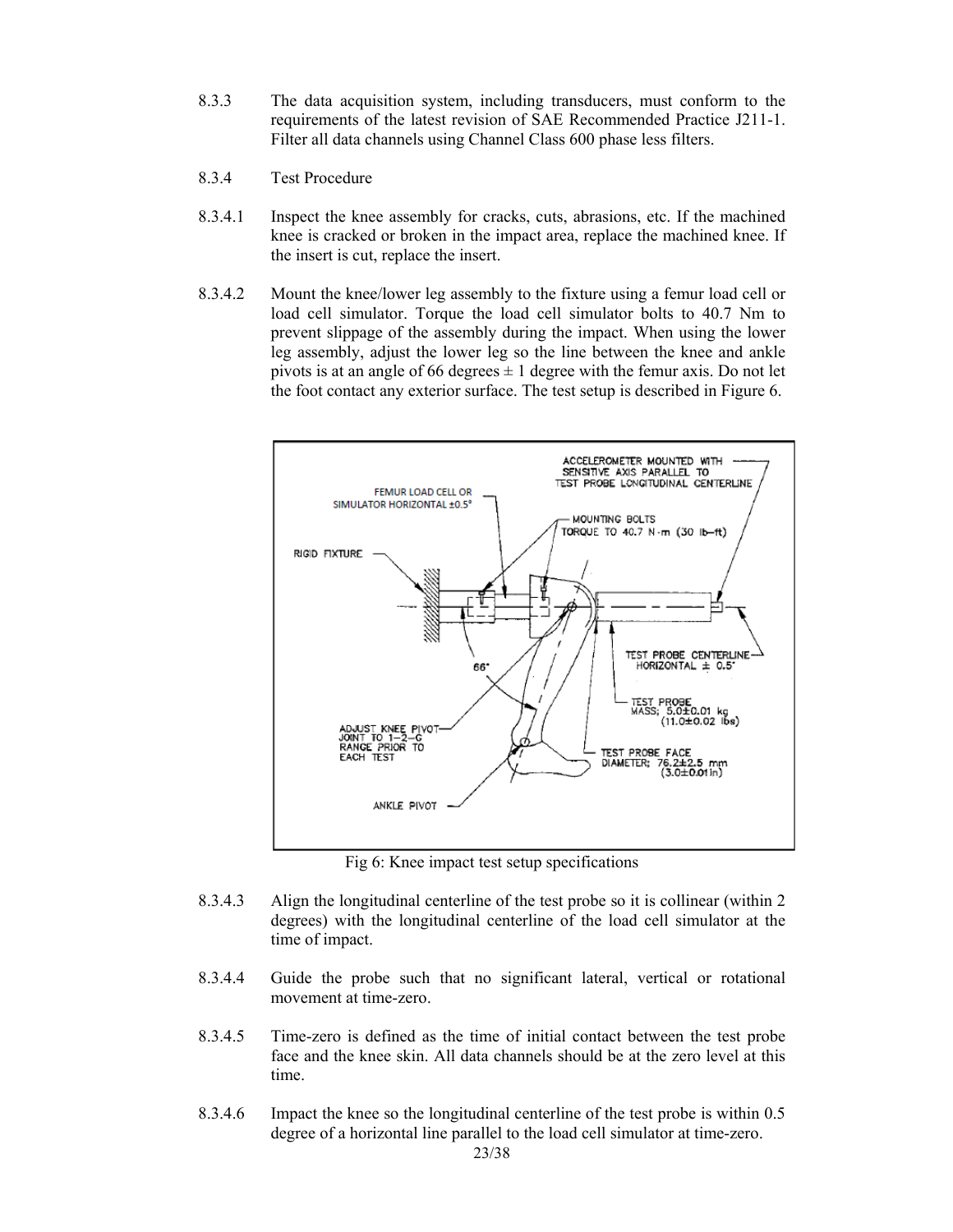8.3.3 The data acquisition system, including transducers, must conform to the requirements of the latest revision of SAE Recommended Practice J211-1. Filter all data channels using Channel Class 600 phase less filters.

8.3.4 Test Procedure

8.3.4.1 Inspect the knee assembly for cracks, cuts, abrasions, etc. If the machined knee is cracked or broken in the impact area, replace the machined knee. If the insert is cut, replace the insert.

8.3.4.2 Mount the knee/lower leg assembly to the fixture using a femur load cell or load cell simulator. Torque the load cell simulator bolts to 40.7 Nm to prevent slippage of the assembly during the impact. When using the lower leg assembly, adjust the lower leg so the line between the knee and ankle pivots is at an angle of 66 degrees ± 1 degree with the femur axis. Do not let the foot contact any exterior surface. The test setup is described in Figure 6.

Fig 6: Knee impact test setup specifications

8.3.4.3 Align the longitudinal centerline of the test probe so it is collinear (within 2 degrees) with the longitudinal centerline of the load cell simulator at the time of impact.

8.3.4.4 Guide the probe such that no significant lateral, vertical or rotational movement at time-zero.

8.3.4.5 Time-zero is defined as the time of initial contact between the test probe face and the knee skin. All data channels should be at the zero level at this time.

8.3.4.6 Impact the knee so the longitudinal centerline of the test probe is within 0.5 degree of a horizontal line parallel to the load cell simulator at time-zero.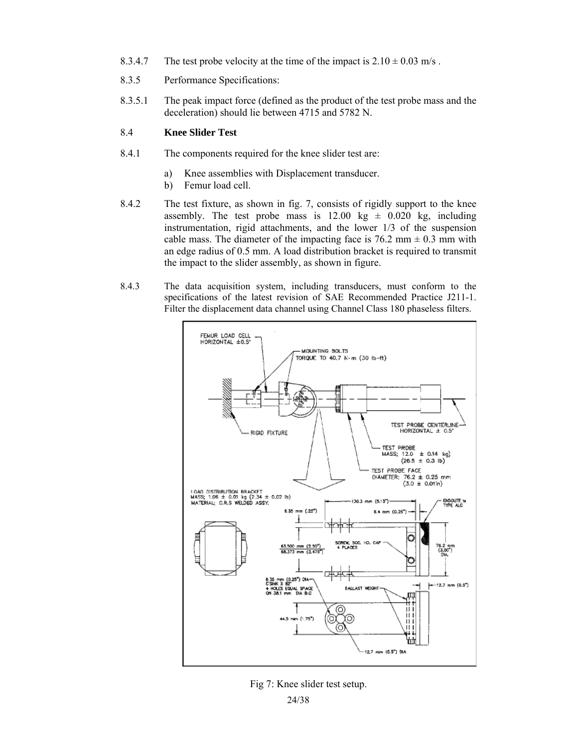8.3.4.7 The test probe velocity at the time of the impact is 2.10 ± 0.03 m/s .

8.3.5 Performance Specifications:

8.3.5.1 The peak impact force (defined as the product of the test probe mass and the deceleration) should lie between 4715 and 5782 N.

## 8.4 Knee Slider Test

8.4.1 The components required for the knee slider test are:

a) Knee assemblies with Displacement transducer.
b) Femur load cell.

8.4.2 The test fixture, as shown in fig. 7, consists of rigidly support to the knee assembly. The test probe mass is 12.00 kg ± 0.020 kg, including instrumentation, rigid attachments, and the lower 1/3 of the suspension cable mass. The diameter of the impacting face is 76.2 mm ± 0.3 mm with an edge radius of 0.5 mm. A load distribution bracket is required to transmit the impact to the slider assembly, as shown in figure.

8.4.3 The data acquisition system, including transducers, must conform to the specifications of the latest revision of SAE Recommended Practice J211-1. Filter the displacement data channel using Channel Class 180 phaseless filters.

Fig 7: Knee slider test setup.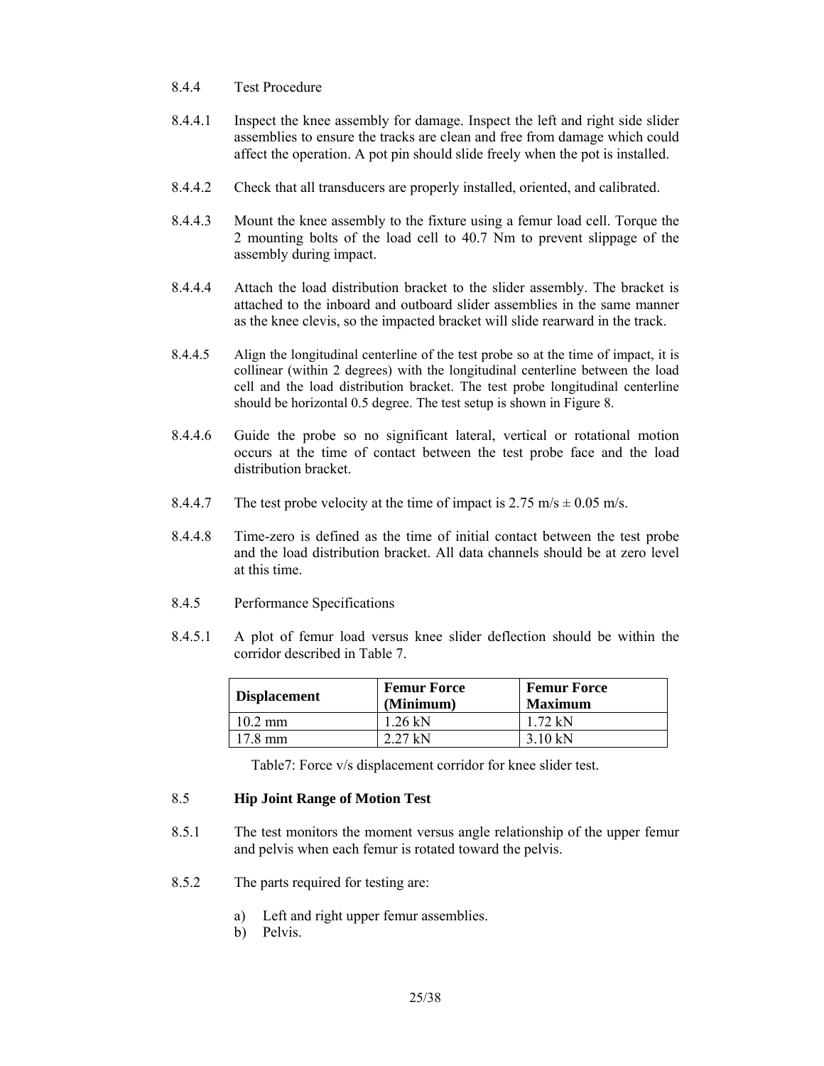8.4.4 Test Procedure

8.4.4.1 Inspect the knee assembly for damage. Inspect the left and right side slider assemblies to ensure the tracks are clean and free from damage which could affect the operation. A pot pin should slide freely when the pot is installed.

8.4.4.2 Check that all transducers are properly installed, oriented, and calibrated.

8.4.4.3 Mount the knee assembly to the fixture using a femur load cell. Torque the 2 mounting bolts of the load cell to 40.7 Nm to prevent slippage of the assembly during impact.

8.4.4.4 Attach the load distribution bracket to the slider assembly. The bracket is attached to the inboard and outboard slider assemblies in the same manner as the knee clevis, so the impacted bracket will slide rearward in the track.

8.4.4.5 Align the longitudinal centerline of the test probe so at the time of impact, it is collinear (within 2 degrees) with the longitudinal centerline between the load cell and the load distribution bracket. The test probe longitudinal centerline should be horizontal 0.5 degree. The test setup is shown in Figure 8.

8.4.4.6 Guide the probe so no significant lateral, vertical or rotational motion occurs at the time of contact between the test probe face and the load distribution bracket.

8.4.4.7 The test probe velocity at the time of impact is 2.75 m/s ± 0.05 m/s.

8.4.4.8 Time-zero is defined as the time of initial contact between the test probe and the load distribution bracket. All data channels should be at zero level at this time.

8.4.5 Performance Specifications

8.4.5.1 A plot of femur load versus knee slider deflection should be within the corridor described in Table 7.

| Displacement | Femur Force (Minimum) | Femur Force Maximum |
|---|---|---|
| 10.2 mm | 1.26 kN | 1.72 kN |
| 17.8 mm | 2.27 kN | 3.10 kN |

Table7: Force v/s displacement corridor for knee slider test.

## 8.5 Hip Joint Range of Motion Test

8.5.1 The test monitors the moment versus angle relationship of the upper femur and pelvis when each femur is rotated toward the pelvis.

8.5.2 The parts required for testing are:

a) Left and right upper femur assemblies.
b) Pelvis.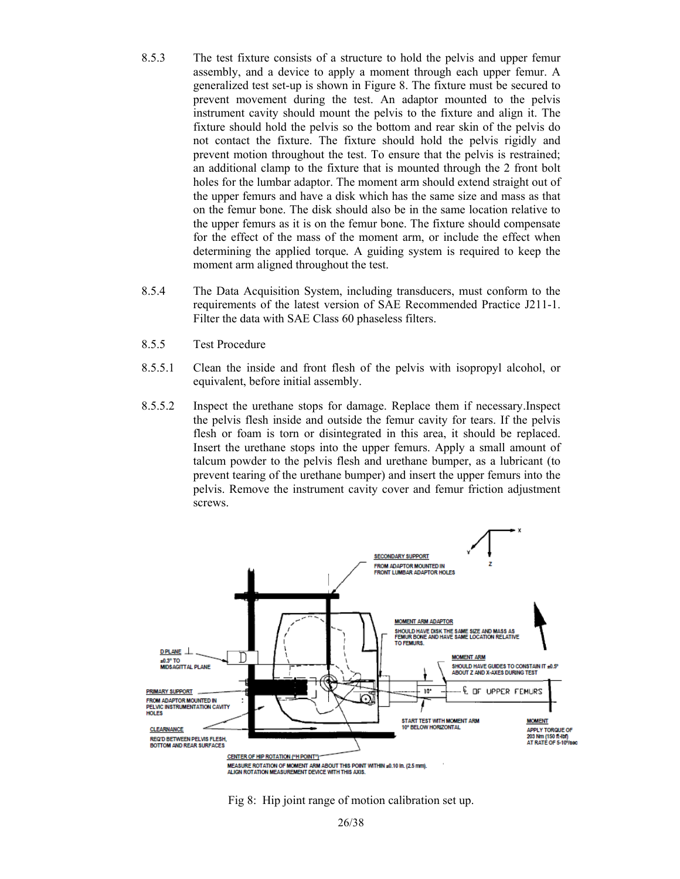8.5.3 The test fixture consists of a structure to hold the pelvis and upper femur assembly, and a device to apply a moment through each upper femur. A generalized test set-up is shown in Figure 8. The fixture must be secured to prevent movement during the test. An adaptor mounted to the pelvis instrument cavity should mount the pelvis to the fixture and align it. The fixture should hold the pelvis so the bottom and rear skin of the pelvis do not contact the fixture. The fixture should hold the pelvis rigidly and prevent motion throughout the test. To ensure that the pelvis is restrained; an additional clamp to the fixture that is mounted through the 2 front bolt holes for the lumbar adaptor. The moment arm should extend straight out of the upper femurs and have a disk which has the same size and mass as that on the femur bone. The disk should also be in the same location relative to the upper femurs as it is on the femur bone. The fixture should compensate for the effect of the mass of the moment arm, or include the effect when determining the applied torque. A guiding system is required to keep the moment arm aligned throughout the test.

8.5.4 The Data Acquisition System, including transducers, must conform to the requirements of the latest version of SAE Recommended Practice J211-1. Filter the data with SAE Class 60 phaseless filters.

8.5.5 Test Procedure

8.5.5.1 Clean the inside and front flesh of the pelvis with isopropyl alcohol, or equivalent, before initial assembly.

8.5.5.2 Inspect the urethane stops for damage. Replace them if necessary.Inspect the pelvis flesh inside and outside the femur cavity for tears. If the pelvis flesh or foam is torn or disintegrated in this area, it should be replaced. Insert the urethane stops into the upper femurs. Apply a small amount of talcum powder to the pelvis flesh and urethane bumper, as a lubricant (to prevent tearing of the urethane bumper) and insert the upper femurs into the pelvis. Remove the instrument cavity cover and femur friction adjustment screws.

SECONDARY SUPPORT
FROM ADAPTOR MOUNTED IN FRONT LUMBAR ADAPTOR HOLES

MOMENT ARM ADAPTOR
SHOULD HAVE DISK THE SAME SIZE AND MASS AS FEMUR BONE AND HAVE SAME LOCATION RELATIVE TO FEMURS.

D PLANE ⊥
±0.3° TO MIDSAGITTAL PLANE

MOMENT ARM
SHOULD HAVE GUIDES TO CONSTAIN IT ±0.5° ABOUT Z AND X-AXES DURING TEST

PRIMARY SUPPORT
FROM ADAPTOR MOUNTED IN PELVIC INSTRUMENTATION CAVITY HOLES

10°

℄ OF UPPER FEMURS

START TEST WITH MOMENT ARM 10° BELOW HORIZONTAL

MOMENT
APPLY TORQUE OF 203 Nm (150 ft-lbf) AT RATE OF 5-10°/sec

CLEARANCE
REQ'D BETWEEN PELVIS FLESH, BOTTOM AND REAR SURFACES

CENTER OF HIP ROTATION ("H POINT")
MEASURE ROTATION OF MOMENT ARM ABOUT THIS POINT WITHIN ±0.10 in. (2.5 mm). ALIGN ROTATION MEASUREMENT DEVICE WITH THIS AXIS.

Fig 8: Hip joint range of motion calibration set up.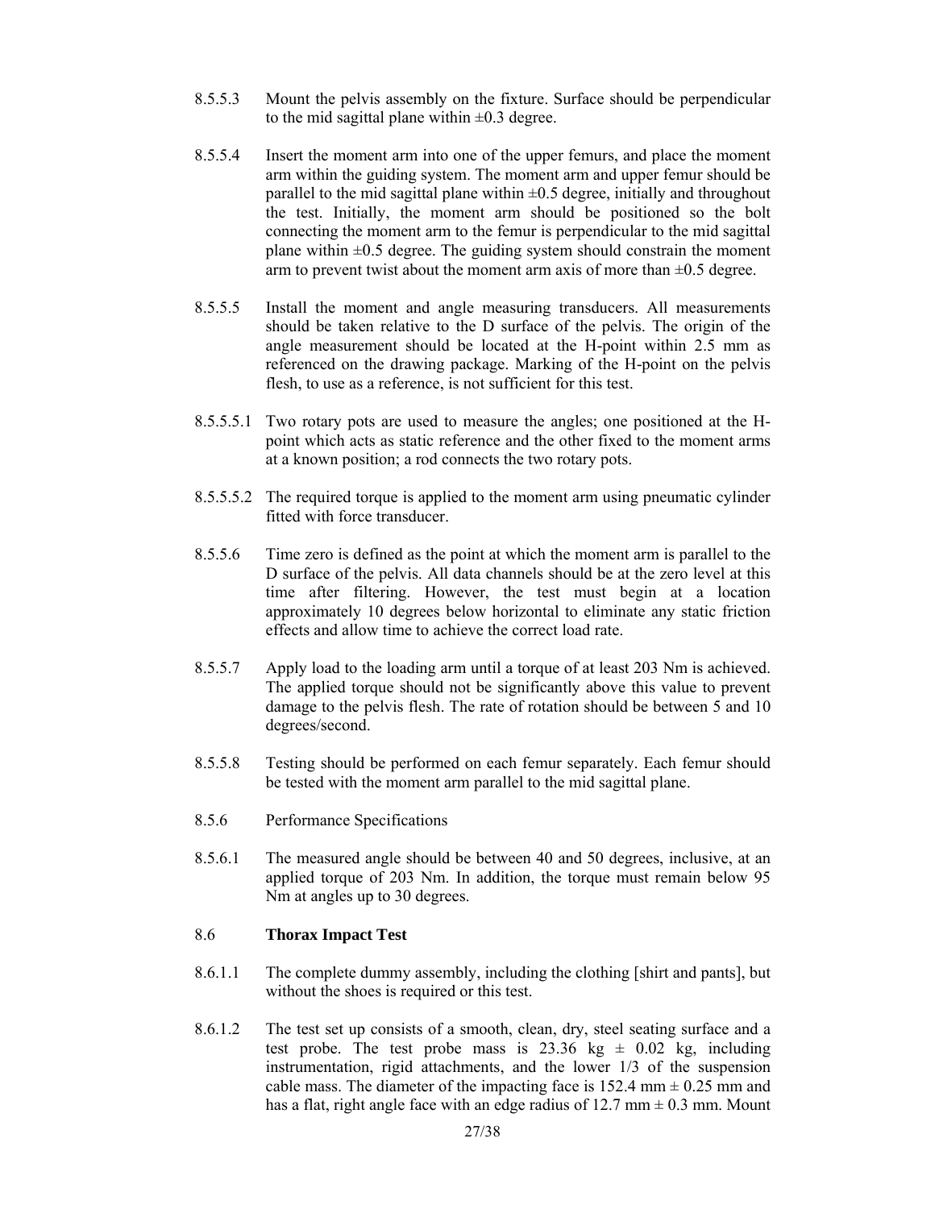8.5.5.3 Mount the pelvis assembly on the fixture. Surface should be perpendicular to the mid sagittal plane within ±0.3 degree.

8.5.5.4 Insert the moment arm into one of the upper femurs, and place the moment arm within the guiding system. The moment arm and upper femur should be parallel to the mid sagittal plane within ±0.5 degree, initially and throughout the test. Initially, the moment arm should be positioned so the bolt connecting the moment arm to the femur is perpendicular to the mid sagittal plane within ±0.5 degree. The guiding system should constrain the moment arm to prevent twist about the moment arm axis of more than ±0.5 degree.

8.5.5.5 Install the moment and angle measuring transducers. All measurements should be taken relative to the D surface of the pelvis. The origin of the angle measurement should be located at the H-point within 2.5 mm as referenced on the drawing package. Marking of the H-point on the pelvis flesh, to use as a reference, is not sufficient for this test.

8.5.5.5.1 Two rotary pots are used to measure the angles; one positioned at the H-point which acts as static reference and the other fixed to the moment arms at a known position; a rod connects the two rotary pots.

8.5.5.5.2 The required torque is applied to the moment arm using pneumatic cylinder fitted with force transducer.

8.5.5.6 Time zero is defined as the point at which the moment arm is parallel to the D surface of the pelvis. All data channels should be at the zero level at this time after filtering. However, the test must begin at a location approximately 10 degrees below horizontal to eliminate any static friction effects and allow time to achieve the correct load rate.

8.5.5.7 Apply load to the loading arm until a torque of at least 203 Nm is achieved. The applied torque should not be significantly above this value to prevent damage to the pelvis flesh. The rate of rotation should be between 5 and 10 degrees/second.

8.5.5.8 Testing should be performed on each femur separately. Each femur should be tested with the moment arm parallel to the mid sagittal plane.

8.5.6 Performance Specifications

8.5.6.1 The measured angle should be between 40 and 50 degrees, inclusive, at an applied torque of 203 Nm. In addition, the torque must remain below 95 Nm at angles up to 30 degrees.

## 8.6 **Thorax Impact Test**

8.6.1.1 The complete dummy assembly, including the clothing [shirt and pants], but without the shoes is required or this test.

8.6.1.2 The test set up consists of a smooth, clean, dry, steel seating surface and a test probe. The test probe mass is 23.36 kg ± 0.02 kg, including instrumentation, rigid attachments, and the lower 1/3 of the suspension cable mass. The diameter of the impacting face is 152.4 mm ± 0.25 mm and has a flat, right angle face with an edge radius of 12.7 mm ± 0.3 mm. Mount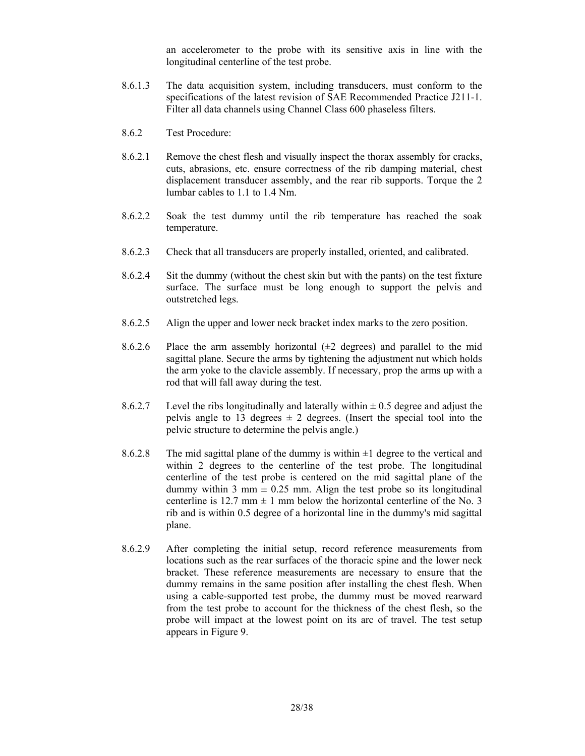an accelerometer to the probe with its sensitive axis in line with the longitudinal centerline of the test probe.

8.6.1.3 The data acquisition system, including transducers, must conform to the specifications of the latest revision of SAE Recommended Practice J211-1. Filter all data channels using Channel Class 600 phaseless filters.

8.6.2 Test Procedure:

8.6.2.1 Remove the chest flesh and visually inspect the thorax assembly for cracks, cuts, abrasions, etc. ensure correctness of the rib damping material, chest displacement transducer assembly, and the rear rib supports. Torque the 2 lumbar cables to 1.1 to 1.4 Nm.

8.6.2.2 Soak the test dummy until the rib temperature has reached the soak temperature.

8.6.2.3 Check that all transducers are properly installed, oriented, and calibrated.

8.6.2.4 Sit the dummy (without the chest skin but with the pants) on the test fixture surface. The surface must be long enough to support the pelvis and outstretched legs.

8.6.2.5 Align the upper and lower neck bracket index marks to the zero position.

8.6.2.6 Place the arm assembly horizontal (±2 degrees) and parallel to the mid sagittal plane. Secure the arms by tightening the adjustment nut which holds the arm yoke to the clavicle assembly. If necessary, prop the arms up with a rod that will fall away during the test.

8.6.2.7 Level the ribs longitudinally and laterally within ± 0.5 degree and adjust the pelvis angle to 13 degrees ± 2 degrees. (Insert the special tool into the pelvic structure to determine the pelvis angle.)

8.6.2.8 The mid sagittal plane of the dummy is within ±1 degree to the vertical and within 2 degrees to the centerline of the test probe. The longitudinal centerline of the test probe is centered on the mid sagittal plane of the dummy within 3 mm ± 0.25 mm. Align the test probe so its longitudinal centerline is 12.7 mm ± 1 mm below the horizontal centerline of the No. 3 rib and is within 0.5 degree of a horizontal line in the dummy's mid sagittal plane.

8.6.2.9 After completing the initial setup, record reference measurements from locations such as the rear surfaces of the thoracic spine and the lower neck bracket. These reference measurements are necessary to ensure that the dummy remains in the same position after installing the chest flesh. When using a cable-supported test probe, the dummy must be moved rearward from the test probe to account for the thickness of the chest flesh, so the probe will impact at the lowest point on its arc of travel. The test setup appears in Figure 9.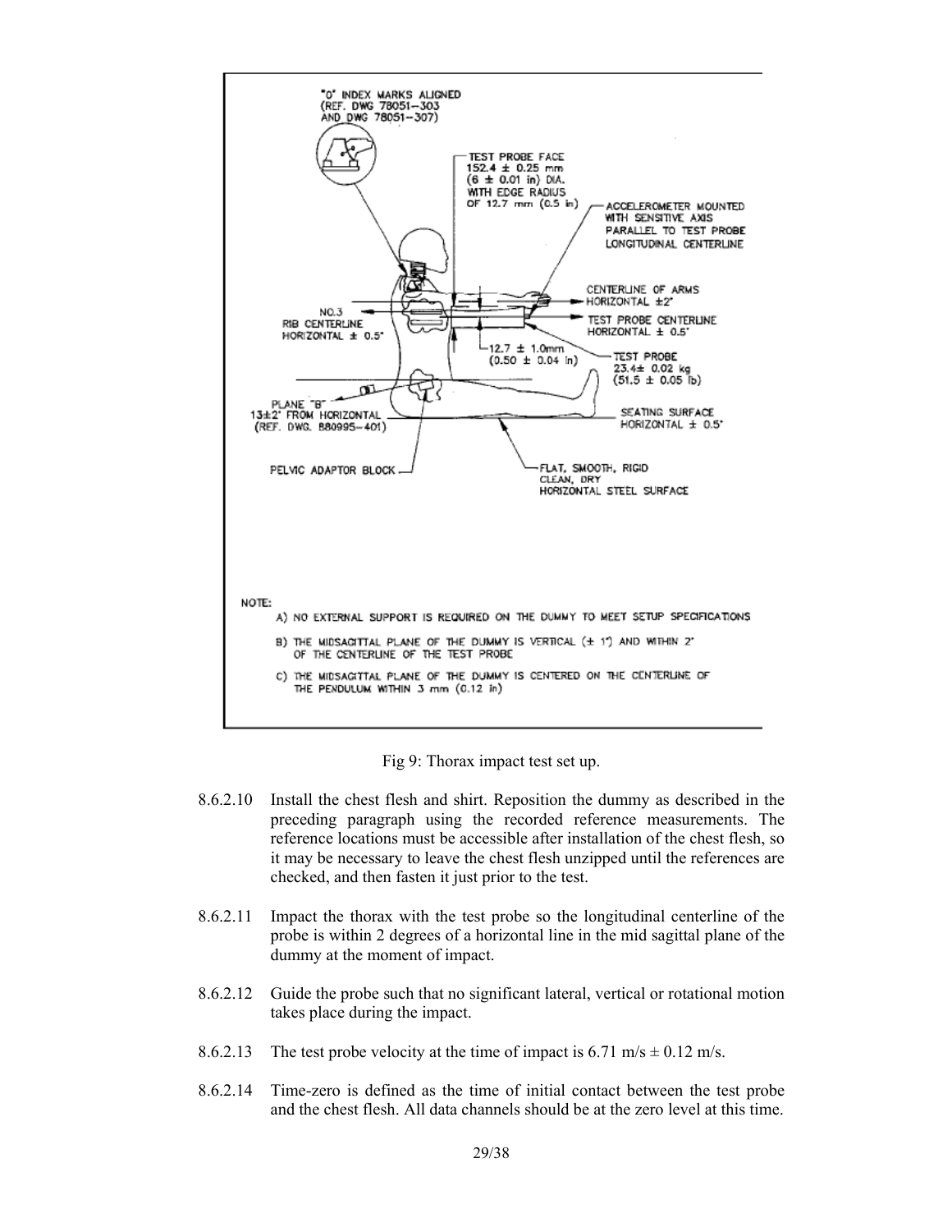Fig 9: Thorax impact test set up.

8.6.2.10 Install the chest flesh and shirt. Reposition the dummy as described in the preceding paragraph using the recorded reference measurements. The reference locations must be accessible after installation of the chest flesh, so it may be necessary to leave the chest flesh unzipped until the references are checked, and then fasten it just prior to the test.

8.6.2.11 Impact the thorax with the test probe so the longitudinal centerline of the probe is within 2 degrees of a horizontal line in the mid sagittal plane of the dummy at the moment of impact.

8.6.2.12 Guide the probe such that no significant lateral, vertical or rotational motion takes place during the impact.

8.6.2.13 The test probe velocity at the time of impact is 6.71 m/s ± 0.12 m/s.

8.6.2.14 Time-zero is defined as the time of initial contact between the test probe and the chest flesh. All data channels should be at the zero level at this time.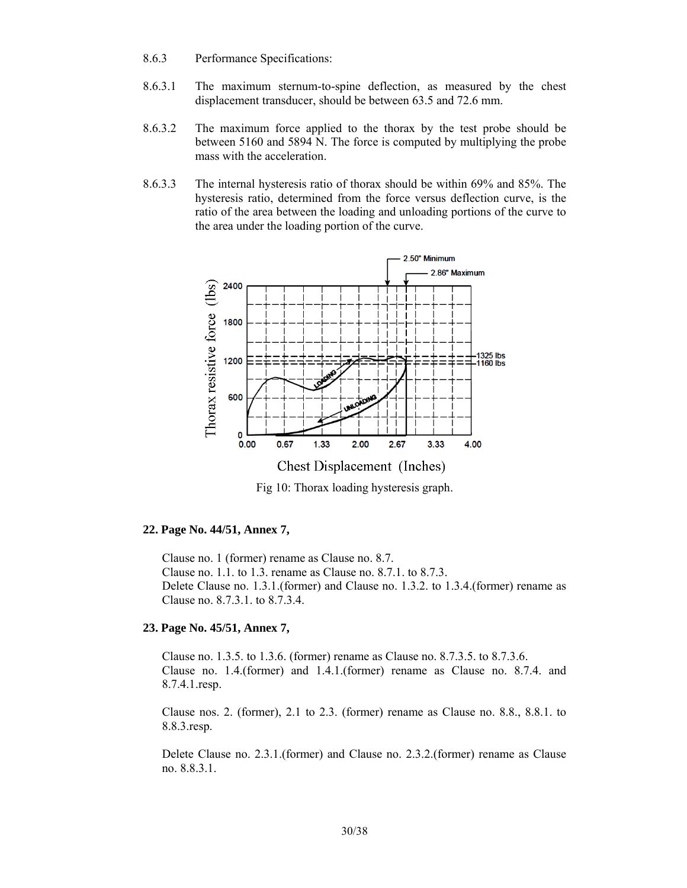8.6.3 Performance Specifications:

8.6.3.1 The maximum sternum-to-spine deflection, as measured by the chest displacement transducer, should be between 63.5 and 72.6 mm.

8.6.3.2 The maximum force applied to the thorax by the test probe should be between 5160 and 5894 N. The force is computed by multiplying the probe mass with the acceleration.

8.6.3.3 The internal hysteresis ratio of thorax should be within 69% and 85%. The hysteresis ratio, determined from the force versus deflection curve, is the ratio of the area between the loading and unloading portions of the curve to the area under the loading portion of the curve.

Fig 10: Thorax loading hysteresis graph.

**22. Page No. 44/51, Annex 7,**

Clause no. 1 (former) rename as Clause no. 8.7.
Clause no. 1.1. to 1.3. rename as Clause no. 8.7.1. to 8.7.3.
Delete Clause no. 1.3.1.(former) and Clause no. 1.3.2. to 1.3.4.(former) rename as Clause no. 8.7.3.1. to 8.7.3.4.

**23. Page No. 45/51, Annex 7,**

Clause no. 1.3.5. to 1.3.6. (former) rename as Clause no. 8.7.3.5. to 8.7.3.6.
Clause no. 1.4.(former) and 1.4.1.(former) rename as Clause no. 8.7.4. and 8.7.4.1.resp.

Clause nos. 2. (former), 2.1 to 2.3. (former) rename as Clause no. 8.8., 8.8.1. to 8.8.3.resp.

Delete Clause no. 2.3.1.(former) and Clause no. 2.3.2.(former) rename as Clause no. 8.8.3.1.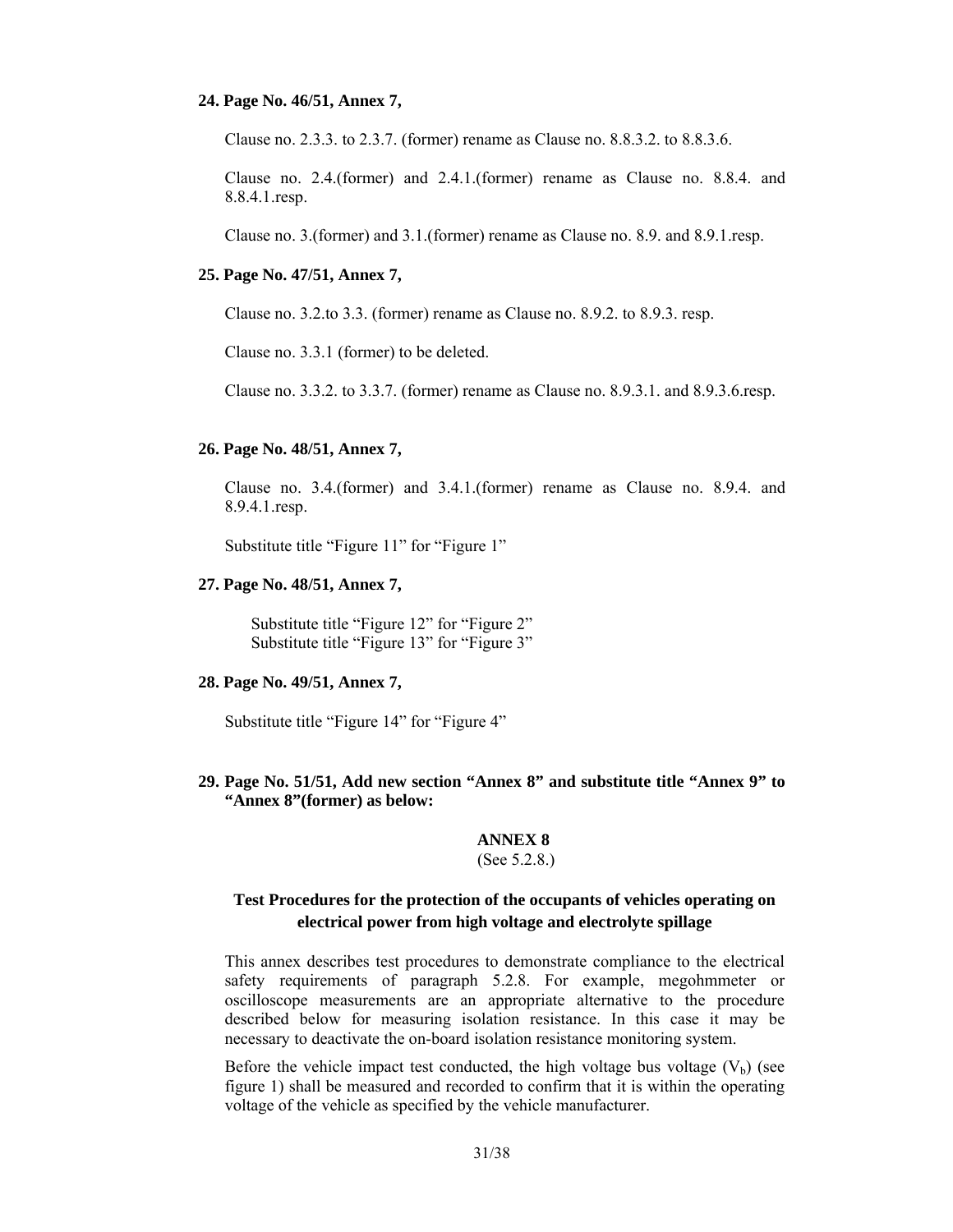**24. Page No. 46/51, Annex 7,**

Clause no. 2.3.3. to 2.3.7. (former) rename as Clause no. 8.8.3.2. to 8.8.3.6.

Clause no. 2.4.(former) and 2.4.1.(former) rename as Clause no. 8.8.4. and 8.8.4.1.resp.

Clause no. 3.(former) and 3.1.(former) rename as Clause no. 8.9. and 8.9.1.resp.

**25. Page No. 47/51, Annex 7,**

Clause no. 3.2.to 3.3. (former) rename as Clause no. 8.9.2. to 8.9.3. resp.

Clause no. 3.3.1 (former) to be deleted.

Clause no. 3.3.2. to 3.3.7. (former) rename as Clause no. 8.9.3.1. and 8.9.3.6.resp.

**26. Page No. 48/51, Annex 7,**

Clause no. 3.4.(former) and 3.4.1.(former) rename as Clause no. 8.9.4. and 8.9.4.1.resp.

Substitute title "Figure 11" for "Figure 1"

**27. Page No. 48/51, Annex 7,**

Substitute title "Figure 12" for "Figure 2"
Substitute title "Figure 13" for "Figure 3"

**28. Page No. 49/51, Annex 7,**

Substitute title "Figure 14" for "Figure 4"

**29. Page No. 51/51, Add new section "Annex 8" and substitute title "Annex 9" to "Annex 8"(former) as below:**

**ANNEX 8**

(See 5.2.8.)

**Test Procedures for the protection of the occupants of vehicles operating on electrical power from high voltage and electrolyte spillage**

This annex describes test procedures to demonstrate compliance to the electrical safety requirements of paragraph 5.2.8. For example, megohmmeter or oscilloscope measurements are an appropriate alternative to the procedure described below for measuring isolation resistance. In this case it may be necessary to deactivate the on-board isolation resistance monitoring system.

Before the vehicle impact test conducted, the high voltage bus voltage ($V_b$) (see figure 1) shall be measured and recorded to confirm that it is within the operating voltage of the vehicle as specified by the vehicle manufacturer.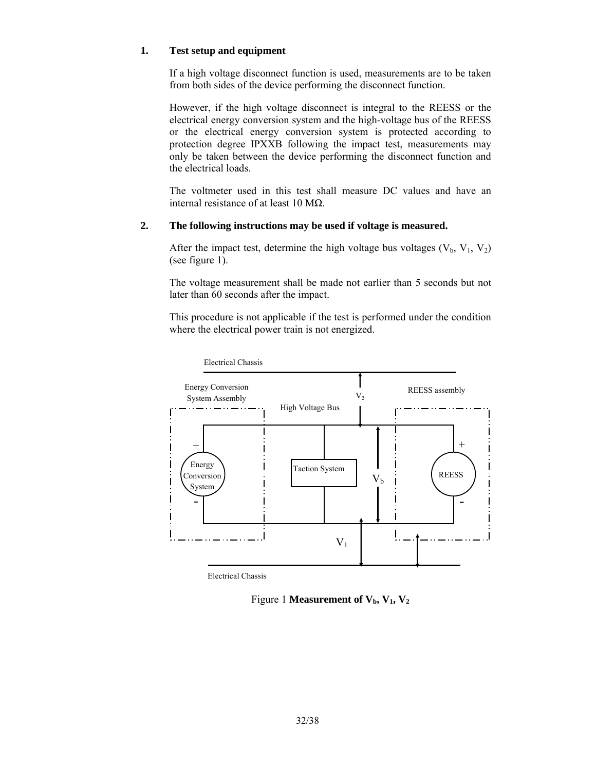## 1. Test setup and equipment

If a high voltage disconnect function is used, measurements are to be taken from both sides of the device performing the disconnect function.

However, if the high voltage disconnect is integral to the REESS or the electrical energy conversion system and the high-voltage bus of the REESS or the electrical energy conversion system is protected according to protection degree IPXXB following the impact test, measurements may only be taken between the device performing the disconnect function and the electrical loads.

The voltmeter used in this test shall measure DC values and have an internal resistance of at least 10 MΩ.

## 2. The following instructions may be used if voltage is measured.

After the impact test, determine the high voltage bus voltages ($V_b$, $V_1$, $V_2$) (see figure 1).

The voltage measurement shall be made not earlier than 5 seconds but not later than 60 seconds after the impact.

This procedure is not applicable if the test is performed under the condition where the electrical power train is not energized.

Figure 1 **Measurement of $V_b$, $V_1$, $V_2$**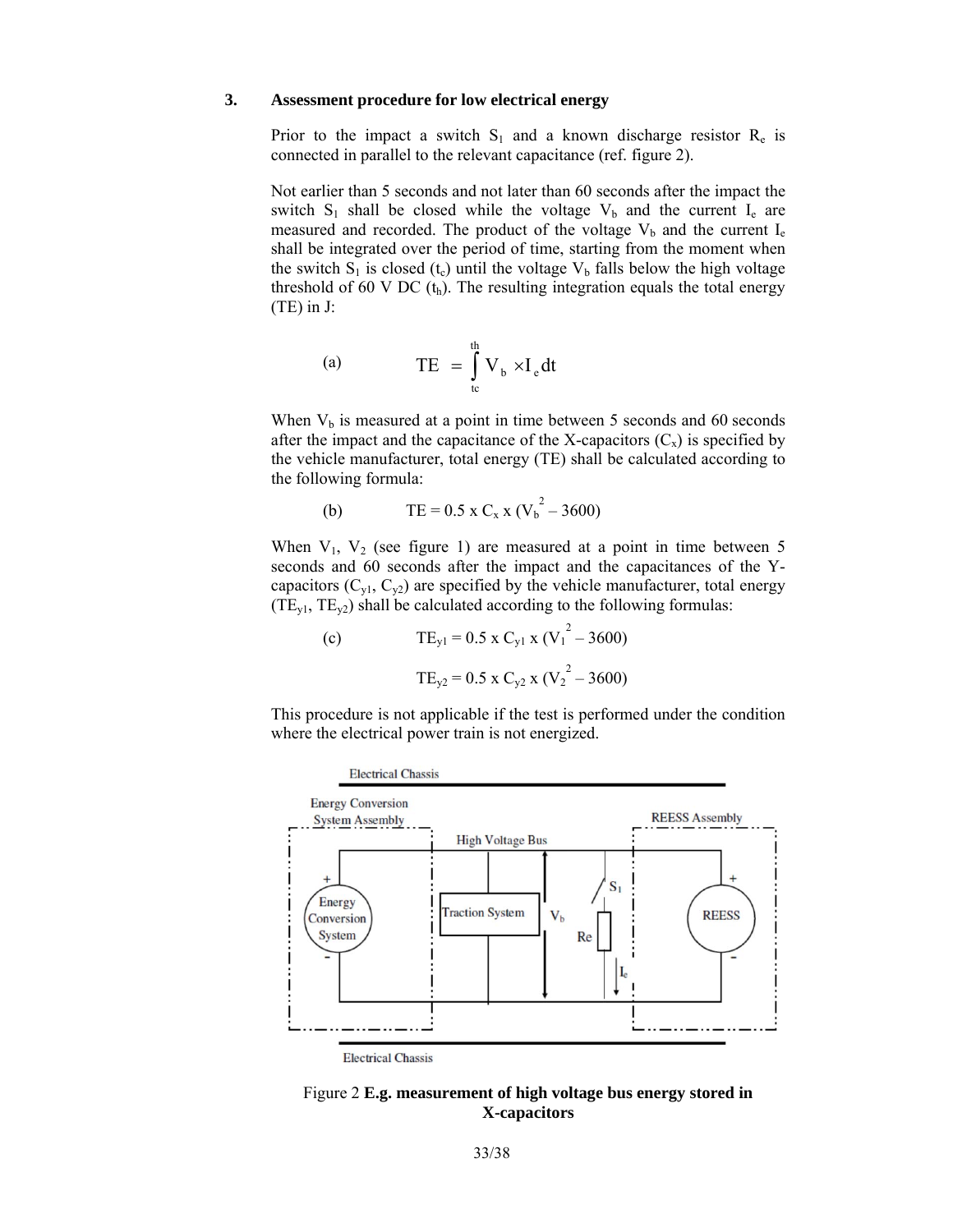## 3. Assessment procedure for low electrical energy

Prior to the impact a switch $S_1$ and a known discharge resistor $R_e$ is connected in parallel to the relevant capacitance (ref. figure 2).

Not earlier than 5 seconds and not later than 60 seconds after the impact the switch $S_1$ shall be closed while the voltage $V_b$ and the current $I_e$ are measured and recorded. The product of the voltage $V_b$ and the current $I_e$ shall be integrated over the period of time, starting from the moment when the switch $S_1$ is closed ($t_c$) until the voltage $V_b$ falls below the high voltage threshold of 60 V DC ($t_h$). The resulting integration equals the total energy (TE) in J:

(a)
$$TE = \int_{tc}^{th} V_b \times I_e \, dt$$

When $V_b$ is measured at a point in time between 5 seconds and 60 seconds after the impact and the capacitance of the X-capacitors ($C_x$) is specified by the vehicle manufacturer, total energy (TE) shall be calculated according to the following formula:

(b)
$$TE = 0.5 \text{ x } C_x \text{ x } (V_b^2 - 3600)$$

When $V_1$, $V_2$ (see figure 1) are measured at a point in time between 5 seconds and 60 seconds after the impact and the capacitances of the Y-capacitors ($C_{y1}$, $C_{y2}$) are specified by the vehicle manufacturer, total energy ($TE_{y1}$, $TE_{y2}$) shall be calculated according to the following formulas:

(c)
$$TE_{y1} = 0.5 \text{ x } C_{y1} \text{ x } (V_1^2 - 3600)$$

$$TE_{y2} = 0.5 \text{ x } C_{y2} \text{ x } (V_2^2 - 3600)$$

This procedure is not applicable if the test is performed under the condition where the electrical power train is not energized.

Figure 2 **E.g. measurement of high voltage bus energy stored in X-capacitors**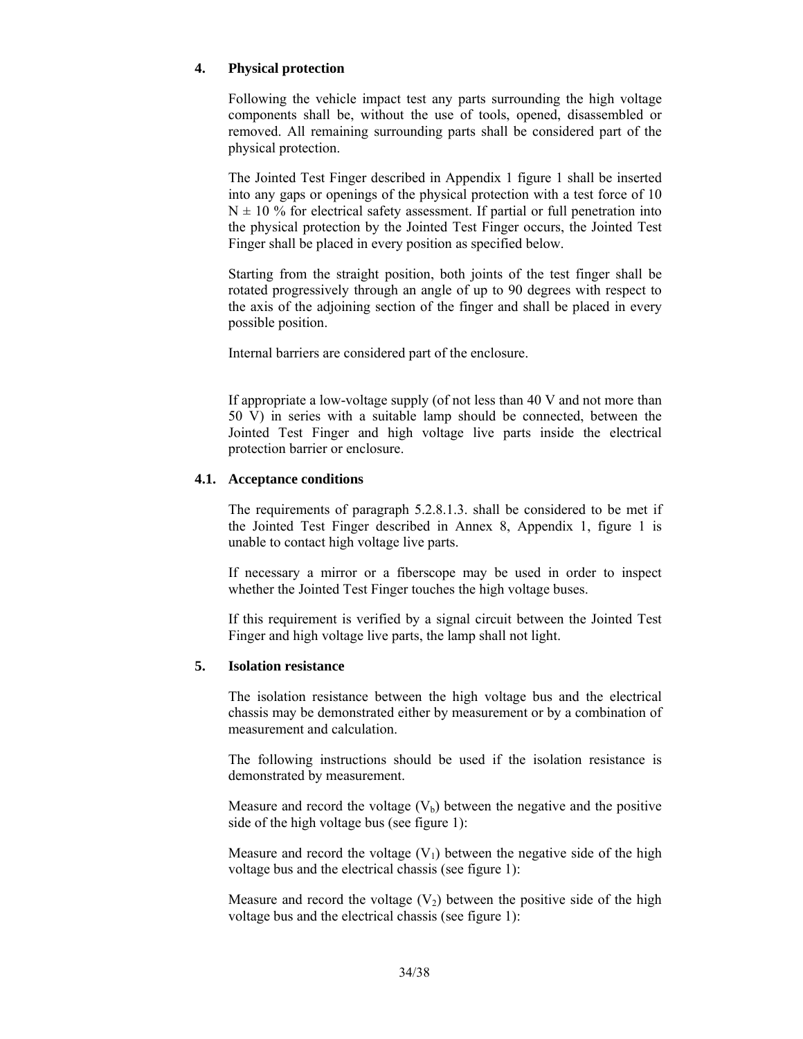## 4. Physical protection

Following the vehicle impact test any parts surrounding the high voltage components shall be, without the use of tools, opened, disassembled or removed. All remaining surrounding parts shall be considered part of the physical protection.

The Jointed Test Finger described in Appendix 1 figure 1 shall be inserted into any gaps or openings of the physical protection with a test force of 10 N ± 10 % for electrical safety assessment. If partial or full penetration into the physical protection by the Jointed Test Finger occurs, the Jointed Test Finger shall be placed in every position as specified below.

Starting from the straight position, both joints of the test finger shall be rotated progressively through an angle of up to 90 degrees with respect to the axis of the adjoining section of the finger and shall be placed in every possible position.

Internal barriers are considered part of the enclosure.

If appropriate a low-voltage supply (of not less than 40 V and not more than 50 V) in series with a suitable lamp should be connected, between the Jointed Test Finger and high voltage live parts inside the electrical protection barrier or enclosure.

### 4.1. Acceptance conditions

The requirements of paragraph 5.2.8.1.3. shall be considered to be met if the Jointed Test Finger described in Annex 8, Appendix 1, figure 1 is unable to contact high voltage live parts.

If necessary a mirror or a fiberscope may be used in order to inspect whether the Jointed Test Finger touches the high voltage buses.

If this requirement is verified by a signal circuit between the Jointed Test Finger and high voltage live parts, the lamp shall not light.

## 5. Isolation resistance

The isolation resistance between the high voltage bus and the electrical chassis may be demonstrated either by measurement or by a combination of measurement and calculation.

The following instructions should be used if the isolation resistance is demonstrated by measurement.

Measure and record the voltage ($V_b$) between the negative and the positive side of the high voltage bus (see figure 1):

Measure and record the voltage ($V_1$) between the negative side of the high voltage bus and the electrical chassis (see figure 1):

Measure and record the voltage ($V_2$) between the positive side of the high voltage bus and the electrical chassis (see figure 1):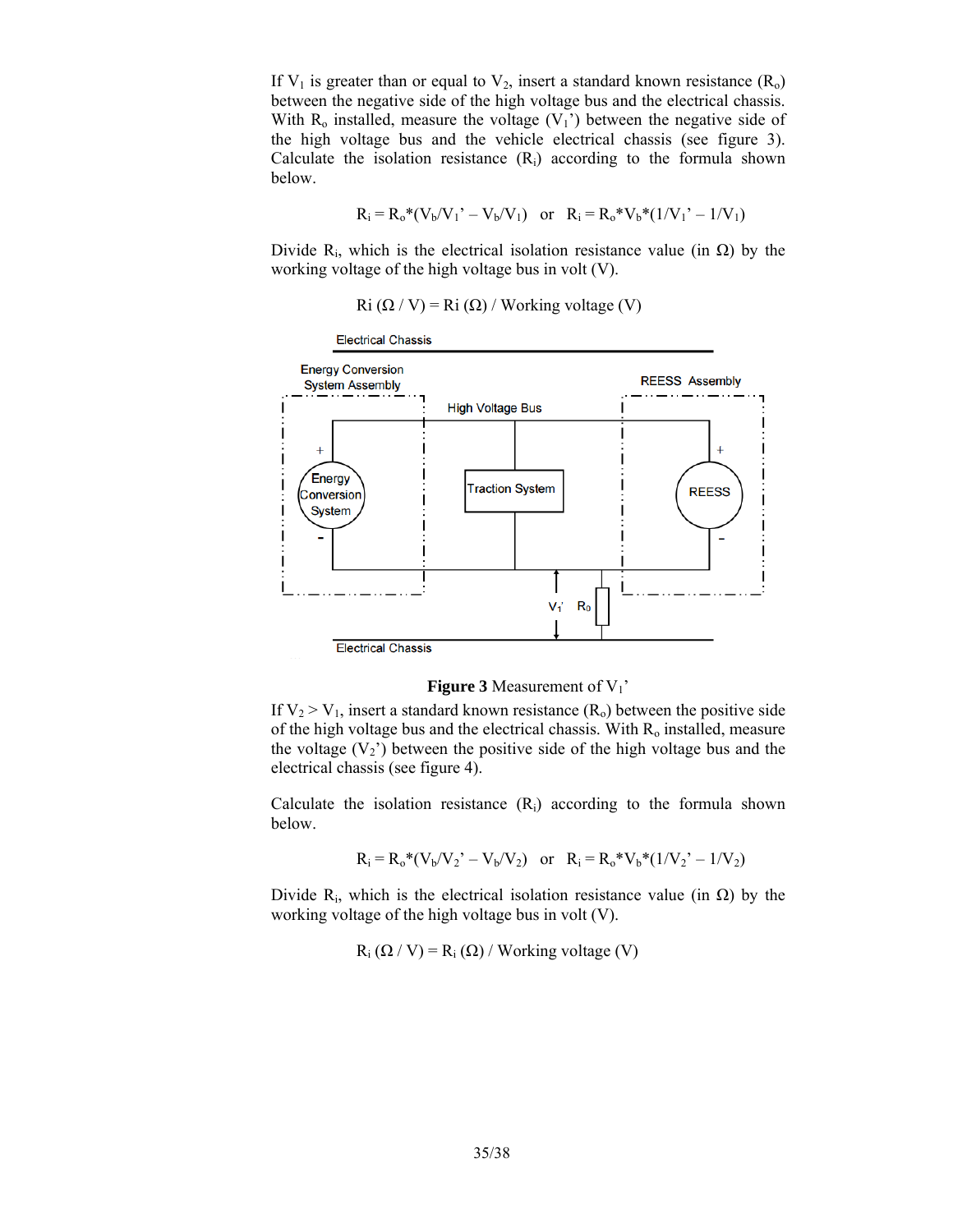If $V_1$ is greater than or equal to $V_2$, insert a standard known resistance ($R_o$) between the negative side of the high voltage bus and the electrical chassis. With $R_o$ installed, measure the voltage ($V_1$') between the negative side of the high voltage bus and the vehicle electrical chassis (see figure 3). Calculate the isolation resistance ($R_i$) according to the formula shown below.

$$R_i = R_o*(V_b/V_1' - V_b/V_1) \quad \text{or} \quad R_i = R_o*V_b*(1/V_1' - 1/V_1)$$

Divide $R_i$, which is the electrical isolation resistance value (in Ω) by the working voltage of the high voltage bus in volt (V).

$$Ri\ (\Omega / V) = Ri\ (\Omega) / \text{Working voltage (V)}$$

**Figure 3** Measurement of $V_1$'

If $V_2 > V_1$, insert a standard known resistance ($R_o$) between the positive side of the high voltage bus and the electrical chassis. With $R_o$ installed, measure the voltage ($V_2$') between the positive side of the high voltage bus and the electrical chassis (see figure 4).

Calculate the isolation resistance ($R_i$) according to the formula shown below.

$$R_i = R_o*(V_b/V_2' - V_b/V_2) \quad \text{or} \quad R_i = R_o*V_b*(1/V_2' - 1/V_2)$$

Divide $R_i$, which is the electrical isolation resistance value (in Ω) by the working voltage of the high voltage bus in volt (V).

$$R_i\ (\Omega / V) = R_i\ (\Omega) / \text{Working voltage (V)}$$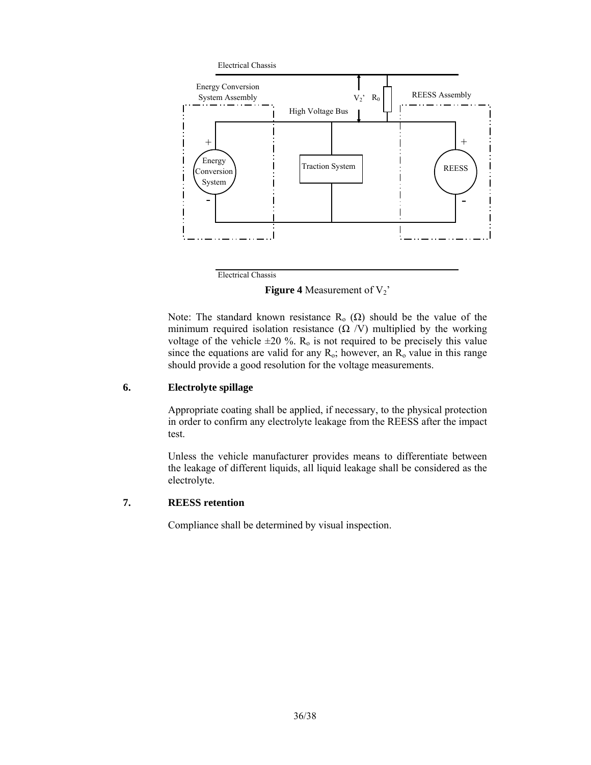Electrical Chassis

Energy Conversion System Assembly

High Voltage Bus

$V_2'$ $R_0$

REESS Assembly

Energy Conversion System

Traction System

REESS

Electrical Chassis

**Figure 4** Measurement of $V_2'$

Note: The standard known resistance $R_o$ (Ω) should be the value of the minimum required isolation resistance (Ω /V) multiplied by the working voltage of the vehicle ±20 %. $R_o$ is not required to be precisely this value since the equations are valid for any $R_o$; however, an $R_o$ value in this range should provide a good resolution for the voltage measurements.

## 6. Electrolyte spillage

Appropriate coating shall be applied, if necessary, to the physical protection in order to confirm any electrolyte leakage from the REESS after the impact test.

Unless the vehicle manufacturer provides means to differentiate between the leakage of different liquids, all liquid leakage shall be considered as the electrolyte.

## 7. REESS retention

Compliance shall be determined by visual inspection.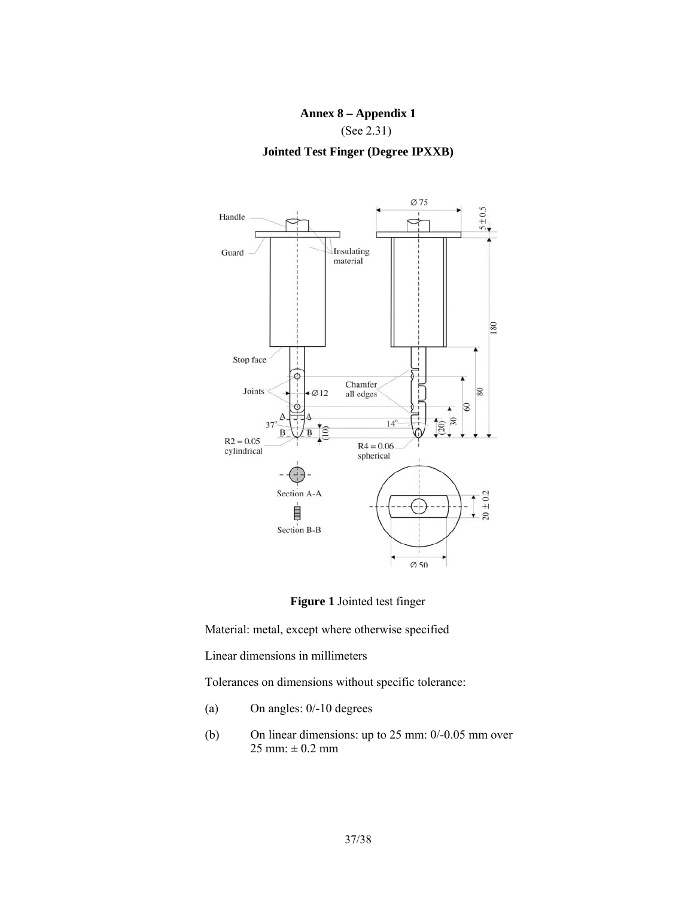**Annex 8 – Appendix 1**

(See 2.31)

**Jointed Test Finger (Degree IPXXB)**

**Figure 1** Jointed test finger

Material: metal, except where otherwise specified

Linear dimensions in millimeters

Tolerances on dimensions without specific tolerance:

(a) On angles: 0/-10 degrees

(b) On linear dimensions: up to 25 mm: 0/-0.05 mm over 25 mm: ± 0.2 mm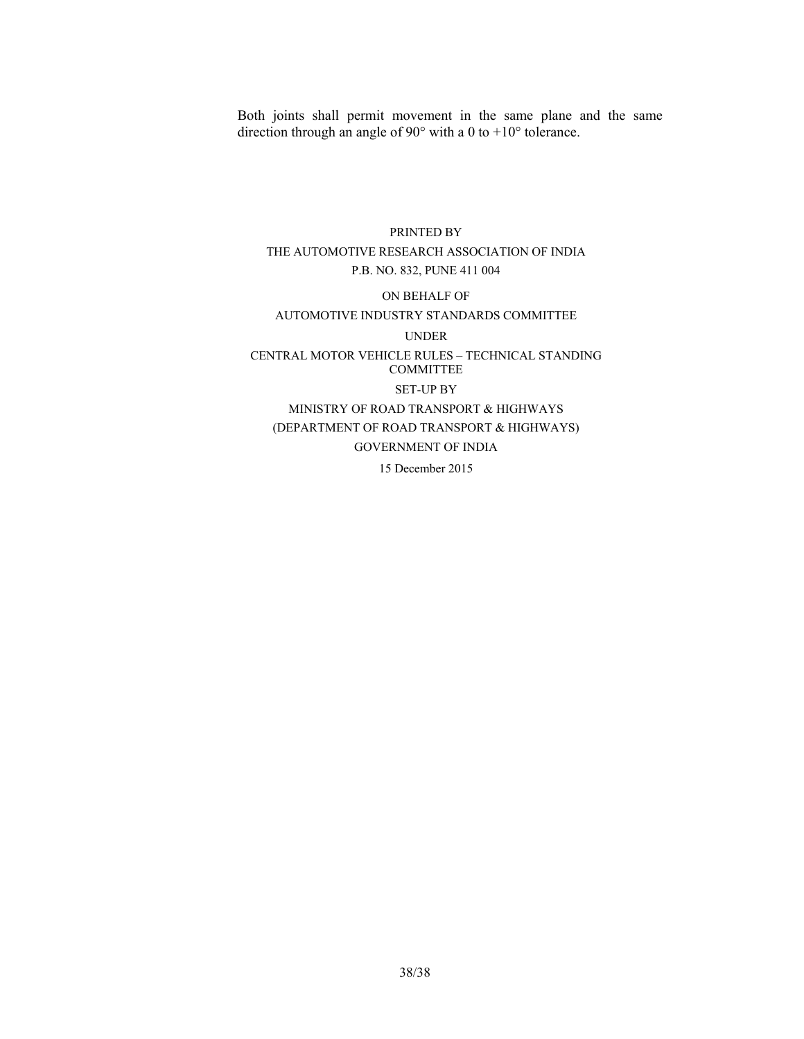Both joints shall permit movement in the same plane and the same direction through an angle of 90° with a 0 to +10° tolerance.

PRINTED BY

THE AUTOMOTIVE RESEARCH ASSOCIATION OF INDIA

P.B. NO. 832, PUNE 411 004

ON BEHALF OF

AUTOMOTIVE INDUSTRY STANDARDS COMMITTEE

UNDER

CENTRAL MOTOR VEHICLE RULES – TECHNICAL STANDING COMMITTEE

SET-UP BY

MINISTRY OF ROAD TRANSPORT & HIGHWAYS

(DEPARTMENT OF ROAD TRANSPORT & HIGHWAYS)

GOVERNMENT OF INDIA

15 December 2015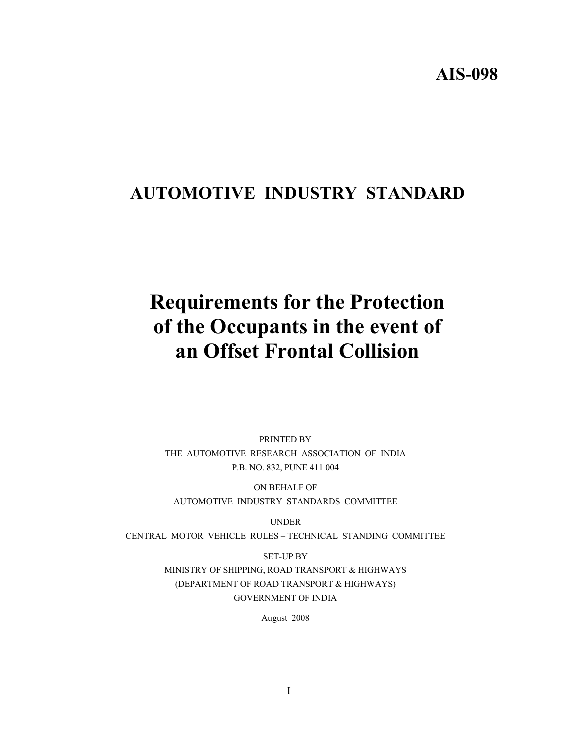# AIS-098

# AUTOMOTIVE INDUSTRY STANDARD

# Requirements for the Protection of the Occupants in the event of an Offset Frontal Collision

PRINTED BY
THE AUTOMOTIVE RESEARCH ASSOCIATION OF INDIA
P.B. NO. 832, PUNE 411 004

ON BEHALF OF
AUTOMOTIVE INDUSTRY STANDARDS COMMITTEE

UNDER
CENTRAL MOTOR VEHICLE RULES – TECHNICAL STANDING COMMITTEE

SET-UP BY
MINISTRY OF SHIPPING, ROAD TRANSPORT & HIGHWAYS
(DEPARTMENT OF ROAD TRANSPORT & HIGHWAYS)
GOVERNMENT OF INDIA

August 2008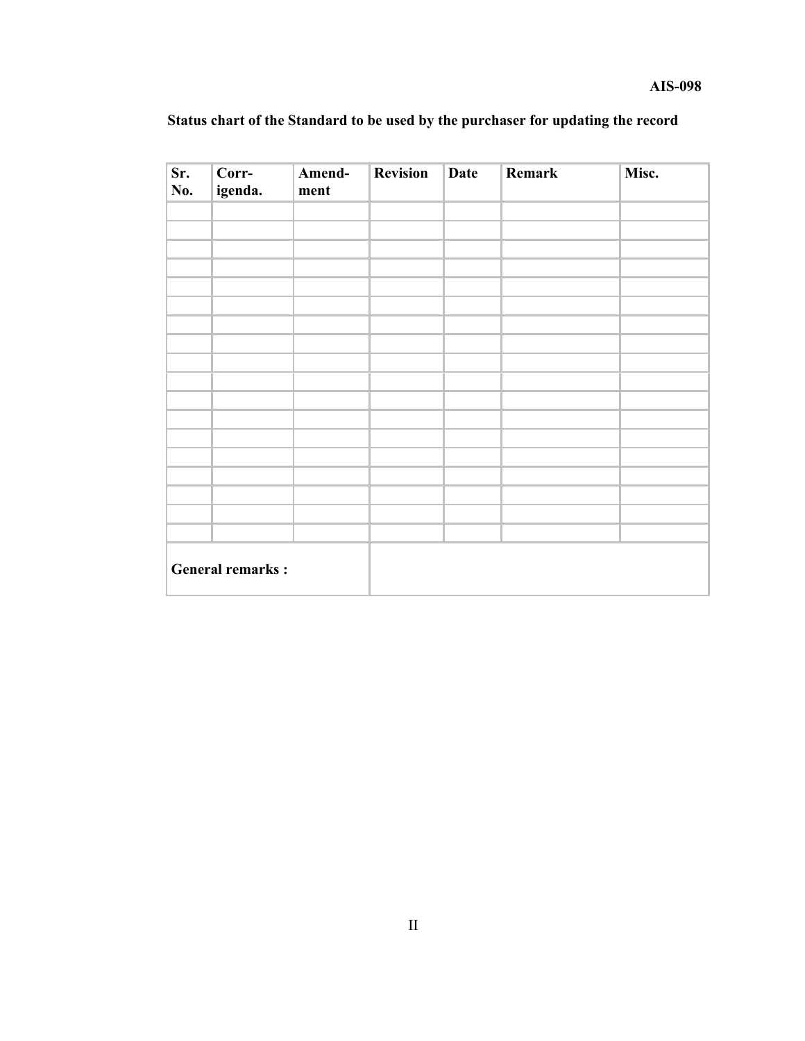**Status chart of the Standard to be used by the purchaser for updating the record**

| Sr. No. | Corr-igenda. | Amend-ment | Revision | Date | Remark | Misc. |
|---|---|---|---|---|---|---|
| | | | | | | |
| | | | | | | |
| | | | | | | |
| | | | | | | |
| | | | | | | |
| | | | | | | |
| | | | | | | |
| | | | | | | |
| | | | | | | |
| | | | | | | |
| | | | | | | |
| | | | | | | |
| | | | | | | |
| | | | | | | |
| | | | | | | |
| | | | | | | |
| | | | | | | |
| | | | | | | |
| **General remarks :** | | | | | | |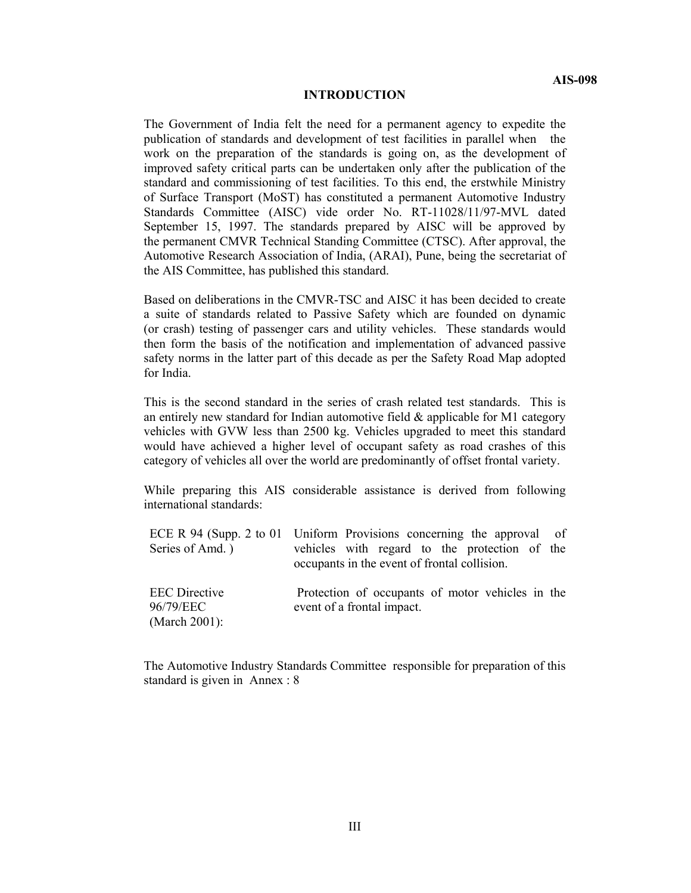# INTRODUCTION

The Government of India felt the need for a permanent agency to expedite the publication of standards and development of test facilities in parallel when the work on the preparation of the standards is going on, as the development of improved safety critical parts can be undertaken only after the publication of the standard and commissioning of test facilities. To this end, the erstwhile Ministry of Surface Transport (MoST) has constituted a permanent Automotive Industry Standards Committee (AISC) vide order No. RT-11028/11/97-MVL dated September 15, 1997. The standards prepared by AISC will be approved by the permanent CMVR Technical Standing Committee (CTSC). After approval, the Automotive Research Association of India, (ARAI), Pune, being the secretariat of the AIS Committee, has published this standard.

Based on deliberations in the CMVR-TSC and AISC it has been decided to create a suite of standards related to Passive Safety which are founded on dynamic (or crash) testing of passenger cars and utility vehicles. These standards would then form the basis of the notification and implementation of advanced passive safety norms in the latter part of this decade as per the Safety Road Map adopted for India.

This is the second standard in the series of crash related test standards. This is an entirely new standard for Indian automotive field & applicable for M1 category vehicles with GVW less than 2500 kg. Vehicles upgraded to meet this standard would have achieved a higher level of occupant safety as road crashes of this category of vehicles all over the world are predominantly of offset frontal variety.

While preparing this AIS considerable assistance is derived from following international standards:

| | |
|---|---|
| ECE R 94 (Supp. 2 to 01 Series of Amd. ) | Uniform Provisions concerning the approval of vehicles with regard to the protection of the occupants in the event of frontal collision. |
| EEC Directive 96/79/EEC (March 2001): | Protection of occupants of motor vehicles in the event of a frontal impact. |

The Automotive Industry Standards Committee responsible for preparation of this standard is given in Annex : 8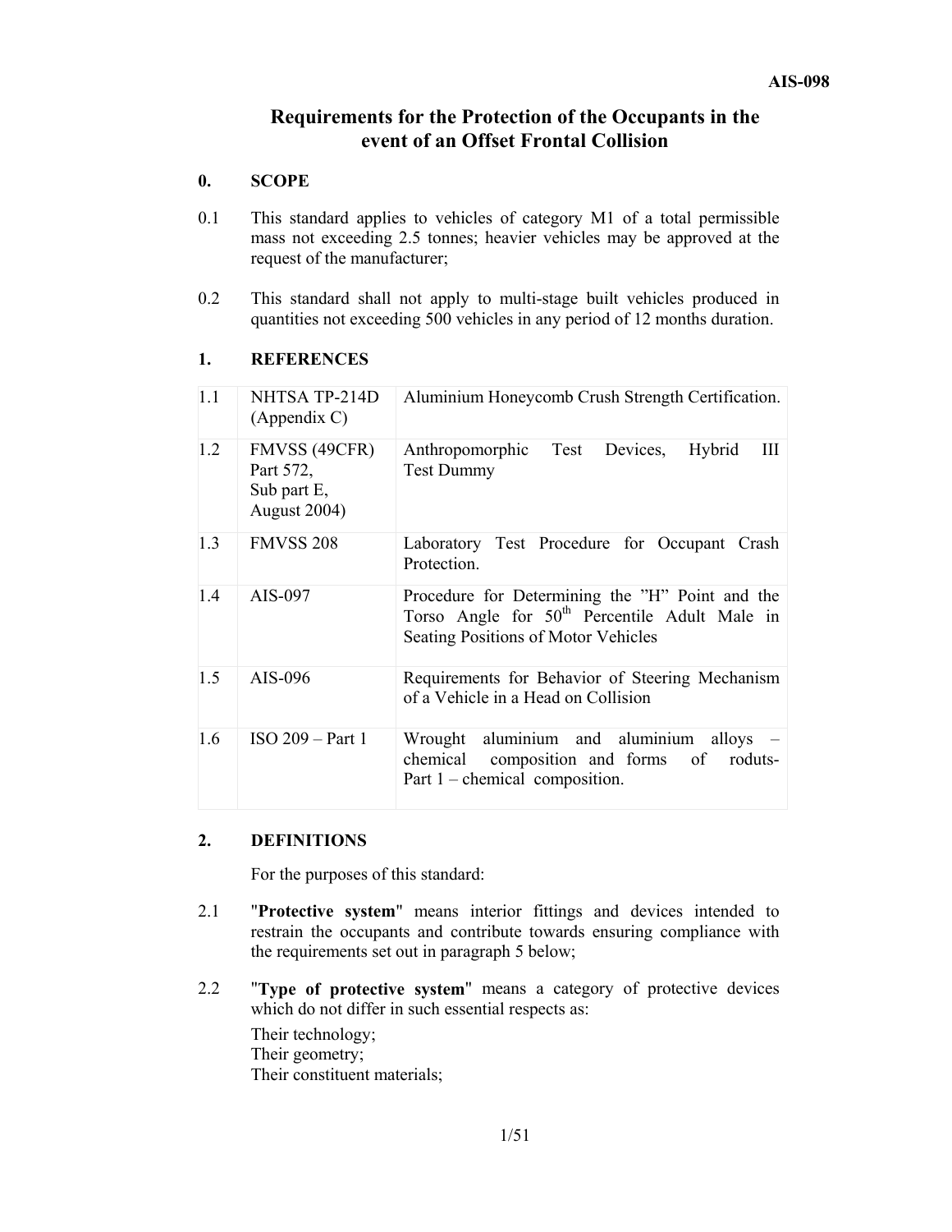# Requirements for the Protection of the Occupants in the event of an Offset Frontal Collision

## 0. SCOPE

0.1 This standard applies to vehicles of category M1 of a total permissible mass not exceeding 2.5 tonnes; heavier vehicles may be approved at the request of the manufacturer;

0.2 This standard shall not apply to multi-stage built vehicles produced in quantities not exceeding 500 vehicles in any period of 12 months duration.

## 1. REFERENCES

| | | |
|---|---|---|
| 1.1 | NHTSA TP-214D (Appendix C) | Aluminium Honeycomb Crush Strength Certification. |
| 1.2 | FMVSS (49CFR) Part 572, Sub part E, August 2004) | Anthropomorphic Test Devices, Hybrid III Test Dummy |
| 1.3 | FMVSS 208 | Laboratory Test Procedure for Occupant Crash Protection. |
| 1.4 | AIS-097 | Procedure for Determining the "H" Point and the Torso Angle for 50th Percentile Adult Male in Seating Positions of Motor Vehicles |
| 1.5 | AIS-096 | Requirements for Behavior of Steering Mechanism of a Vehicle in a Head on Collision |
| 1.6 | ISO 209 – Part 1 | Wrought aluminium and aluminium alloys – chemical composition and forms of roduts- Part 1 – chemical composition. |

## 2. DEFINITIONS

For the purposes of this standard:

2.1 "**Protective system**" means interior fittings and devices intended to restrain the occupants and contribute towards ensuring compliance with the requirements set out in paragraph 5 below;

2.2 "**Type of protective system**" means a category of protective devices which do not differ in such essential respects as:

Their technology;
Their geometry;
Their constituent materials;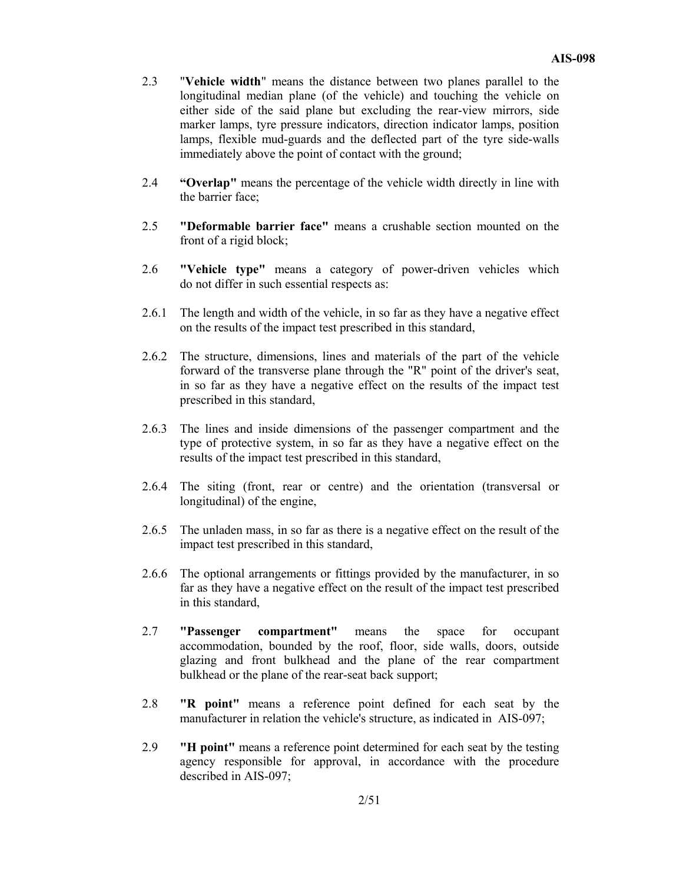2.3 "**Vehicle width**" means the distance between two planes parallel to the longitudinal median plane (of the vehicle) and touching the vehicle on either side of the said plane but excluding the rear-view mirrors, side marker lamps, tyre pressure indicators, direction indicator lamps, position lamps, flexible mud-guards and the deflected part of the tyre side-walls immediately above the point of contact with the ground;

2.4 **"Overlap"** means the percentage of the vehicle width directly in line with the barrier face;

2.5 **"Deformable barrier face"** means a crushable section mounted on the front of a rigid block;

2.6 **"Vehicle type"** means a category of power-driven vehicles which do not differ in such essential respects as:

2.6.1 The length and width of the vehicle, in so far as they have a negative effect on the results of the impact test prescribed in this standard,

2.6.2 The structure, dimensions, lines and materials of the part of the vehicle forward of the transverse plane through the "R" point of the driver's seat, in so far as they have a negative effect on the results of the impact test prescribed in this standard,

2.6.3 The lines and inside dimensions of the passenger compartment and the type of protective system, in so far as they have a negative effect on the results of the impact test prescribed in this standard,

2.6.4 The siting (front, rear or centre) and the orientation (transversal or longitudinal) of the engine,

2.6.5 The unladen mass, in so far as there is a negative effect on the result of the impact test prescribed in this standard,

2.6.6 The optional arrangements or fittings provided by the manufacturer, in so far as they have a negative effect on the result of the impact test prescribed in this standard,

2.7 **"Passenger compartment"** means the space for occupant accommodation, bounded by the roof, floor, side walls, doors, outside glazing and front bulkhead and the plane of the rear compartment bulkhead or the plane of the rear-seat back support;

2.8 **"R point"** means a reference point defined for each seat by the manufacturer in relation the vehicle's structure, as indicated in AIS-097;

2.9 **"H point"** means a reference point determined for each seat by the testing agency responsible for approval, in accordance with the procedure described in AIS-097;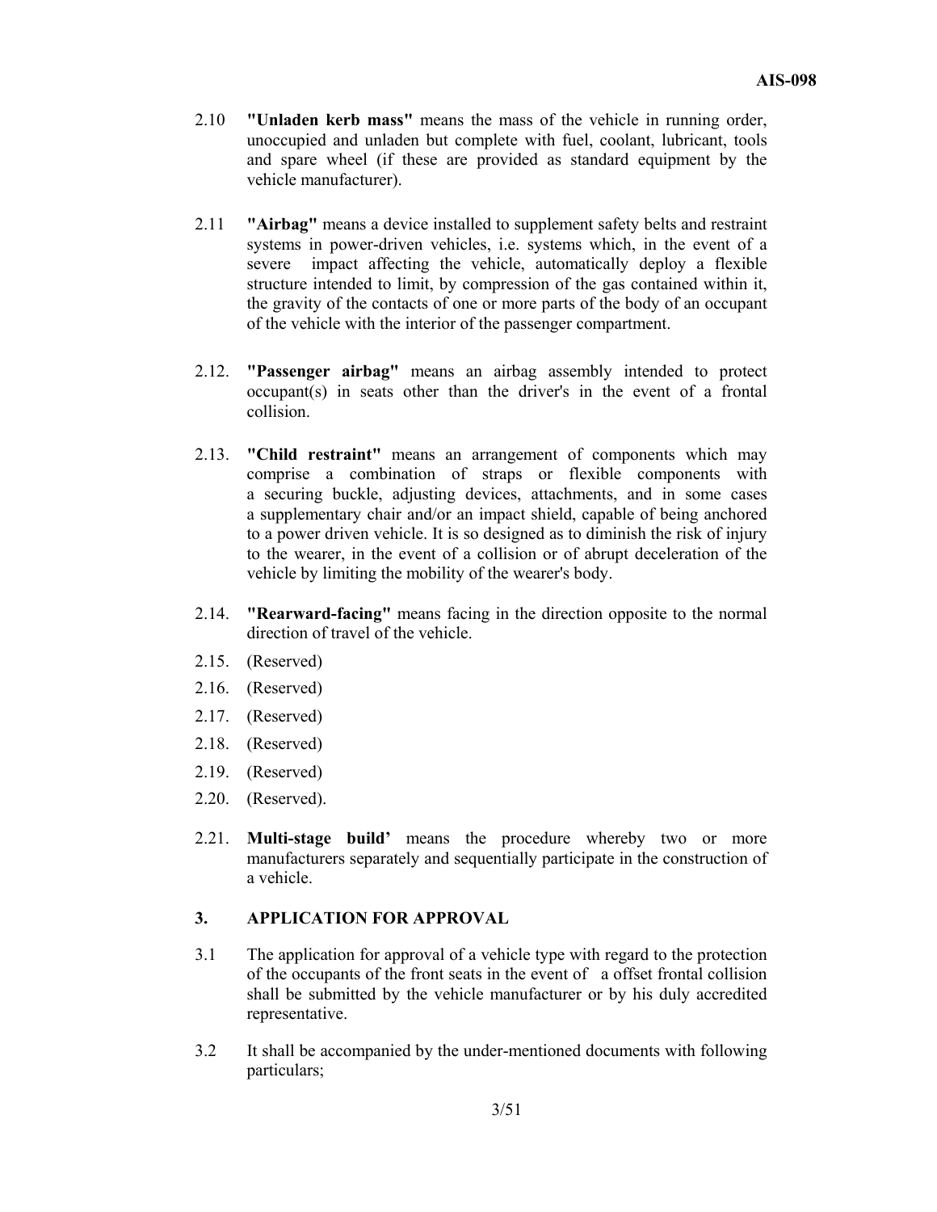2.10 **"Unladen kerb mass"** means the mass of the vehicle in running order, unoccupied and unladen but complete with fuel, coolant, lubricant, tools and spare wheel (if these are provided as standard equipment by the vehicle manufacturer).

2.11 **"Airbag"** means a device installed to supplement safety belts and restraint systems in power-driven vehicles, i.e. systems which, in the event of a severe impact affecting the vehicle, automatically deploy a flexible structure intended to limit, by compression of the gas contained within it, the gravity of the contacts of one or more parts of the body of an occupant of the vehicle with the interior of the passenger compartment.

2.12. **"Passenger airbag"** means an airbag assembly intended to protect occupant(s) in seats other than the driver's in the event of a frontal collision.

2.13. **"Child restraint"** means an arrangement of components which may comprise a combination of straps or flexible components with a securing buckle, adjusting devices, attachments, and in some cases a supplementary chair and/or an impact shield, capable of being anchored to a power driven vehicle. It is so designed as to diminish the risk of injury to the wearer, in the event of a collision or of abrupt deceleration of the vehicle by limiting the mobility of the wearer's body.

2.14. **"Rearward-facing"** means facing in the direction opposite to the normal direction of travel of the vehicle.

2.15. (Reserved)

2.16. (Reserved)

2.17. (Reserved)

2.18. (Reserved)

2.19. (Reserved)

2.20. (Reserved).

2.21. **Multi-stage build'** means the procedure whereby two or more manufacturers separately and sequentially participate in the construction of a vehicle.

## 3. APPLICATION FOR APPROVAL

3.1 The application for approval of a vehicle type with regard to the protection of the occupants of the front seats in the event of a offset frontal collision shall be submitted by the vehicle manufacturer or by his duly accredited representative.

3.2 It shall be accompanied by the under-mentioned documents with following particulars;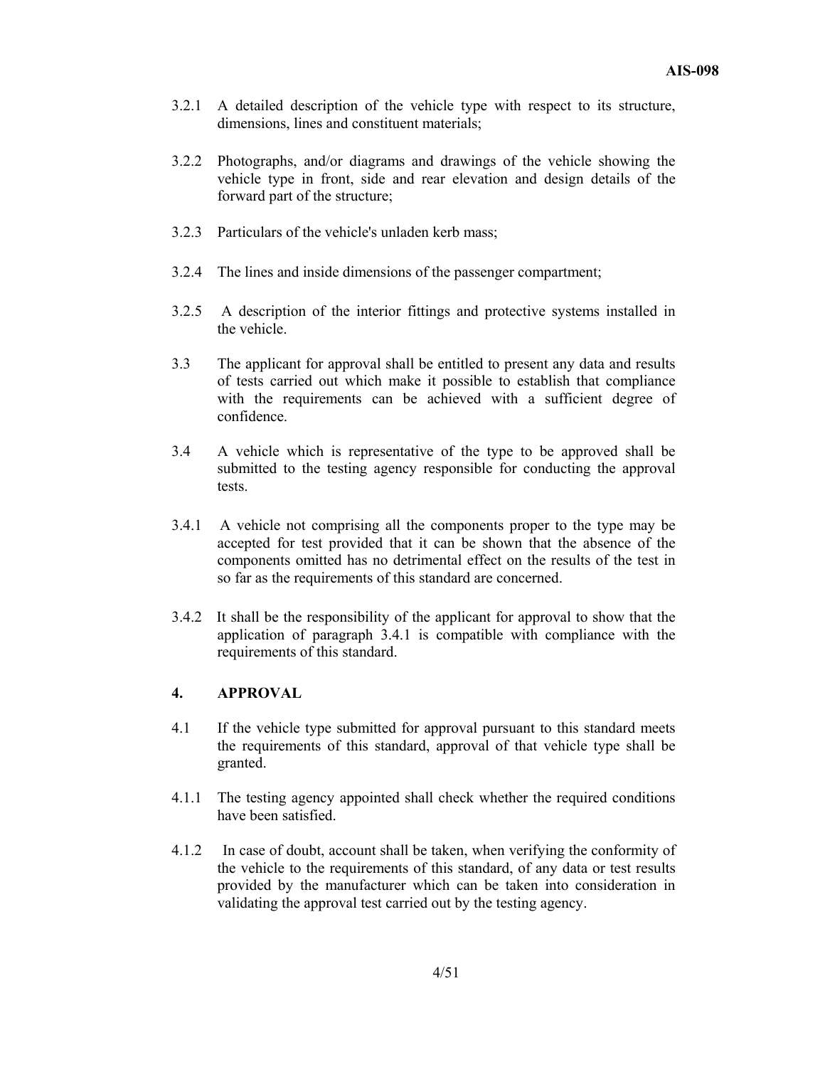3.2.1 A detailed description of the vehicle type with respect to its structure, dimensions, lines and constituent materials;

3.2.2 Photographs, and/or diagrams and drawings of the vehicle showing the vehicle type in front, side and rear elevation and design details of the forward part of the structure;

3.2.3 Particulars of the vehicle's unladen kerb mass;

3.2.4 The lines and inside dimensions of the passenger compartment;

3.2.5 A description of the interior fittings and protective systems installed in the vehicle.

3.3 The applicant for approval shall be entitled to present any data and results of tests carried out which make it possible to establish that compliance with the requirements can be achieved with a sufficient degree of confidence.

3.4 A vehicle which is representative of the type to be approved shall be submitted to the testing agency responsible for conducting the approval tests.

3.4.1 A vehicle not comprising all the components proper to the type may be accepted for test provided that it can be shown that the absence of the components omitted has no detrimental effect on the results of the test in so far as the requirements of this standard are concerned.

3.4.2 It shall be the responsibility of the applicant for approval to show that the application of paragraph 3.4.1 is compatible with compliance with the requirements of this standard.

## 4. APPROVAL

4.1 If the vehicle type submitted for approval pursuant to this standard meets the requirements of this standard, approval of that vehicle type shall be granted.

4.1.1 The testing agency appointed shall check whether the required conditions have been satisfied.

4.1.2 In case of doubt, account shall be taken, when verifying the conformity of the vehicle to the requirements of this standard, of any data or test results provided by the manufacturer which can be taken into consideration in validating the approval test carried out by the testing agency.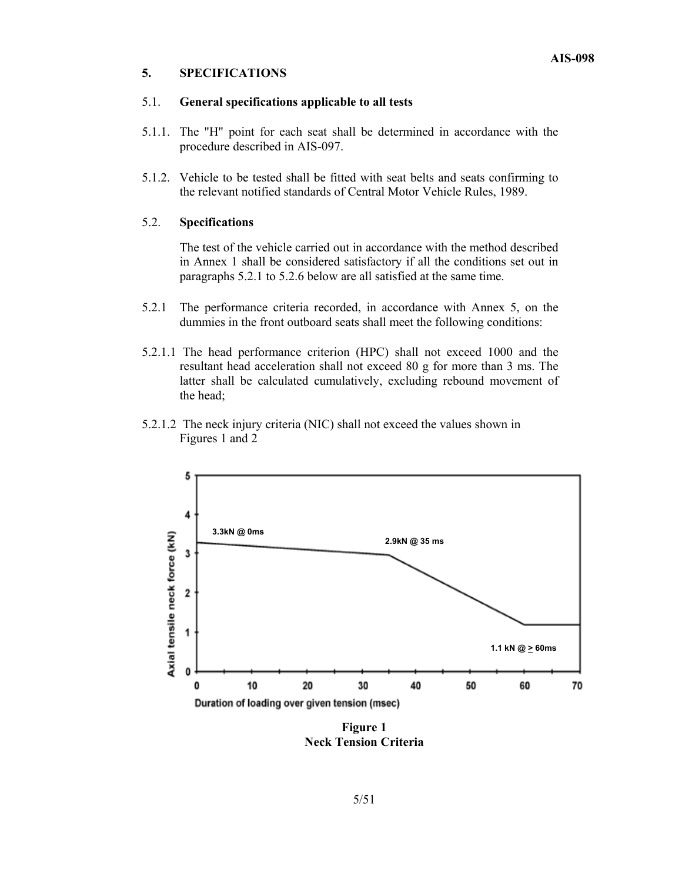## 5. SPECIFICATIONS

### 5.1. General specifications applicable to all tests

5.1.1. The "H" point for each seat shall be determined in accordance with the procedure described in AIS-097.

5.1.2. Vehicle to be tested shall be fitted with seat belts and seats confirming to the relevant notified standards of Central Motor Vehicle Rules, 1989.

### 5.2. Specifications

The test of the vehicle carried out in accordance with the method described in Annex 1 shall be considered satisfactory if all the conditions set out in paragraphs 5.2.1 to 5.2.6 below are all satisfied at the same time.

5.2.1 The performance criteria recorded, in accordance with Annex 5, on the dummies in the front outboard seats shall meet the following conditions:

5.2.1.1 The head performance criterion (HPC) shall not exceed 1000 and the resultant head acceleration shall not exceed 80 g for more than 3 ms. The latter shall be calculated cumulatively, excluding rebound movement of the head;

5.2.1.2 The neck injury criteria (NIC) shall not exceed the values shown in Figures 1 and 2

Axial tensile neck force (kN)

3.3kN @ 0ms

2.9kN @ 35 ms

1.1 kN @ ≥ 60ms

Duration of loading over given tension (msec)

**Figure 1**
**Neck Tension Criteria**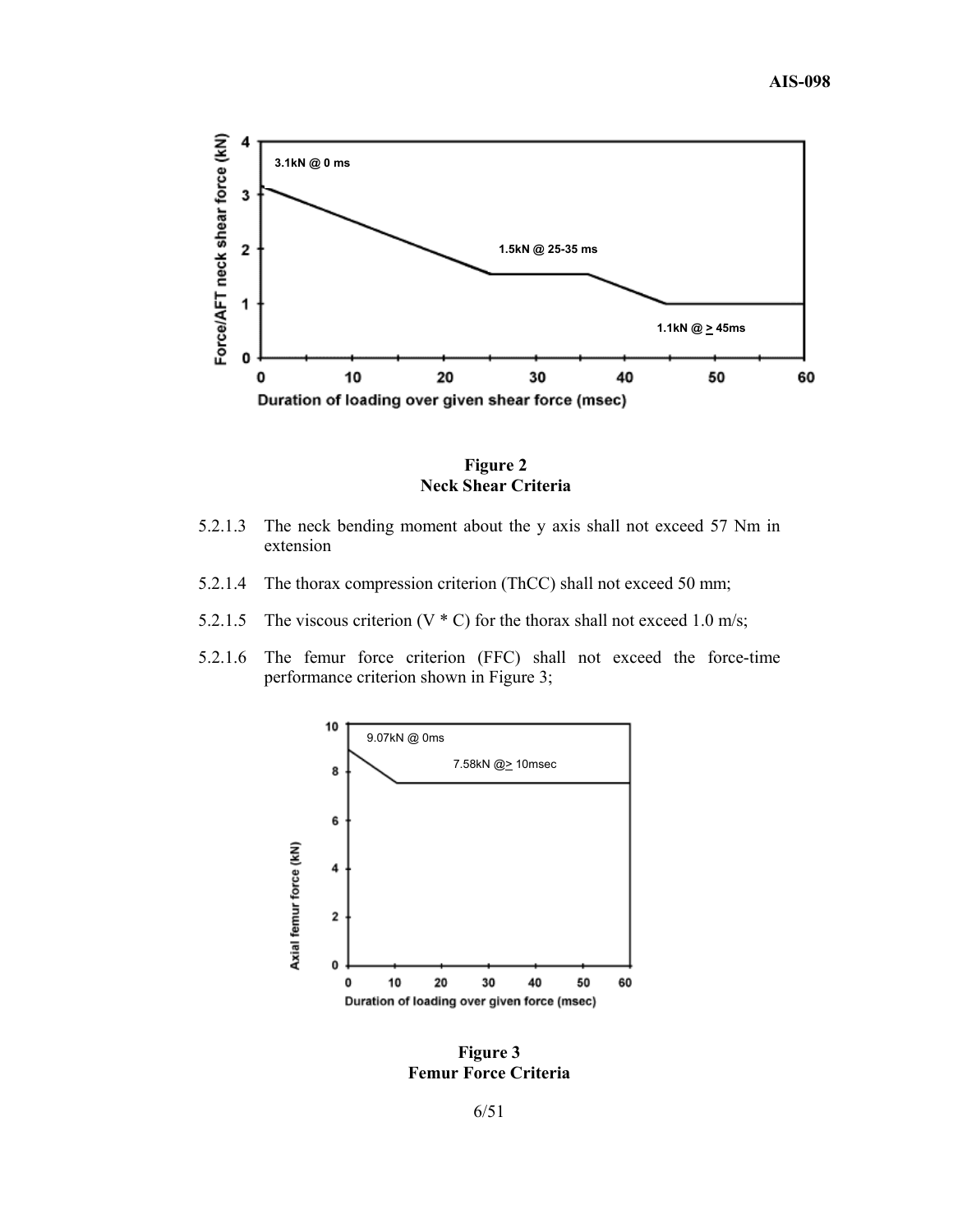**Figure 2**
**Neck Shear Criteria**

5.2.1.3 The neck bending moment about the y axis shall not exceed 57 Nm in extension

5.2.1.4 The thorax compression criterion (ThCC) shall not exceed 50 mm;

5.2.1.5 The viscous criterion (V * C) for the thorax shall not exceed 1.0 m/s;

5.2.1.6 The femur force criterion (FFC) shall not exceed the force-time performance criterion shown in Figure 3;

**Figure 3**
**Femur Force Criteria**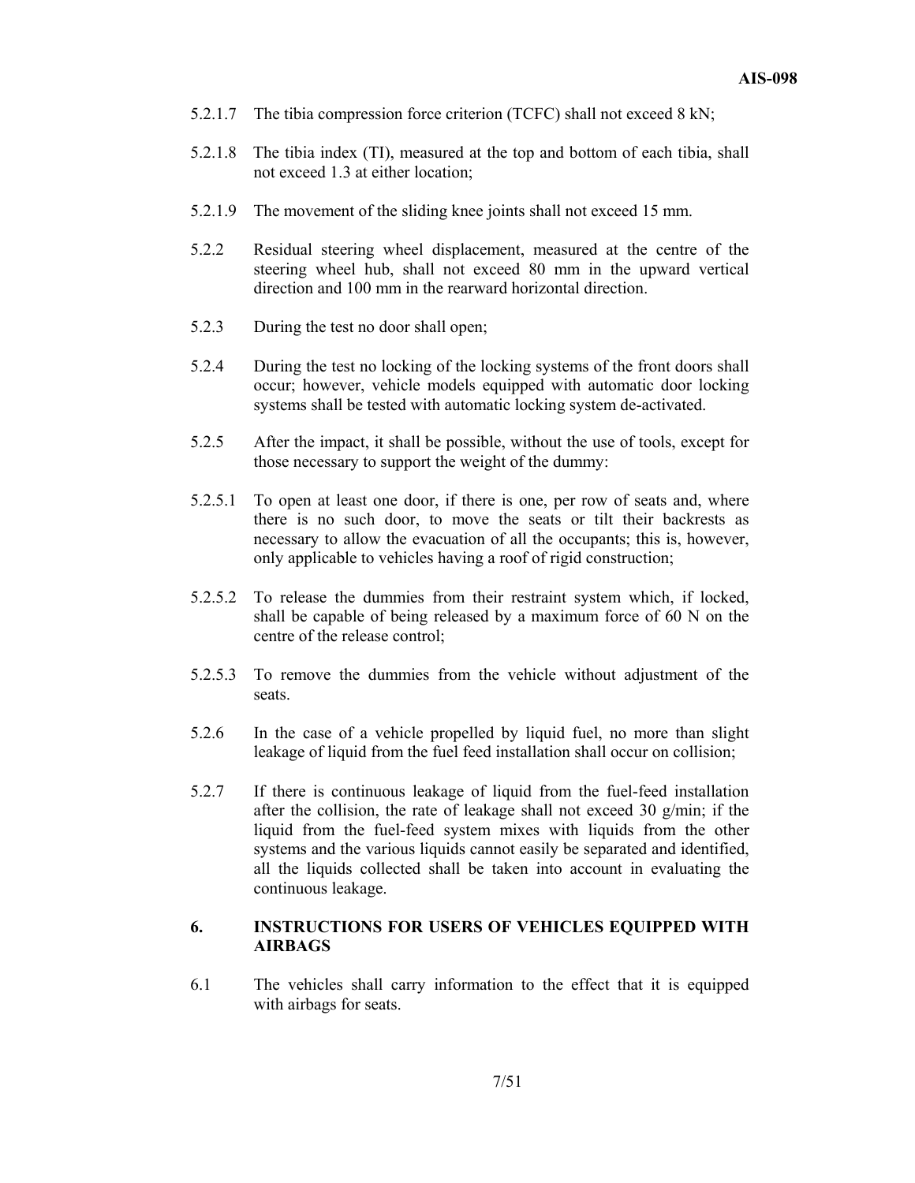5.2.1.7 The tibia compression force criterion (TCFC) shall not exceed 8 kN;

5.2.1.8 The tibia index (TI), measured at the top and bottom of each tibia, shall not exceed 1.3 at either location;

5.2.1.9 The movement of the sliding knee joints shall not exceed 15 mm.

5.2.2 Residual steering wheel displacement, measured at the centre of the steering wheel hub, shall not exceed 80 mm in the upward vertical direction and 100 mm in the rearward horizontal direction.

5.2.3 During the test no door shall open;

5.2.4 During the test no locking of the locking systems of the front doors shall occur; however, vehicle models equipped with automatic door locking systems shall be tested with automatic locking system de-activated.

5.2.5 After the impact, it shall be possible, without the use of tools, except for those necessary to support the weight of the dummy:

5.2.5.1 To open at least one door, if there is one, per row of seats and, where there is no such door, to move the seats or tilt their backrests as necessary to allow the evacuation of all the occupants; this is, however, only applicable to vehicles having a roof of rigid construction;

5.2.5.2 To release the dummies from their restraint system which, if locked, shall be capable of being released by a maximum force of 60 N on the centre of the release control;

5.2.5.3 To remove the dummies from the vehicle without adjustment of the seats.

5.2.6 In the case of a vehicle propelled by liquid fuel, no more than slight leakage of liquid from the fuel feed installation shall occur on collision;

5.2.7 If there is continuous leakage of liquid from the fuel-feed installation after the collision, the rate of leakage shall not exceed 30 g/min; if the liquid from the fuel-feed system mixes with liquids from the other systems and the various liquids cannot easily be separated and identified, all the liquids collected shall be taken into account in evaluating the continuous leakage.

## 6. INSTRUCTIONS FOR USERS OF VEHICLES EQUIPPED WITH AIRBAGS

6.1 The vehicles shall carry information to the effect that it is equipped with airbags for seats.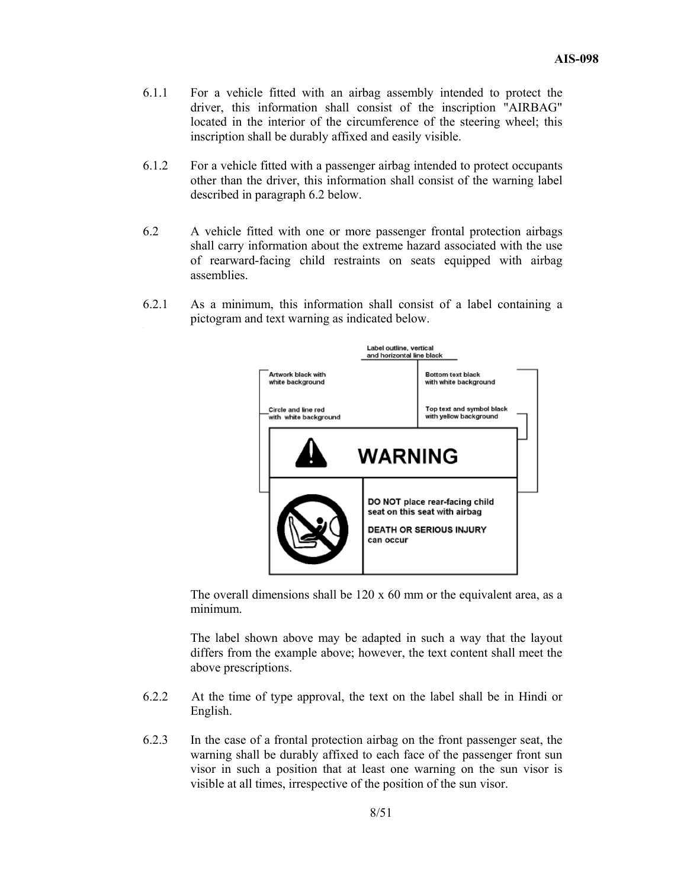6.1.1 For a vehicle fitted with an airbag assembly intended to protect the driver, this information shall consist of the inscription "AIRBAG" located in the interior of the circumference of the steering wheel; this inscription shall be durably affixed and easily visible.

6.1.2 For a vehicle fitted with a passenger airbag intended to protect occupants other than the driver, this information shall consist of the warning label described in paragraph 6.2 below.

6.2 A vehicle fitted with one or more passenger frontal protection airbags shall carry information about the extreme hazard associated with the use of rearward-facing child restraints on seats equipped with airbag assemblies.

6.2.1 As a minimum, this information shall consist of a label containing a pictogram and text warning as indicated below.

Label outline, vertical and horizontal line black

Artwork black with white background

Circle and line red with white background

Bottom text black with white background

Top text and symbol black with yellow background

**WARNING**

**DO NOT** place rear-facing child seat on this seat with airbag

**DEATH OR SERIOUS INJURY** can occur

The overall dimensions shall be 120 x 60 mm or the equivalent area, as a minimum.

The label shown above may be adapted in such a way that the layout differs from the example above; however, the text content shall meet the above prescriptions.

6.2.2 At the time of type approval, the text on the label shall be in Hindi or English.

6.2.3 In the case of a frontal protection airbag on the front passenger seat, the warning shall be durably affixed to each face of the passenger front sun visor in such a position that at least one warning on the sun visor is visible at all times, irrespective of the position of the sun visor.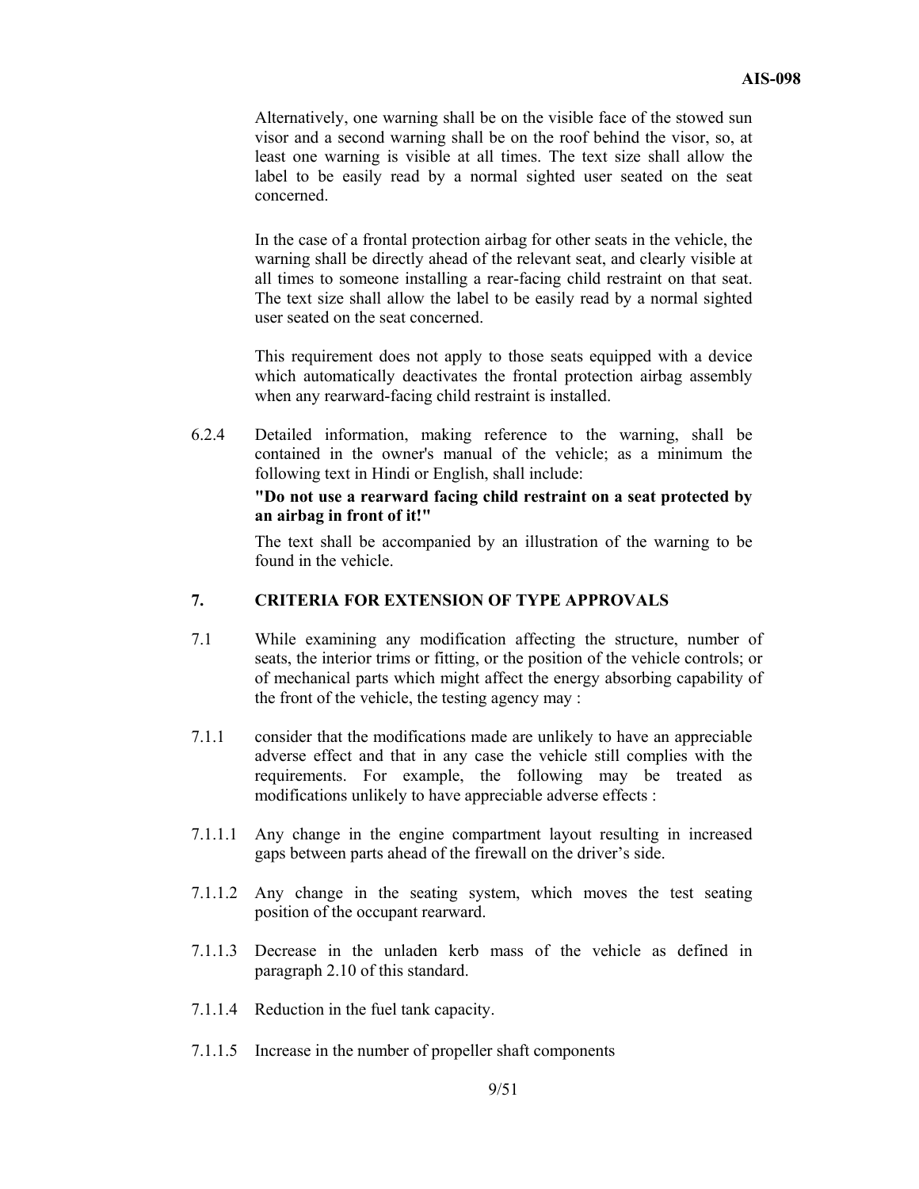Alternatively, one warning shall be on the visible face of the stowed sun visor and a second warning shall be on the roof behind the visor, so, at least one warning is visible at all times. The text size shall allow the label to be easily read by a normal sighted user seated on the seat concerned.

In the case of a frontal protection airbag for other seats in the vehicle, the warning shall be directly ahead of the relevant seat, and clearly visible at all times to someone installing a rear-facing child restraint on that seat. The text size shall allow the label to be easily read by a normal sighted user seated on the seat concerned.

This requirement does not apply to those seats equipped with a device which automatically deactivates the frontal protection airbag assembly when any rearward-facing child restraint is installed.

6.2.4 Detailed information, making reference to the warning, shall be contained in the owner's manual of the vehicle; as a minimum the following text in Hindi or English, shall include:

**"Do not use a rearward facing child restraint on a seat protected by an airbag in front of it!"**

The text shall be accompanied by an illustration of the warning to be found in the vehicle.

## 7. CRITERIA FOR EXTENSION OF TYPE APPROVALS

7.1 While examining any modification affecting the structure, number of seats, the interior trims or fitting, or the position of the vehicle controls; or of mechanical parts which might affect the energy absorbing capability of the front of the vehicle, the testing agency may :

7.1.1 consider that the modifications made are unlikely to have an appreciable adverse effect and that in any case the vehicle still complies with the requirements. For example, the following may be treated as modifications unlikely to have appreciable adverse effects :

7.1.1.1 Any change in the engine compartment layout resulting in increased gaps between parts ahead of the firewall on the driver's side.

7.1.1.2 Any change in the seating system, which moves the test seating position of the occupant rearward.

7.1.1.3 Decrease in the unladen kerb mass of the vehicle as defined in paragraph 2.10 of this standard.

7.1.1.4 Reduction in the fuel tank capacity.

7.1.1.5 Increase in the number of propeller shaft components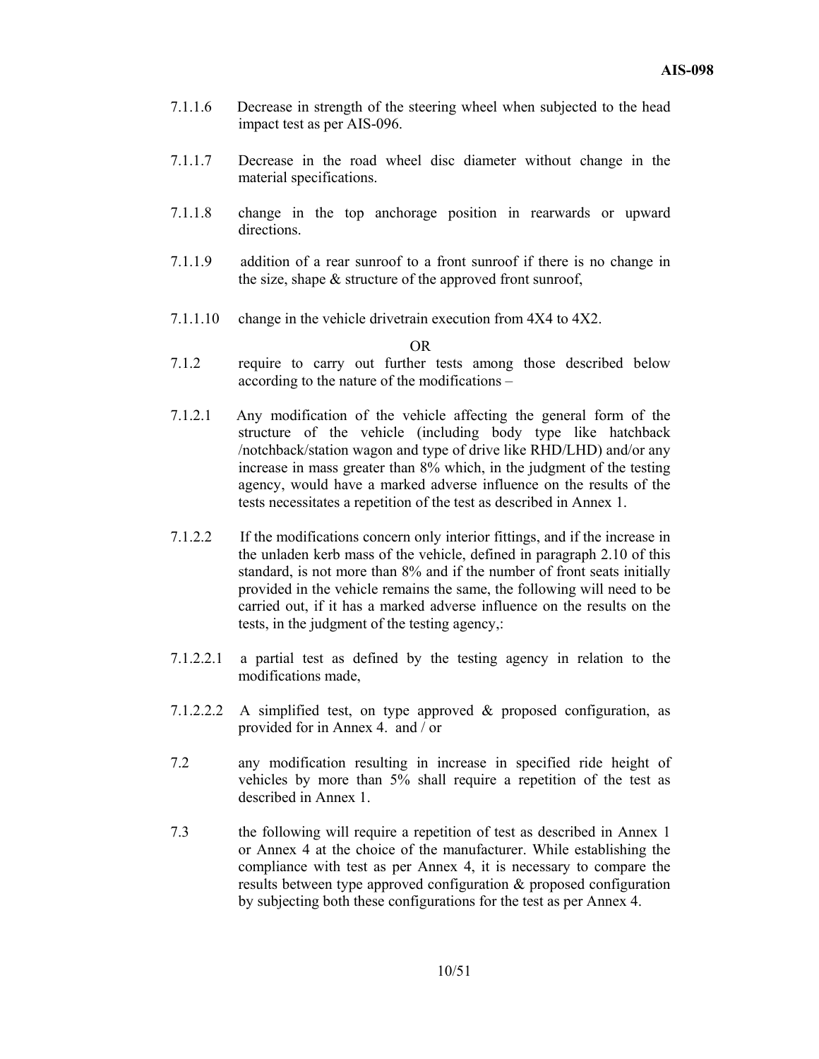7.1.1.6 Decrease in strength of the steering wheel when subjected to the head impact test as per AIS-096.

7.1.1.7 Decrease in the road wheel disc diameter without change in the material specifications.

7.1.1.8 change in the top anchorage position in rearwards or upward directions.

7.1.1.9 addition of a rear sunroof to a front sunroof if there is no change in the size, shape & structure of the approved front sunroof,

7.1.1.10 change in the vehicle drivetrain execution from 4X4 to 4X2.

OR

7.1.2 require to carry out further tests among those described below according to the nature of the modifications –

7.1.2.1 Any modification of the vehicle affecting the general form of the structure of the vehicle (including body type like hatchback /notchback/station wagon and type of drive like RHD/LHD) and/or any increase in mass greater than 8% which, in the judgment of the testing agency, would have a marked adverse influence on the results of the tests necessitates a repetition of the test as described in Annex 1.

7.1.2.2 If the modifications concern only interior fittings, and if the increase in the unladen kerb mass of the vehicle, defined in paragraph 2.10 of this standard, is not more than 8% and if the number of front seats initially provided in the vehicle remains the same, the following will need to be carried out, if it has a marked adverse influence on the results on the tests, in the judgment of the testing agency,:

7.1.2.2.1 a partial test as defined by the testing agency in relation to the modifications made,

7.1.2.2.2 A simplified test, on type approved & proposed configuration, as provided for in Annex 4. and / or

7.2 any modification resulting in increase in specified ride height of vehicles by more than 5% shall require a repetition of the test as described in Annex 1.

7.3 the following will require a repetition of test as described in Annex 1 or Annex 4 at the choice of the manufacturer. While establishing the compliance with test as per Annex 4, it is necessary to compare the results between type approved configuration & proposed configuration by subjecting both these configurations for the test as per Annex 4.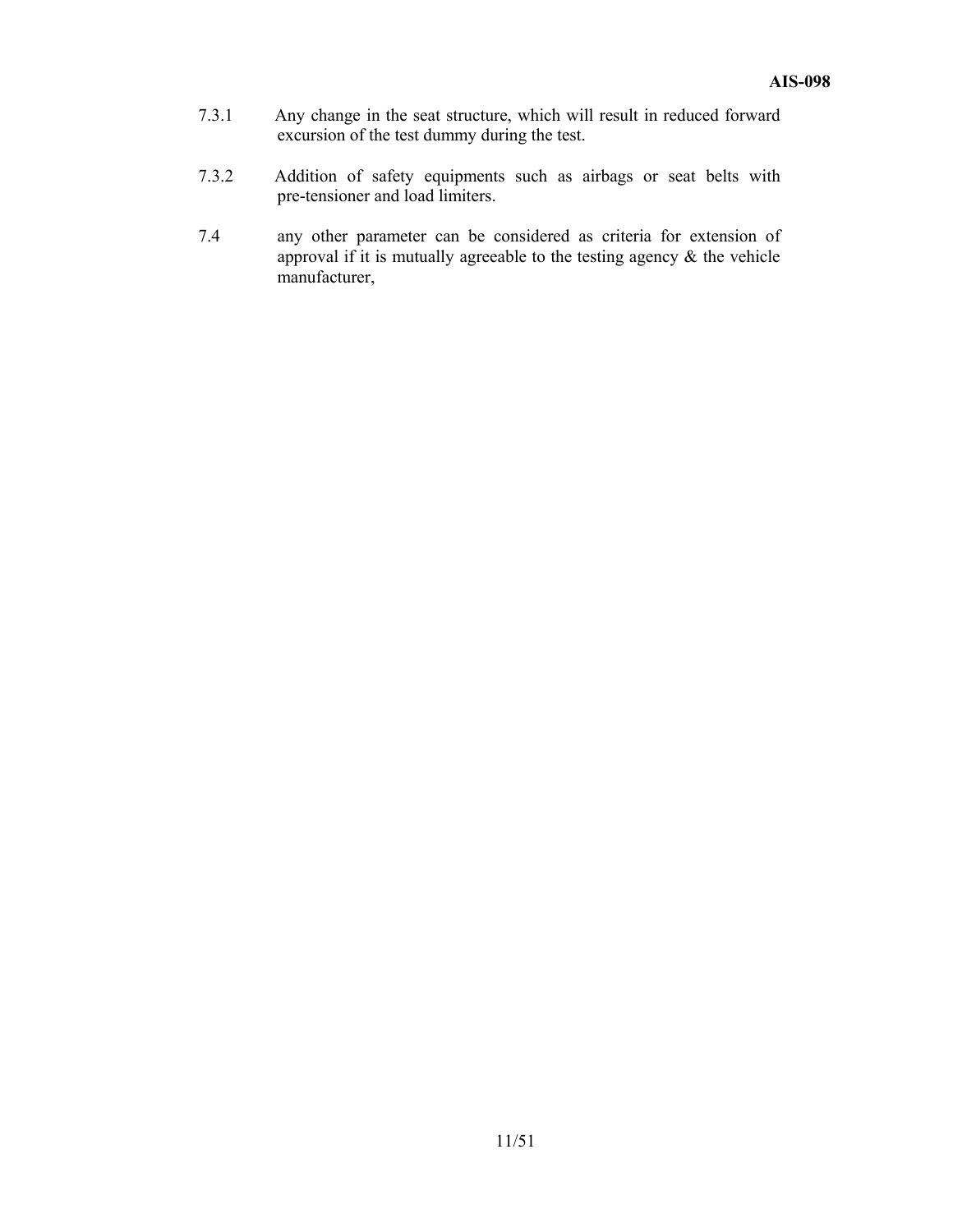7.3.1 Any change in the seat structure, which will result in reduced forward excursion of the test dummy during the test.

7.3.2 Addition of safety equipments such as airbags or seat belts with pre-tensioner and load limiters.

7.4 any other parameter can be considered as criteria for extension of approval if it is mutually agreeable to the testing agency & the vehicle manufacturer,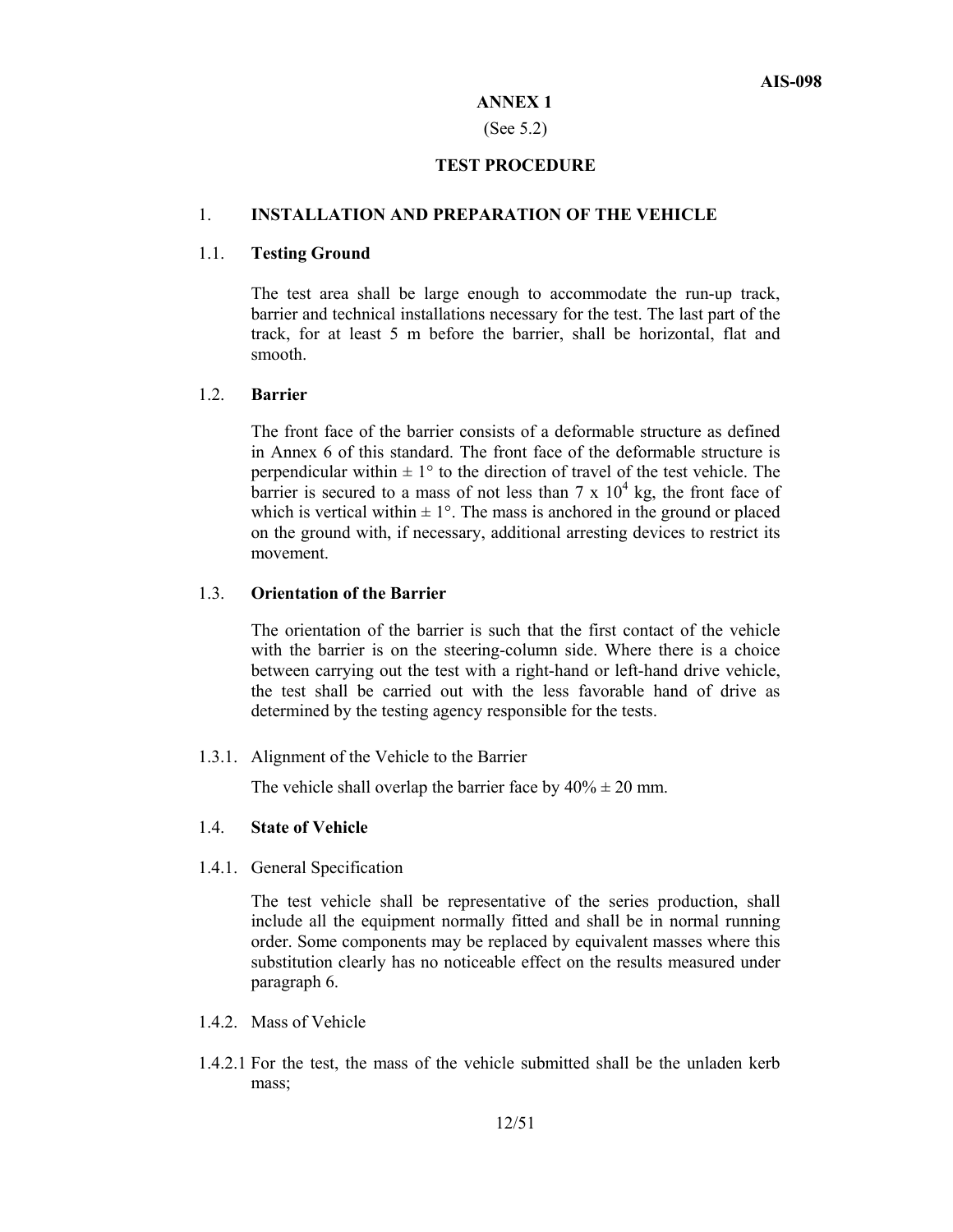## ANNEX 1

(See 5.2)

## TEST PROCEDURE

### 1. INSTALLATION AND PREPARATION OF THE VEHICLE

#### 1.1. Testing Ground

The test area shall be large enough to accommodate the run-up track, barrier and technical installations necessary for the test. The last part of the track, for at least 5 m before the barrier, shall be horizontal, flat and smooth.

#### 1.2. Barrier

The front face of the barrier consists of a deformable structure as defined in Annex 6 of this standard. The front face of the deformable structure is perpendicular within $\pm 1°$ to the direction of travel of the test vehicle. The barrier is secured to a mass of not less than $7 \times 10^4$ kg, the front face of which is vertical within $\pm 1°$. The mass is anchored in the ground or placed on the ground with, if necessary, additional arresting devices to restrict its movement.

#### 1.3. Orientation of the Barrier

The orientation of the barrier is such that the first contact of the vehicle with the barrier is on the steering-column side. Where there is a choice between carrying out the test with a right-hand or left-hand drive vehicle, the test shall be carried out with the less favorable hand of drive as determined by the testing agency responsible for the tests.

1.3.1. Alignment of the Vehicle to the Barrier

The vehicle shall overlap the barrier face by 40% ± 20 mm.

#### 1.4. State of Vehicle

1.4.1. General Specification

The test vehicle shall be representative of the series production, shall include all the equipment normally fitted and shall be in normal running order. Some components may be replaced by equivalent masses where this substitution clearly has no noticeable effect on the results measured under paragraph 6.

1.4.2. Mass of Vehicle

1.4.2.1 For the test, the mass of the vehicle submitted shall be the unladen kerb mass;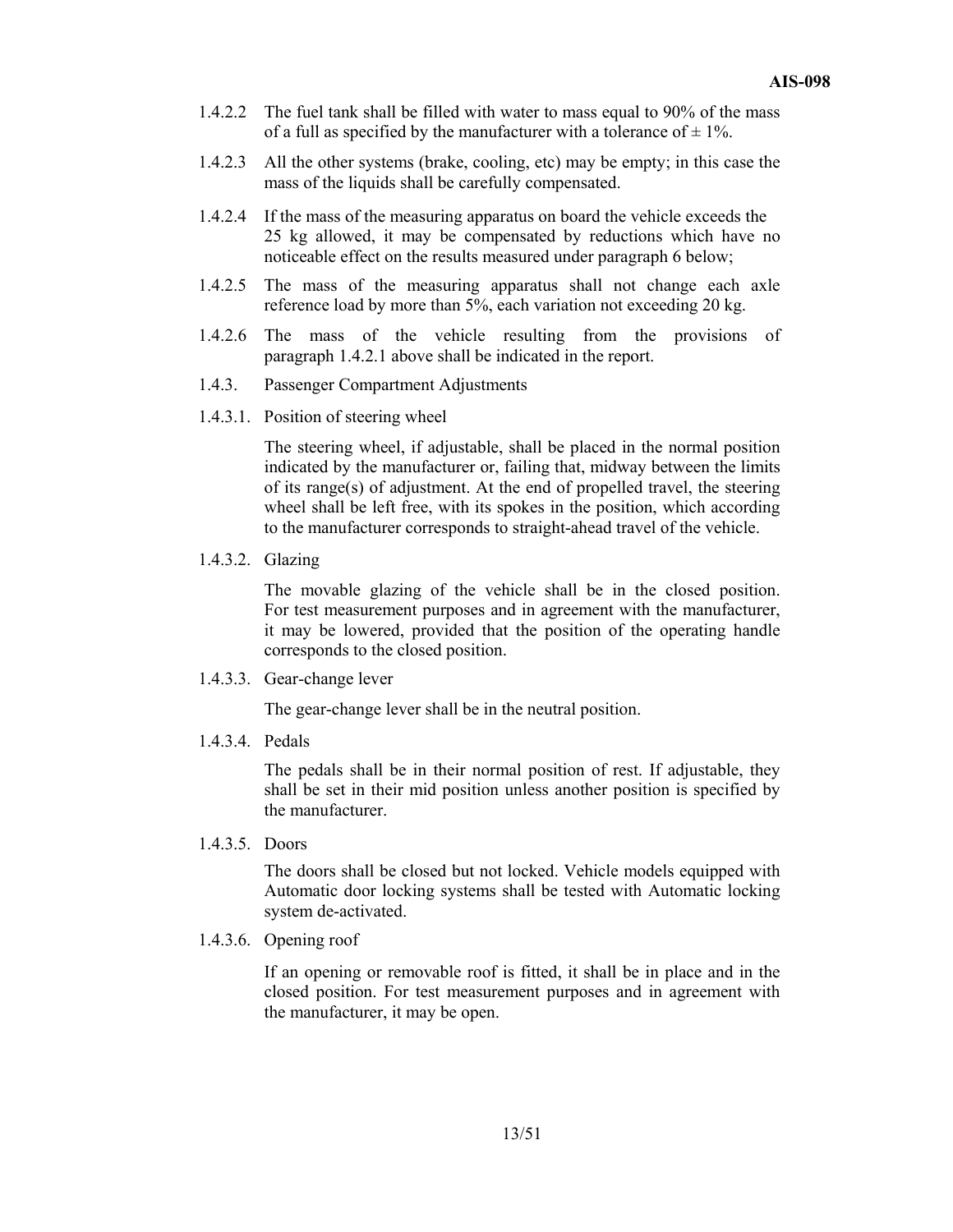1.4.2.2 The fuel tank shall be filled with water to mass equal to 90% of the mass of a full as specified by the manufacturer with a tolerance of ± 1%.

1.4.2.3 All the other systems (brake, cooling, etc) may be empty; in this case the mass of the liquids shall be carefully compensated.

1.4.2.4 If the mass of the measuring apparatus on board the vehicle exceeds the 25 kg allowed, it may be compensated by reductions which have no noticeable effect on the results measured under paragraph 6 below;

1.4.2.5 The mass of the measuring apparatus shall not change each axle reference load by more than 5%, each variation not exceeding 20 kg.

1.4.2.6 The mass of the vehicle resulting from the provisions of paragraph 1.4.2.1 above shall be indicated in the report.

1.4.3. Passenger Compartment Adjustments

1.4.3.1. Position of steering wheel

The steering wheel, if adjustable, shall be placed in the normal position indicated by the manufacturer or, failing that, midway between the limits of its range(s) of adjustment. At the end of propelled travel, the steering wheel shall be left free, with its spokes in the position, which according to the manufacturer corresponds to straight-ahead travel of the vehicle.

1.4.3.2. Glazing

The movable glazing of the vehicle shall be in the closed position. For test measurement purposes and in agreement with the manufacturer, it may be lowered, provided that the position of the operating handle corresponds to the closed position.

1.4.3.3. Gear-change lever

The gear-change lever shall be in the neutral position.

1.4.3.4. Pedals

The pedals shall be in their normal position of rest. If adjustable, they shall be set in their mid position unless another position is specified by the manufacturer.

1.4.3.5. Doors

The doors shall be closed but not locked. Vehicle models equipped with Automatic door locking systems shall be tested with Automatic locking system de-activated.

1.4.3.6. Opening roof

If an opening or removable roof is fitted, it shall be in place and in the closed position. For test measurement purposes and in agreement with the manufacturer, it may be open.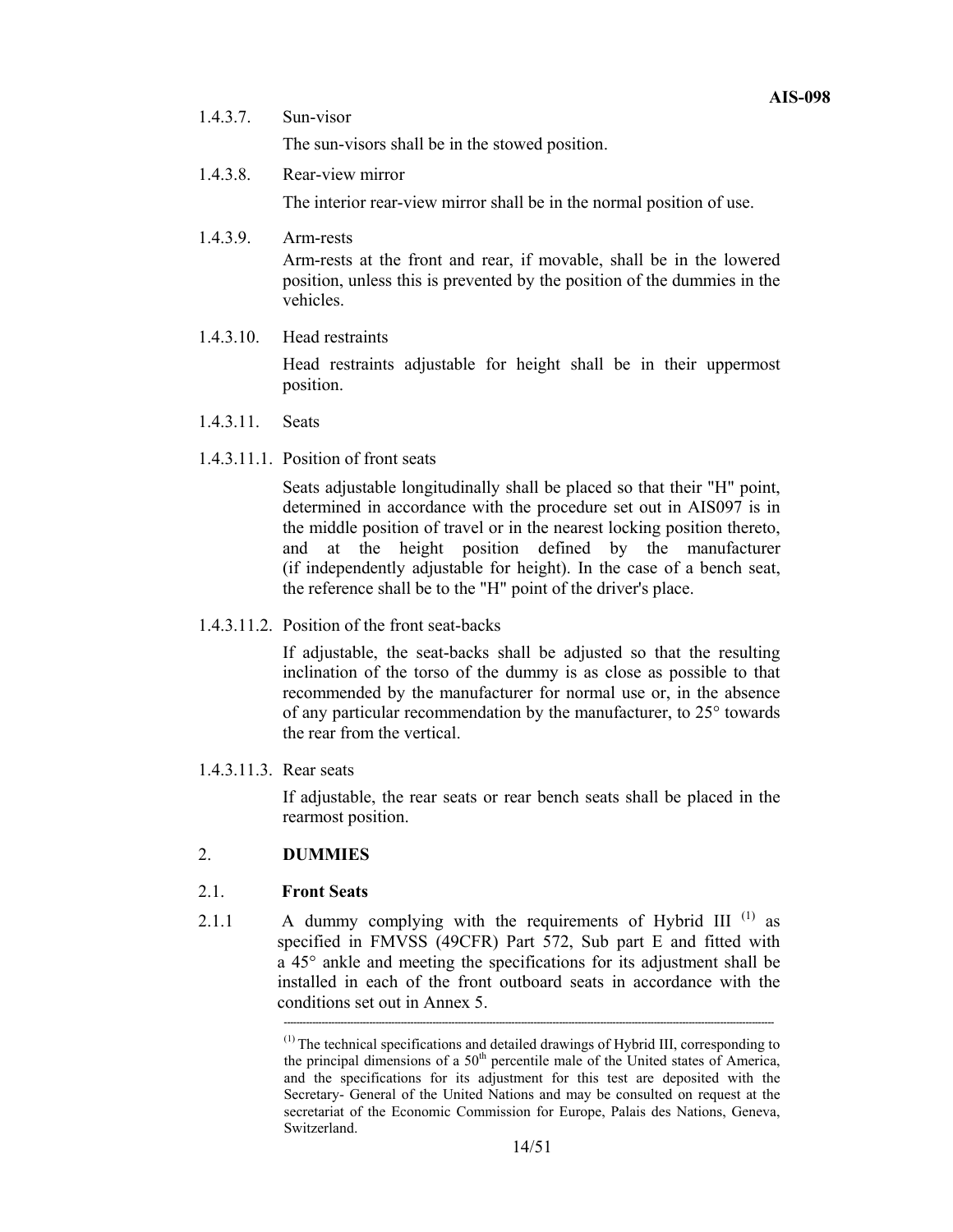1.4.3.7. Sun-visor

The sun-visors shall be in the stowed position.

1.4.3.8. Rear-view mirror

The interior rear-view mirror shall be in the normal position of use.

1.4.3.9. Arm-rests

Arm-rests at the front and rear, if movable, shall be in the lowered position, unless this is prevented by the position of the dummies in the vehicles.

1.4.3.10. Head restraints

Head restraints adjustable for height shall be in their uppermost position.

1.4.3.11. Seats

1.4.3.11.1. Position of front seats

Seats adjustable longitudinally shall be placed so that their "H" point, determined in accordance with the procedure set out in AIS097 is in the middle position of travel or in the nearest locking position thereto, and at the height position defined by the manufacturer (if independently adjustable for height). In the case of a bench seat, the reference shall be to the "H" point of the driver's place.

1.4.3.11.2. Position of the front seat-backs

If adjustable, the seat-backs shall be adjusted so that the resulting inclination of the torso of the dummy is as close as possible to that recommended by the manufacturer for normal use or, in the absence of any particular recommendation by the manufacturer, to 25° towards the rear from the vertical.

1.4.3.11.3. Rear seats

If adjustable, the rear seats or rear bench seats shall be placed in the rearmost position.

## 2. DUMMIES

### 2.1. Front Seats

2.1.1 A dummy complying with the requirements of Hybrid III [(1)] as specified in FMVSS (49CFR) Part 572, Sub part E and fitted with a 45° ankle and meeting the specifications for its adjustment shall be installed in each of the front outboard seats in accordance with the conditions set out in Annex 5.

---

[(1)] The technical specifications and detailed drawings of Hybrid III, corresponding to the principal dimensions of a 50th percentile male of the United states of America, and the specifications for its adjustment for this test are deposited with the Secretary- General of the United Nations and may be consulted on request at the secretariat of the Economic Commission for Europe, Palais des Nations, Geneva, Switzerland.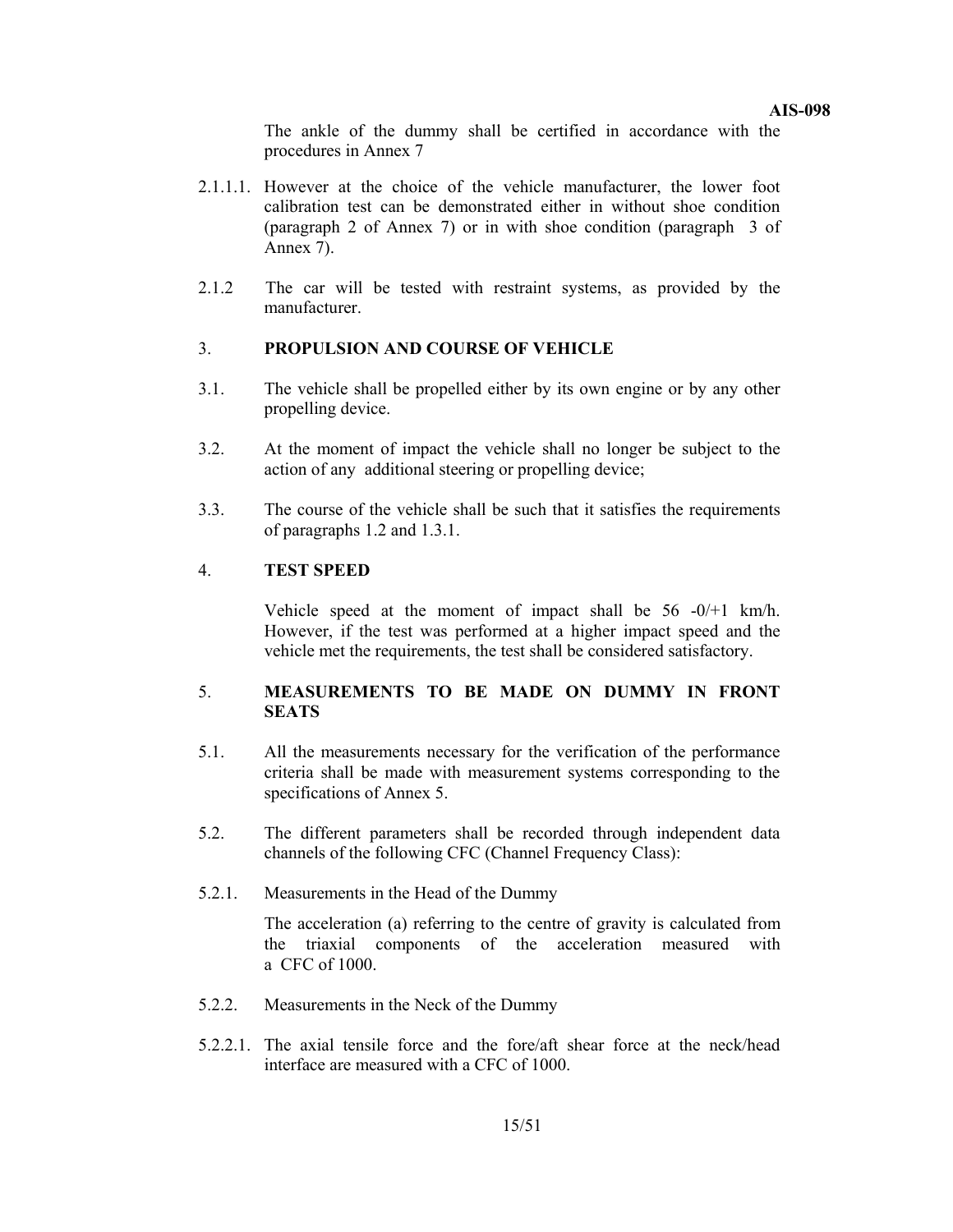The ankle of the dummy shall be certified in accordance with the procedures in Annex 7

2.1.1.1. However at the choice of the vehicle manufacturer, the lower foot calibration test can be demonstrated either in without shoe condition (paragraph 2 of Annex 7) or in with shoe condition (paragraph 3 of Annex 7).

2.1.2 The car will be tested with restraint systems, as provided by the manufacturer.

## 3. PROPULSION AND COURSE OF VEHICLE

3.1. The vehicle shall be propelled either by its own engine or by any other propelling device.

3.2. At the moment of impact the vehicle shall no longer be subject to the action of any additional steering or propelling device;

3.3. The course of the vehicle shall be such that it satisfies the requirements of paragraphs 1.2 and 1.3.1.

## 4. TEST SPEED

Vehicle speed at the moment of impact shall be 56 -0/+1 km/h. However, if the test was performed at a higher impact speed and the vehicle met the requirements, the test shall be considered satisfactory.

## 5. MEASUREMENTS TO BE MADE ON DUMMY IN FRONT SEATS

5.1. All the measurements necessary for the verification of the performance criteria shall be made with measurement systems corresponding to the specifications of Annex 5.

5.2. The different parameters shall be recorded through independent data channels of the following CFC (Channel Frequency Class):

5.2.1. Measurements in the Head of the Dummy

The acceleration (a) referring to the centre of gravity is calculated from the triaxial components of the acceleration measured with a CFC of 1000.

5.2.2. Measurements in the Neck of the Dummy

5.2.2.1. The axial tensile force and the fore/aft shear force at the neck/head interface are measured with a CFC of 1000.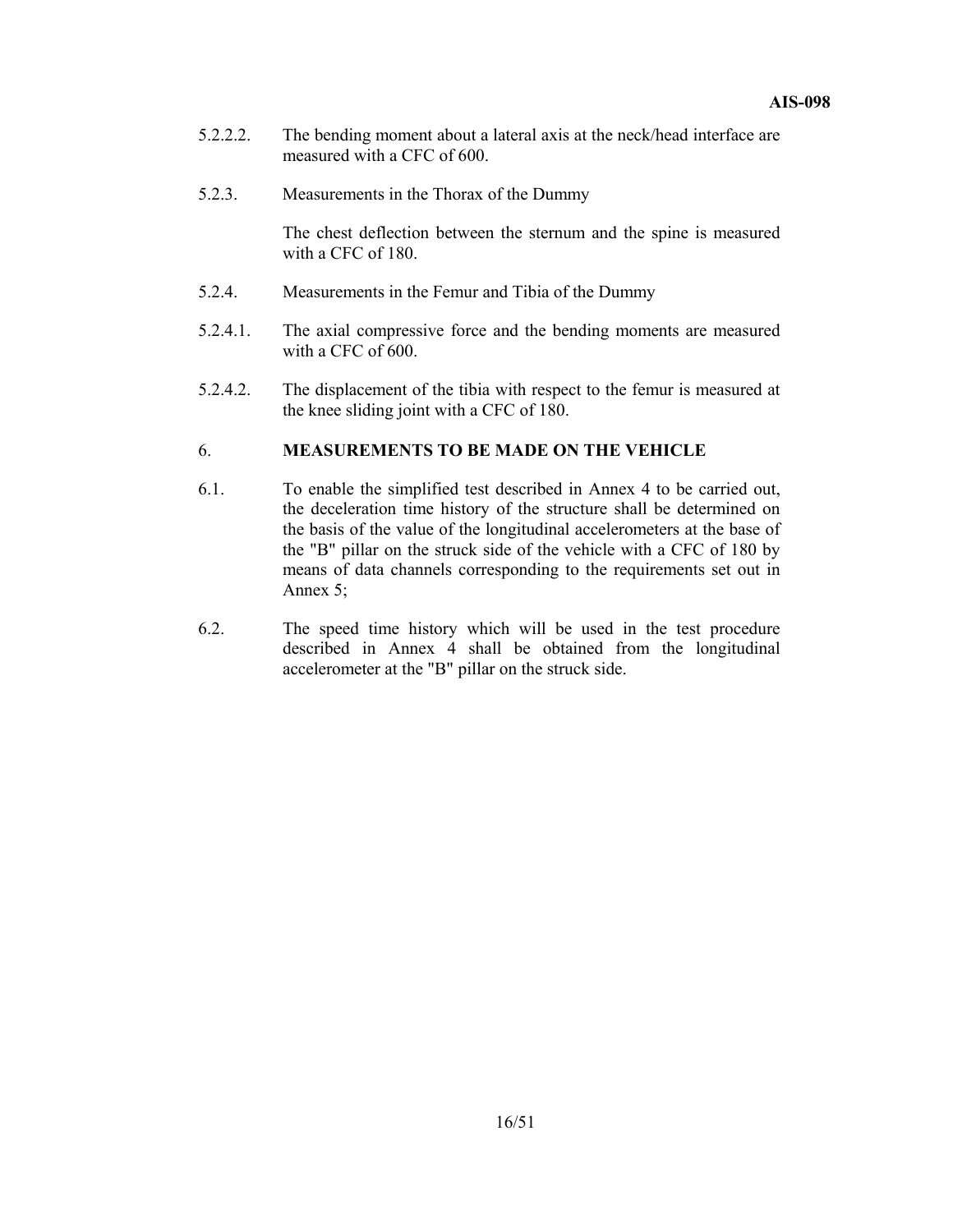5.2.2.2. The bending moment about a lateral axis at the neck/head interface are measured with a CFC of 600.

5.2.3. Measurements in the Thorax of the Dummy

The chest deflection between the sternum and the spine is measured with a CFC of 180.

5.2.4. Measurements in the Femur and Tibia of the Dummy

5.2.4.1. The axial compressive force and the bending moments are measured with a CFC of 600.

5.2.4.2. The displacement of the tibia with respect to the femur is measured at the knee sliding joint with a CFC of 180.

## 6. MEASUREMENTS TO BE MADE ON THE VEHICLE

6.1. To enable the simplified test described in Annex 4 to be carried out, the deceleration time history of the structure shall be determined on the basis of the value of the longitudinal accelerometers at the base of the "B" pillar on the struck side of the vehicle with a CFC of 180 by means of data channels corresponding to the requirements set out in Annex 5;

6.2. The speed time history which will be used in the test procedure described in Annex 4 shall be obtained from the longitudinal accelerometer at the "B" pillar on the struck side.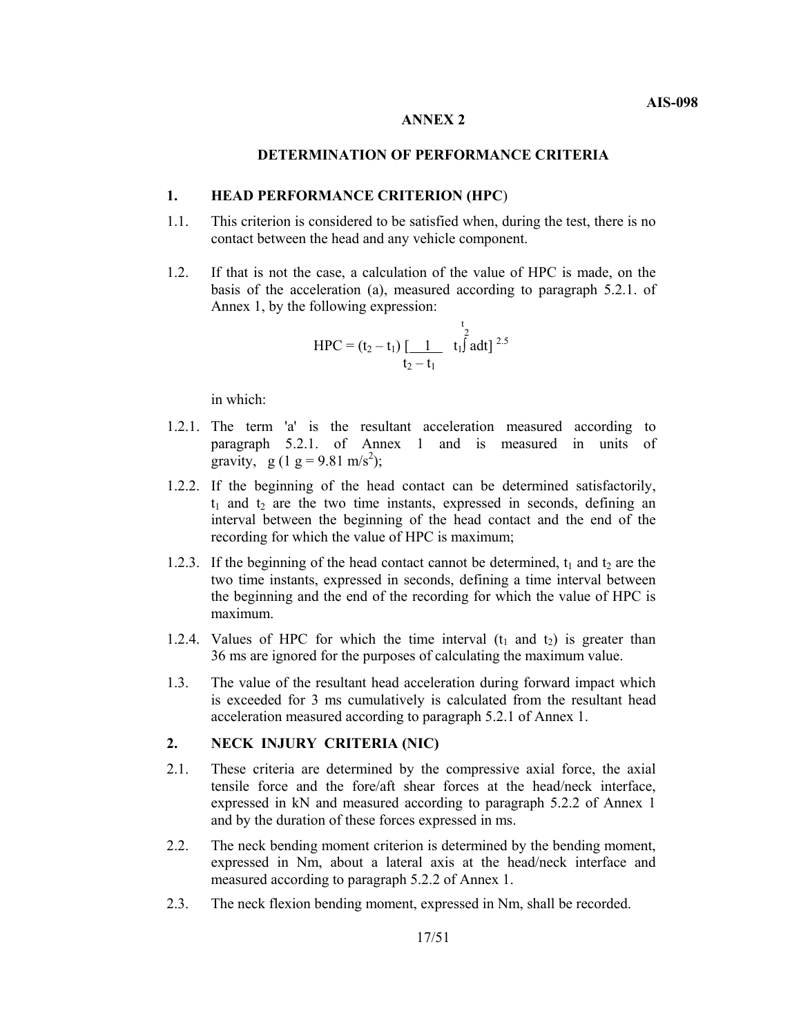# ANNEX 2

## DETERMINATION OF PERFORMANCE CRITERIA

### 1. HEAD PERFORMANCE CRITERION (HPC)

1.1. This criterion is considered to be satisfied when, during the test, there is no contact between the head and any vehicle component.

1.2. If that is not the case, a calculation of the value of HPC is made, on the basis of the acceleration (a), measured according to paragraph 5.2.1. of Annex 1, by the following expression:

$$HPC = (t_2 - t_1) \left[ \frac{1}{t_2 - t_1} \int_{t_1}^{t_2} a\,dt \right]^{2.5}$$

in which:

1.2.1. The term 'a' is the resultant acceleration measured according to paragraph 5.2.1. of Annex 1 and is measured in units of gravity, g (1 g = 9.81 $m/s^2$);

1.2.2. If the beginning of the head contact can be determined satisfactorily, $t_1$ and $t_2$ are the two time instants, expressed in seconds, defining an interval between the beginning of the head contact and the end of the recording for which the value of HPC is maximum;

1.2.3. If the beginning of the head contact cannot be determined, $t_1$ and $t_2$ are the two time instants, expressed in seconds, defining a time interval between the beginning and the end of the recording for which the value of HPC is maximum.

1.2.4. Values of HPC for which the time interval ($t_1$ and $t_2$) is greater than 36 ms are ignored for the purposes of calculating the maximum value.

1.3. The value of the resultant head acceleration during forward impact which is exceeded for 3 ms cumulatively is calculated from the resultant head acceleration measured according to paragraph 5.2.1 of Annex 1.

### 2. NECK INJURY CRITERIA (NIC)

2.1. These criteria are determined by the compressive axial force, the axial tensile force and the fore/aft shear forces at the head/neck interface, expressed in kN and measured according to paragraph 5.2.2 of Annex 1 and by the duration of these forces expressed in ms.

2.2. The neck bending moment criterion is determined by the bending moment, expressed in Nm, about a lateral axis at the head/neck interface and measured according to paragraph 5.2.2 of Annex 1.

2.3. The neck flexion bending moment, expressed in Nm, shall be recorded.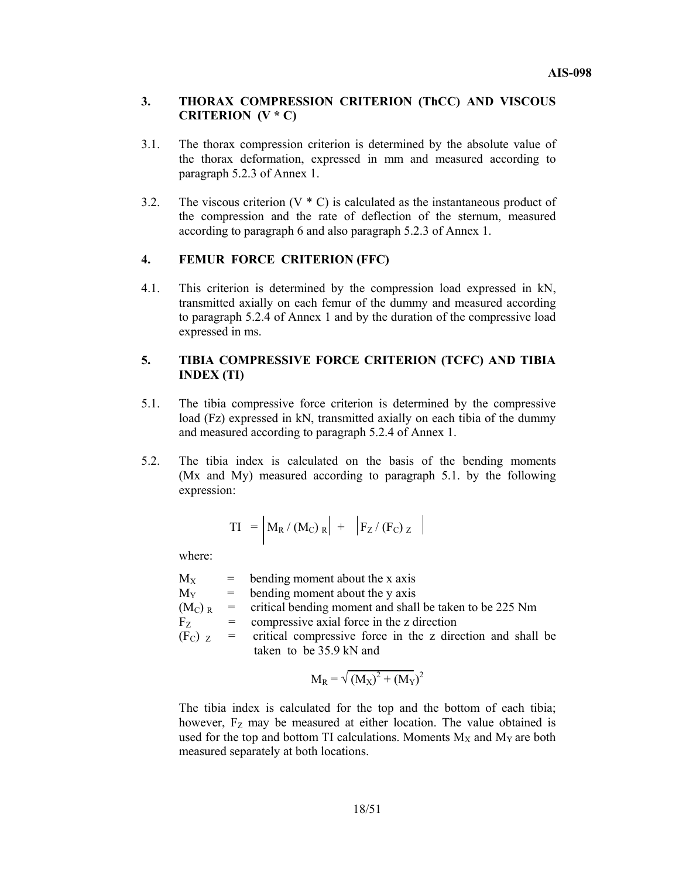## 3. THORAX COMPRESSION CRITERION (ThCC) AND VISCOUS CRITERION (V * C)

3.1. The thorax compression criterion is determined by the absolute value of the thorax deformation, expressed in mm and measured according to paragraph 5.2.3 of Annex 1.

3.2. The viscous criterion (V * C) is calculated as the instantaneous product of the compression and the rate of deflection of the sternum, measured according to paragraph 6 and also paragraph 5.2.3 of Annex 1.

## 4. FEMUR FORCE CRITERION (FFC)

4.1. This criterion is determined by the compression load expressed in kN, transmitted axially on each femur of the dummy and measured according to paragraph 5.2.4 of Annex 1 and by the duration of the compressive load expressed in ms.

## 5. TIBIA COMPRESSIVE FORCE CRITERION (TCFC) AND TIBIA INDEX (TI)

5.1. The tibia compressive force criterion is determined by the compressive load (Fz) expressed in kN, transmitted axially on each tibia of the dummy and measured according to paragraph 5.2.4 of Annex 1.

5.2. The tibia index is calculated on the basis of the bending moments (Mx and My) measured according to paragraph 5.1. by the following expression:

$$TI = \left| M_R / (M_C)_R \right| + \left| F_Z / (F_C)_Z \right|$$

where:

$M_X$ = bending moment about the x axis

$M_Y$ = bending moment about the y axis

$(M_C)_R$ = critical bending moment and shall be taken to be 225 Nm

$F_Z$ = compressive axial force in the z direction

$(F_C)_Z$ = critical compressive force in the z direction and shall be taken to be 35.9 kN and

$$M_R = \sqrt{(M_X)^2 + (M_Y)}^2$$

The tibia index is calculated for the top and the bottom of each tibia; however, $F_Z$ may be measured at either location. The value obtained is used for the top and bottom TI calculations. Moments $M_X$ and $M_Y$ are both measured separately at both locations.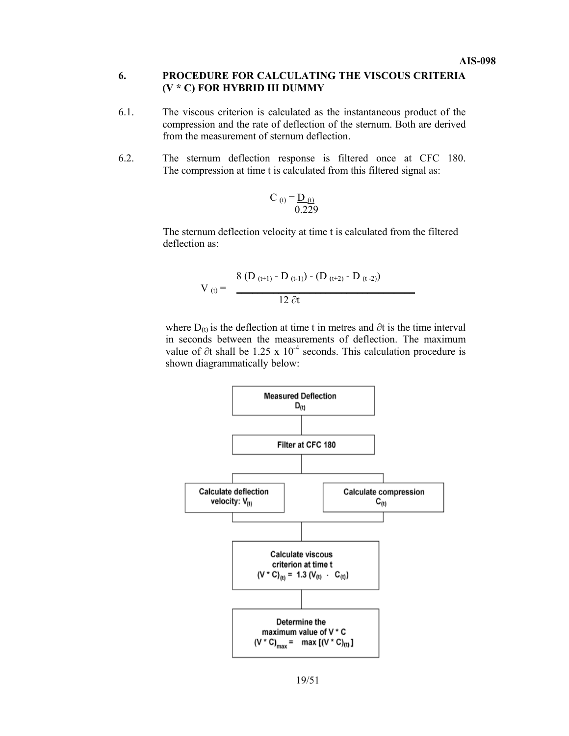## 6. PROCEDURE FOR CALCULATING THE VISCOUS CRITERIA (V * C) FOR HYBRID III DUMMY

6.1. The viscous criterion is calculated as the instantaneous product of the compression and the rate of deflection of the sternum. Both are derived from the measurement of sternum deflection.

6.2. The sternum deflection response is filtered once at CFC 180. The compression at time t is calculated from this filtered signal as:

$$C_{(t)} = \frac{D_{(t)}}{0.229}$$

The sternum deflection velocity at time t is calculated from the filtered deflection as:

$$V_{(t)} = \frac{8\,(D_{(t+1)} - D_{(t-1)}) - (D_{(t+2)} - D_{(t-2)})}{12\,\partial t}$$

where $D_{(t)}$ is the deflection at time t in metres and $\partial t$ is the time interval in seconds between the measurements of deflection. The maximum value of $\partial t$ shall be $1.25 \times 10^{-4}$ seconds. This calculation procedure is shown diagrammatically below:

Measured Deflection $D_{(t)}$

↓

Filter at CFC 180

↓

Calculate deflection velocity: $V_{(t)}$ | Calculate compression $C_{(t)}$

↓

Calculate viscous criterion at time t $(V * C)_{(t)} = 1.3\,(V_{(t)} \cdot C_{(t)})$

↓

Determine the maximum value of V * C $(V * C)_{max} = \max\,[(V * C)_{(t)}]$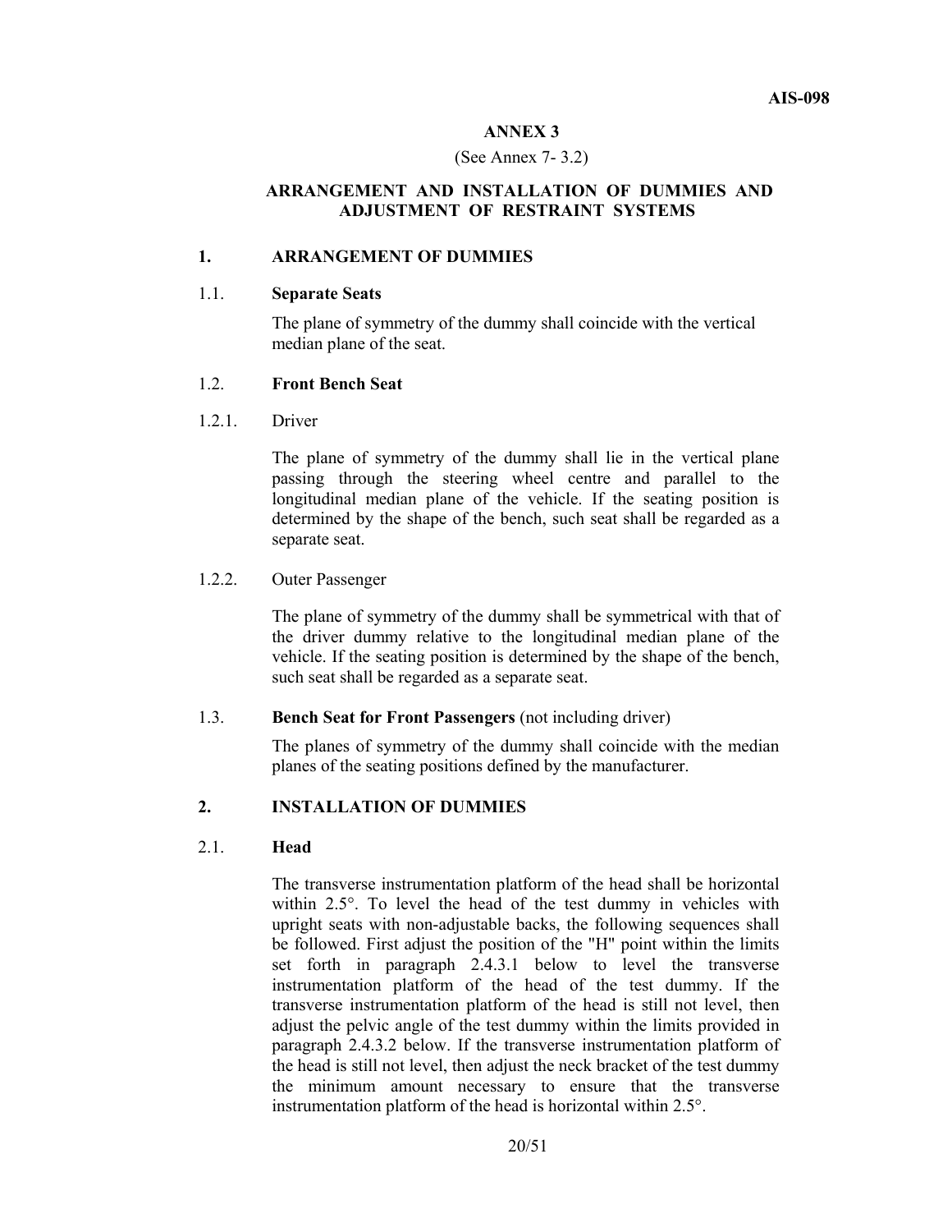# ANNEX 3

(See Annex 7- 3.2)

## ARRANGEMENT AND INSTALLATION OF DUMMIES AND ADJUSTMENT OF RESTRAINT SYSTEMS

### 1. ARRANGEMENT OF DUMMIES

1.1. **Separate Seats**

The plane of symmetry of the dummy shall coincide with the vertical median plane of the seat.

1.2. **Front Bench Seat**

1.2.1. Driver

The plane of symmetry of the dummy shall lie in the vertical plane passing through the steering wheel centre and parallel to the longitudinal median plane of the vehicle. If the seating position is determined by the shape of the bench, such seat shall be regarded as a separate seat.

1.2.2. Outer Passenger

The plane of symmetry of the dummy shall be symmetrical with that of the driver dummy relative to the longitudinal median plane of the vehicle. If the seating position is determined by the shape of the bench, such seat shall be regarded as a separate seat.

1.3. **Bench Seat for Front Passengers** (not including driver)

The planes of symmetry of the dummy shall coincide with the median planes of the seating positions defined by the manufacturer.

### 2. INSTALLATION OF DUMMIES

2.1. **Head**

The transverse instrumentation platform of the head shall be horizontal within 2.5°. To level the head of the test dummy in vehicles with upright seats with non-adjustable backs, the following sequences shall be followed. First adjust the position of the "H" point within the limits set forth in paragraph 2.4.3.1 below to level the transverse instrumentation platform of the head of the test dummy. If the transverse instrumentation platform of the head is still not level, then adjust the pelvic angle of the test dummy within the limits provided in paragraph 2.4.3.2 below. If the transverse instrumentation platform of the head is still not level, then adjust the neck bracket of the test dummy the minimum amount necessary to ensure that the transverse instrumentation platform of the head is horizontal within 2.5°.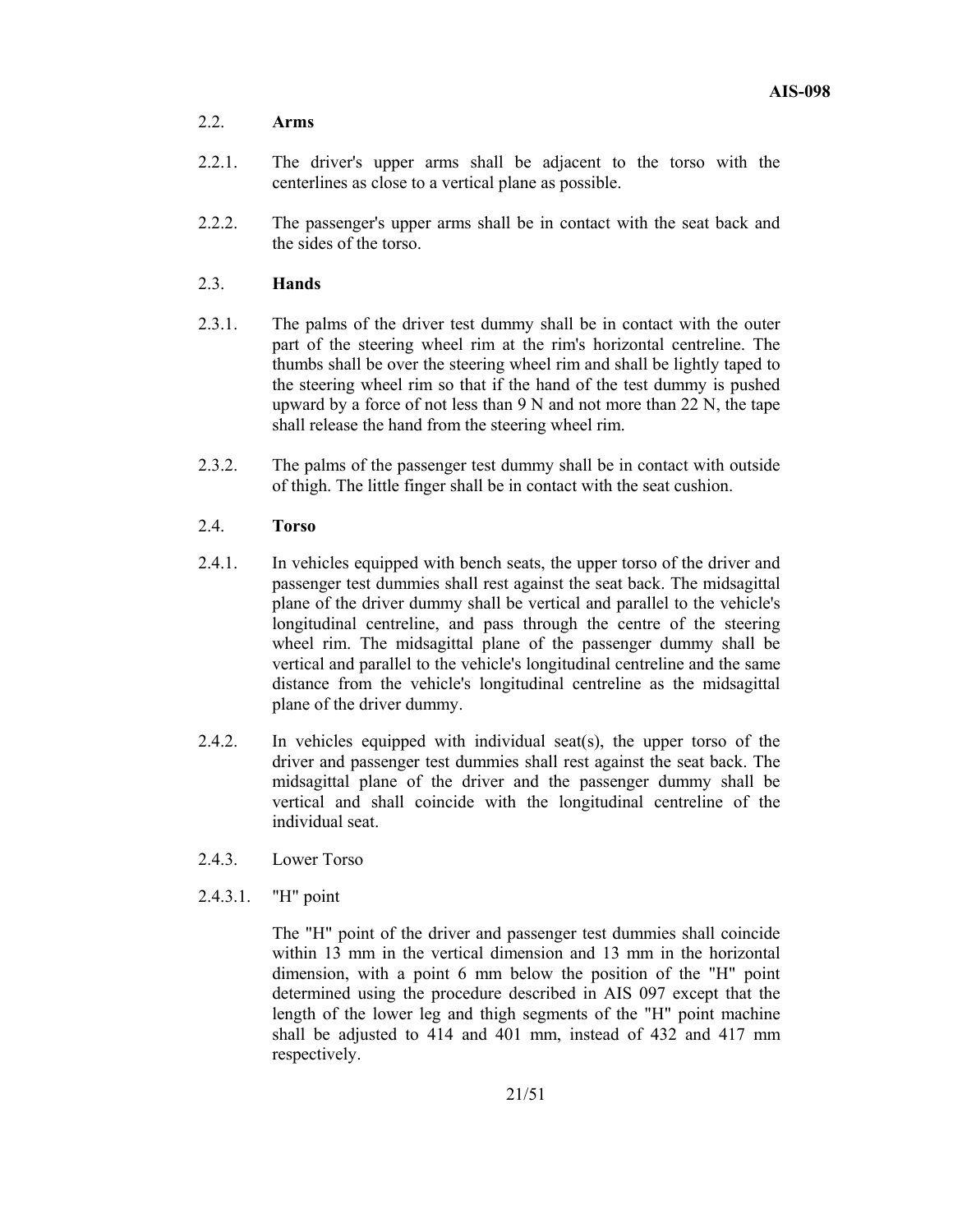2.2. **Arms**

2.2.1. The driver's upper arms shall be adjacent to the torso with the centerlines as close to a vertical plane as possible.

2.2.2. The passenger's upper arms shall be in contact with the seat back and the sides of the torso.

2.3. **Hands**

2.3.1. The palms of the driver test dummy shall be in contact with the outer part of the steering wheel rim at the rim's horizontal centreline. The thumbs shall be over the steering wheel rim and shall be lightly taped to the steering wheel rim so that if the hand of the test dummy is pushed upward by a force of not less than 9 N and not more than 22 N, the tape shall release the hand from the steering wheel rim.

2.3.2. The palms of the passenger test dummy shall be in contact with outside of thigh. The little finger shall be in contact with the seat cushion.

2.4. **Torso**

2.4.1. In vehicles equipped with bench seats, the upper torso of the driver and passenger test dummies shall rest against the seat back. The midsagittal plane of the driver dummy shall be vertical and parallel to the vehicle's longitudinal centreline, and pass through the centre of the steering wheel rim. The midsagittal plane of the passenger dummy shall be vertical and parallel to the vehicle's longitudinal centreline and the same distance from the vehicle's longitudinal centreline as the midsagittal plane of the driver dummy.

2.4.2. In vehicles equipped with individual seat(s), the upper torso of the driver and passenger test dummies shall rest against the seat back. The midsagittal plane of the driver and the passenger dummy shall be vertical and shall coincide with the longitudinal centreline of the individual seat.

2.4.3. Lower Torso

2.4.3.1. "H" point

The "H" point of the driver and passenger test dummies shall coincide within 13 mm in the vertical dimension and 13 mm in the horizontal dimension, with a point 6 mm below the position of the "H" point determined using the procedure described in AIS 097 except that the length of the lower leg and thigh segments of the "H" point machine shall be adjusted to 414 and 401 mm, instead of 432 and 417 mm respectively.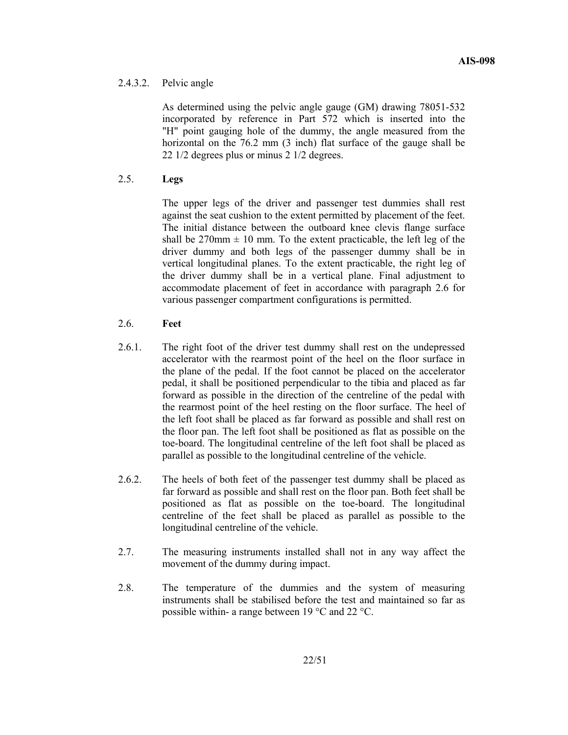2.4.3.2. Pelvic angle

As determined using the pelvic angle gauge (GM) drawing 78051-532 incorporated by reference in Part 572 which is inserted into the "H" point gauging hole of the dummy, the angle measured from the horizontal on the 76.2 mm (3 inch) flat surface of the gauge shall be 22 1/2 degrees plus or minus 2 1/2 degrees.

2.5. **Legs**

The upper legs of the driver and passenger test dummies shall rest against the seat cushion to the extent permitted by placement of the feet. The initial distance between the outboard knee clevis flange surface shall be 270mm ± 10 mm. To the extent practicable, the left leg of the driver dummy and both legs of the passenger dummy shall be in vertical longitudinal planes. To the extent practicable, the right leg of the driver dummy shall be in a vertical plane. Final adjustment to accommodate placement of feet in accordance with paragraph 2.6 for various passenger compartment configurations is permitted.

2.6. **Feet**

2.6.1. The right foot of the driver test dummy shall rest on the undepressed accelerator with the rearmost point of the heel on the floor surface in the plane of the pedal. If the foot cannot be placed on the accelerator pedal, it shall be positioned perpendicular to the tibia and placed as far forward as possible in the direction of the centreline of the pedal with the rearmost point of the heel resting on the floor surface. The heel of the left foot shall be placed as far forward as possible and shall rest on the floor pan. The left foot shall be positioned as flat as possible on the toe-board. The longitudinal centreline of the left foot shall be placed as parallel as possible to the longitudinal centreline of the vehicle.

2.6.2. The heels of both feet of the passenger test dummy shall be placed as far forward as possible and shall rest on the floor pan. Both feet shall be positioned as flat as possible on the toe-board. The longitudinal centreline of the feet shall be placed as parallel as possible to the longitudinal centreline of the vehicle.

2.7. The measuring instruments installed shall not in any way affect the movement of the dummy during impact.

2.8. The temperature of the dummies and the system of measuring instruments shall be stabilised before the test and maintained so far as possible within- a range between 19 °C and 22 °C.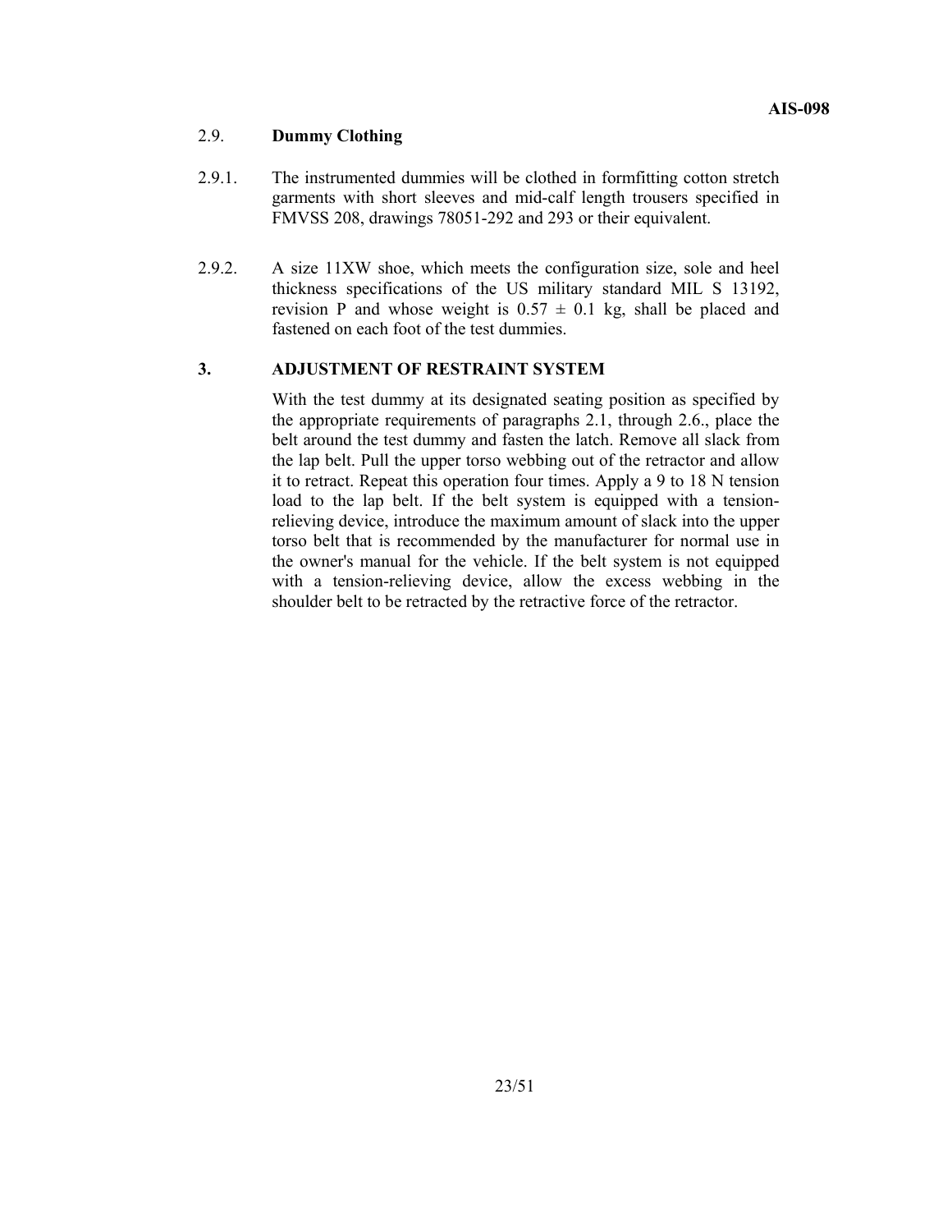### 2.9. **Dummy Clothing**

2.9.1. The instrumented dummies will be clothed in formfitting cotton stretch garments with short sleeves and mid-calf length trousers specified in FMVSS 208, drawings 78051-292 and 293 or their equivalent.

2.9.2. A size 11XW shoe, which meets the configuration size, sole and heel thickness specifications of the US military standard MIL S 13192, revision P and whose weight is $0.57 \pm 0.1$ kg, shall be placed and fastened on each foot of the test dummies.

## 3. ADJUSTMENT OF RESTRAINT SYSTEM

With the test dummy at its designated seating position as specified by the appropriate requirements of paragraphs 2.1, through 2.6., place the belt around the test dummy and fasten the latch. Remove all slack from the lap belt. Pull the upper torso webbing out of the retractor and allow it to retract. Repeat this operation four times. Apply a 9 to 18 N tension load to the lap belt. If the belt system is equipped with a tension-relieving device, introduce the maximum amount of slack into the upper torso belt that is recommended by the manufacturer for normal use in the owner's manual for the vehicle. If the belt system is not equipped with a tension-relieving device, allow the excess webbing in the shoulder belt to be retracted by the retractive force of the retractor.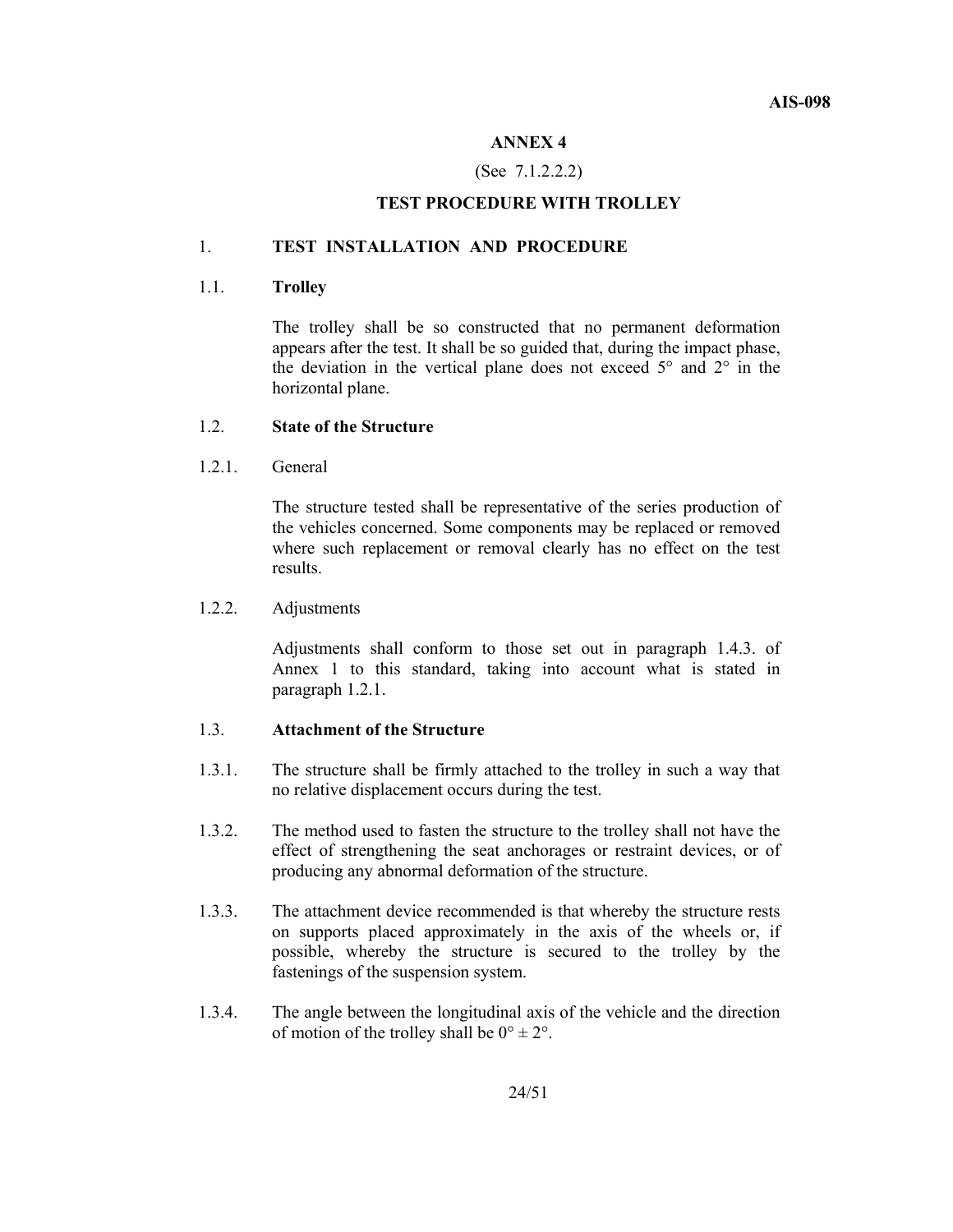# ANNEX 4

(See 7.1.2.2.2)

## TEST PROCEDURE WITH TROLLEY

### 1. TEST INSTALLATION AND PROCEDURE

#### 1.1. Trolley

The trolley shall be so constructed that no permanent deformation appears after the test. It shall be so guided that, during the impact phase, the deviation in the vertical plane does not exceed 5° and 2° in the horizontal plane.

#### 1.2. State of the Structure

1.2.1. General

The structure tested shall be representative of the series production of the vehicles concerned. Some components may be replaced or removed where such replacement or removal clearly has no effect on the test results.

1.2.2. Adjustments

Adjustments shall conform to those set out in paragraph 1.4.3. of Annex 1 to this standard, taking into account what is stated in paragraph 1.2.1.

#### 1.3. Attachment of the Structure

1.3.1. The structure shall be firmly attached to the trolley in such a way that no relative displacement occurs during the test.

1.3.2. The method used to fasten the structure to the trolley shall not have the effect of strengthening the seat anchorages or restraint devices, or of producing any abnormal deformation of the structure.

1.3.3. The attachment device recommended is that whereby the structure rests on supports placed approximately in the axis of the wheels or, if possible, whereby the structure is secured to the trolley by the fastenings of the suspension system.

1.3.4. The angle between the longitudinal axis of the vehicle and the direction of motion of the trolley shall be 0° ± 2°.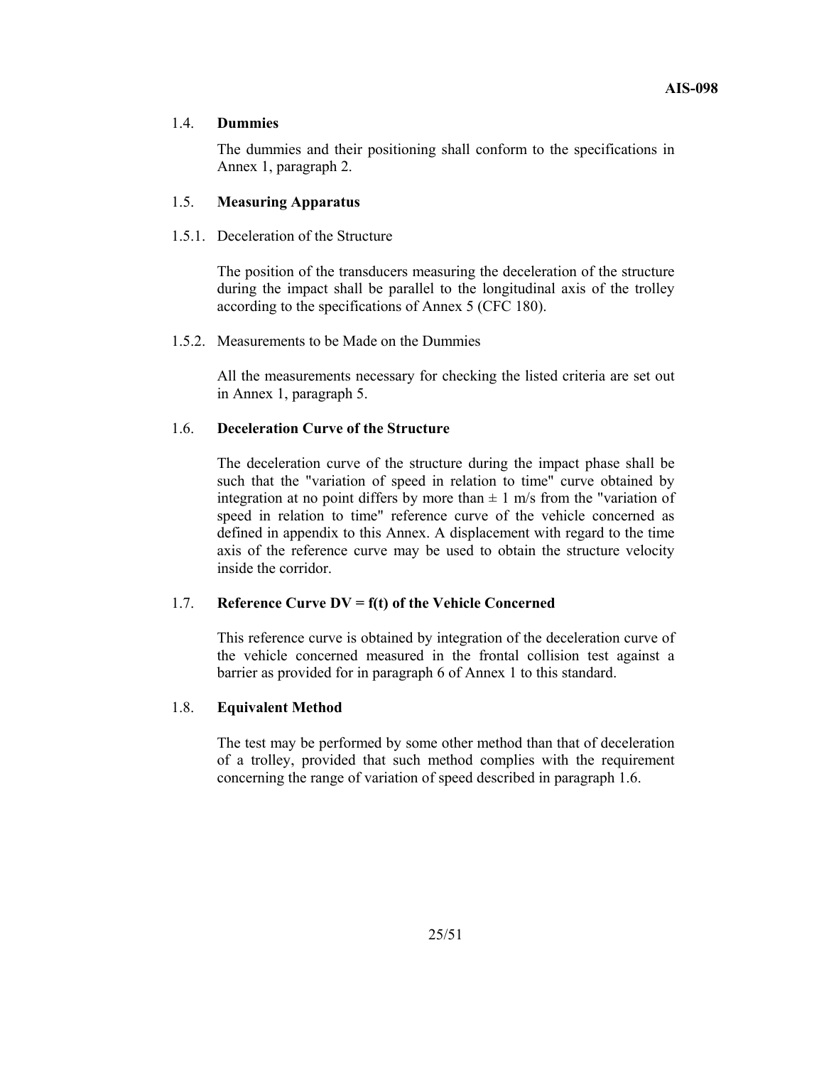### 1.4. **Dummies**

The dummies and their positioning shall conform to the specifications in Annex 1, paragraph 2.

### 1.5. **Measuring Apparatus**

1.5.1. Deceleration of the Structure

The position of the transducers measuring the deceleration of the structure during the impact shall be parallel to the longitudinal axis of the trolley according to the specifications of Annex 5 (CFC 180).

1.5.2. Measurements to be Made on the Dummies

All the measurements necessary for checking the listed criteria are set out in Annex 1, paragraph 5.

### 1.6. **Deceleration Curve of the Structure**

The deceleration curve of the structure during the impact phase shall be such that the "variation of speed in relation to time" curve obtained by integration at no point differs by more than $\pm$ 1 m/s from the "variation of speed in relation to time" reference curve of the vehicle concerned as defined in appendix to this Annex. A displacement with regard to the time axis of the reference curve may be used to obtain the structure velocity inside the corridor.

### 1.7. **Reference Curve DV = f(t) of the Vehicle Concerned**

This reference curve is obtained by integration of the deceleration curve of the vehicle concerned measured in the frontal collision test against a barrier as provided for in paragraph 6 of Annex 1 to this standard.

### 1.8. **Equivalent Method**

The test may be performed by some other method than that of deceleration of a trolley, provided that such method complies with the requirement concerning the range of variation of speed described in paragraph 1.6.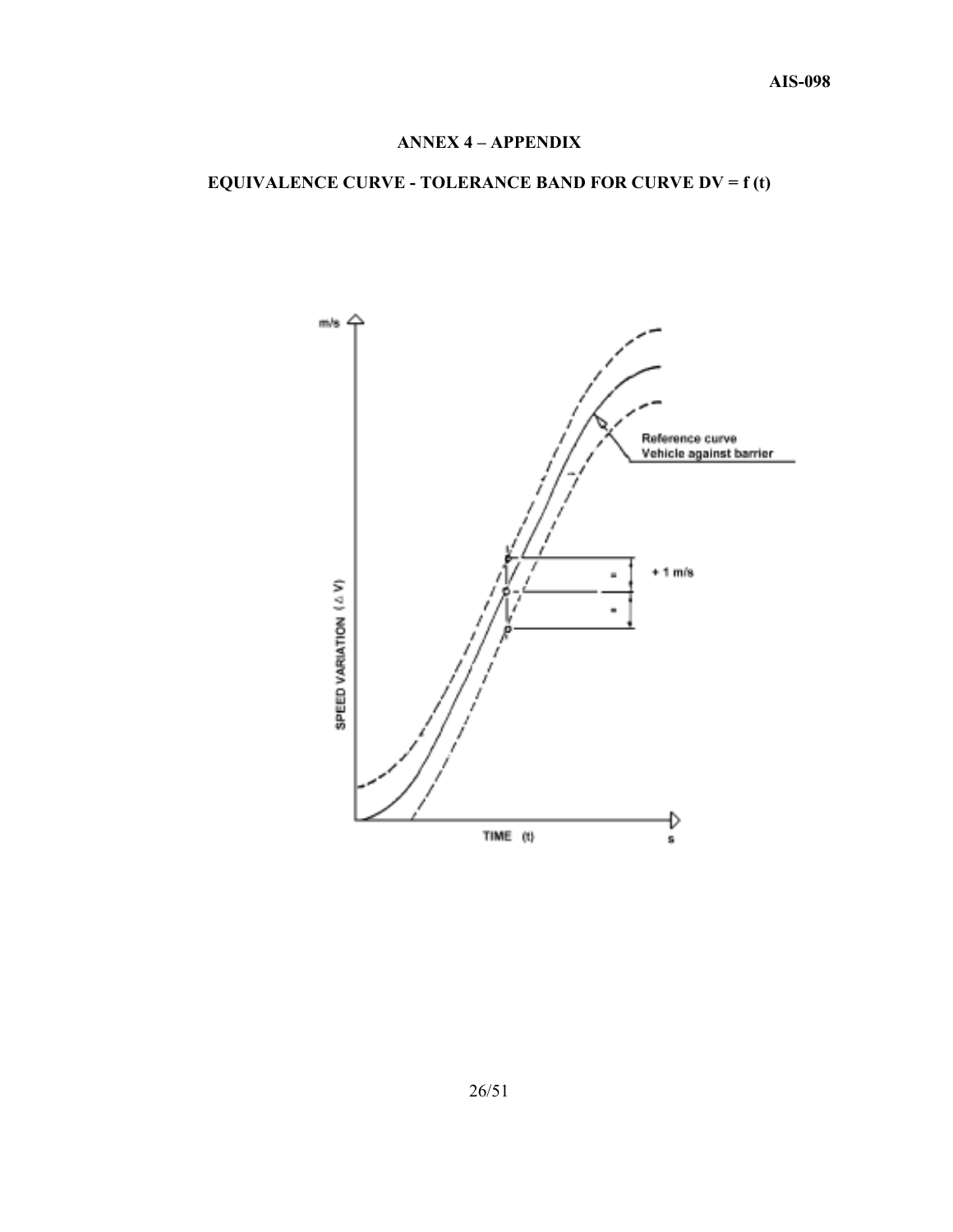## ANNEX 4 – APPENDIX

## EQUIVALENCE CURVE - TOLERANCE BAND FOR CURVE DV = f (t)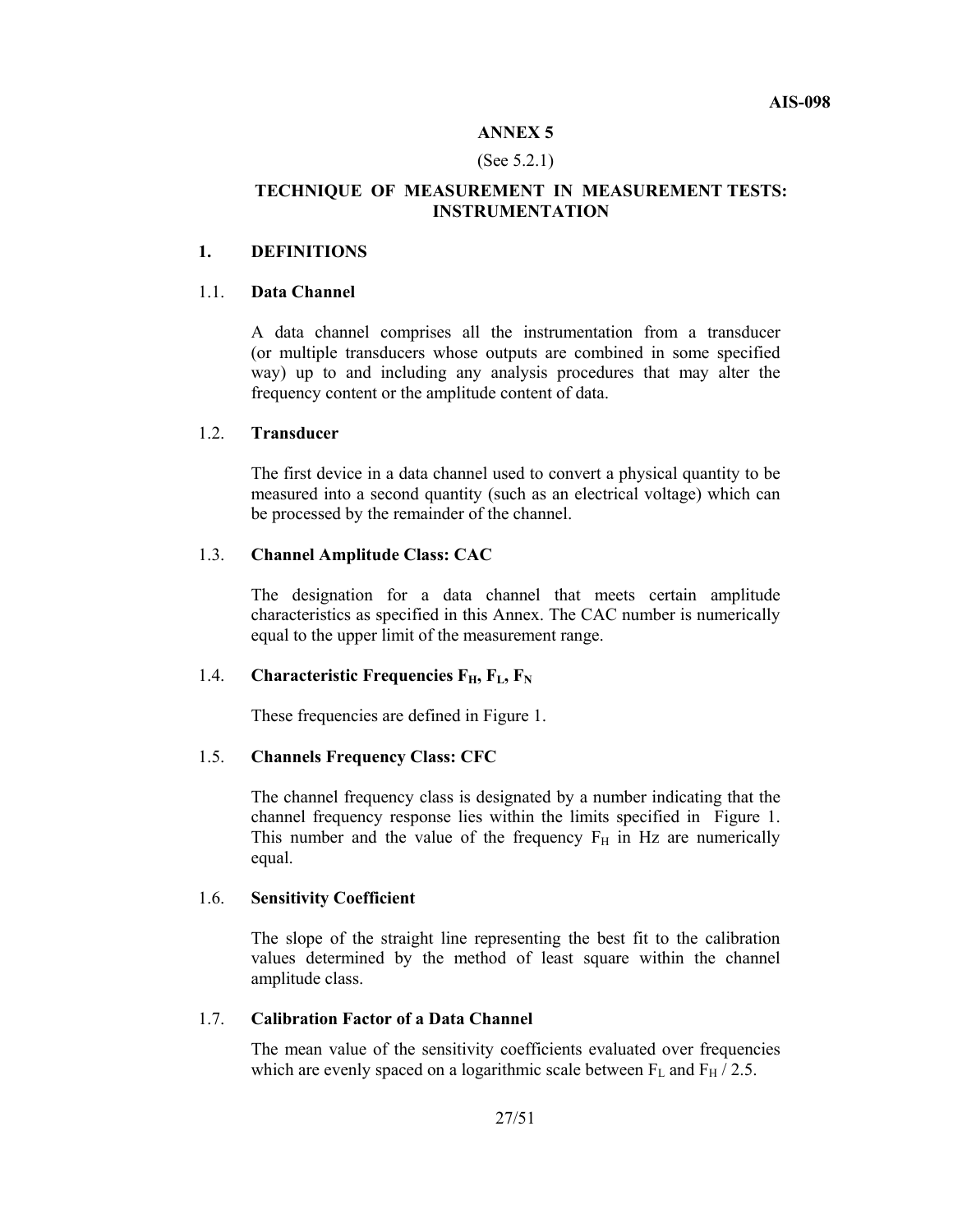## ANNEX 5

(See 5.2.1)

## TECHNIQUE OF MEASUREMENT IN MEASUREMENT TESTS: INSTRUMENTATION

### 1. DEFINITIONS

#### 1.1. Data Channel

A data channel comprises all the instrumentation from a transducer (or multiple transducers whose outputs are combined in some specified way) up to and including any analysis procedures that may alter the frequency content or the amplitude content of data.

#### 1.2. Transducer

The first device in a data channel used to convert a physical quantity to be measured into a second quantity (such as an electrical voltage) which can be processed by the remainder of the channel.

#### 1.3. Channel Amplitude Class: CAC

The designation for a data channel that meets certain amplitude characteristics as specified in this Annex. The CAC number is numerically equal to the upper limit of the measurement range.

#### 1.4. Characteristic Frequencies $F_H$, $F_L$, $F_N$

These frequencies are defined in Figure 1.

#### 1.5. Channels Frequency Class: CFC

The channel frequency class is designated by a number indicating that the channel frequency response lies within the limits specified in Figure 1. This number and the value of the frequency $F_H$ in Hz are numerically equal.

#### 1.6. Sensitivity Coefficient

The slope of the straight line representing the best fit to the calibration values determined by the method of least square within the channel amplitude class.

#### 1.7. Calibration Factor of a Data Channel

The mean value of the sensitivity coefficients evaluated over frequencies which are evenly spaced on a logarithmic scale between $F_L$ and $F_H / 2.5$.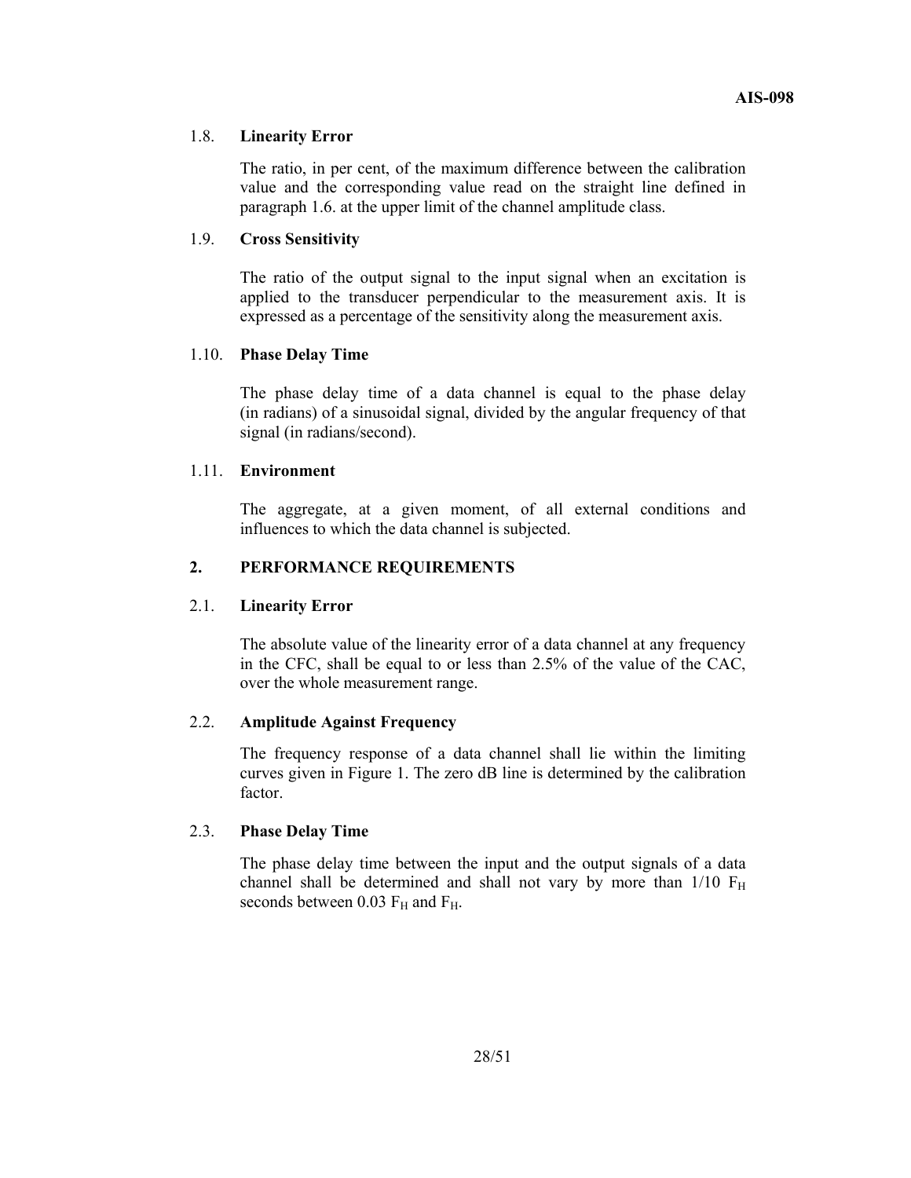### 1.8. **Linearity Error**

The ratio, in per cent, of the maximum difference between the calibration value and the corresponding value read on the straight line defined in paragraph 1.6. at the upper limit of the channel amplitude class.

### 1.9. **Cross Sensitivity**

The ratio of the output signal to the input signal when an excitation is applied to the transducer perpendicular to the measurement axis. It is expressed as a percentage of the sensitivity along the measurement axis.

### 1.10. **Phase Delay Time**

The phase delay time of a data channel is equal to the phase delay (in radians) of a sinusoidal signal, divided by the angular frequency of that signal (in radians/second).

### 1.11. **Environment**

The aggregate, at a given moment, of all external conditions and influences to which the data channel is subjected.

## 2. PERFORMANCE REQUIREMENTS

### 2.1. **Linearity Error**

The absolute value of the linearity error of a data channel at any frequency in the CFC, shall be equal to or less than 2.5% of the value of the CAC, over the whole measurement range.

### 2.2. **Amplitude Against Frequency**

The frequency response of a data channel shall lie within the limiting curves given in Figure 1. The zero dB line is determined by the calibration factor.

### 2.3. **Phase Delay Time**

The phase delay time between the input and the output signals of a data channel shall be determined and shall not vary by more than 1/10 $F_H$ seconds between 0.03 $F_H$ and $F_H$.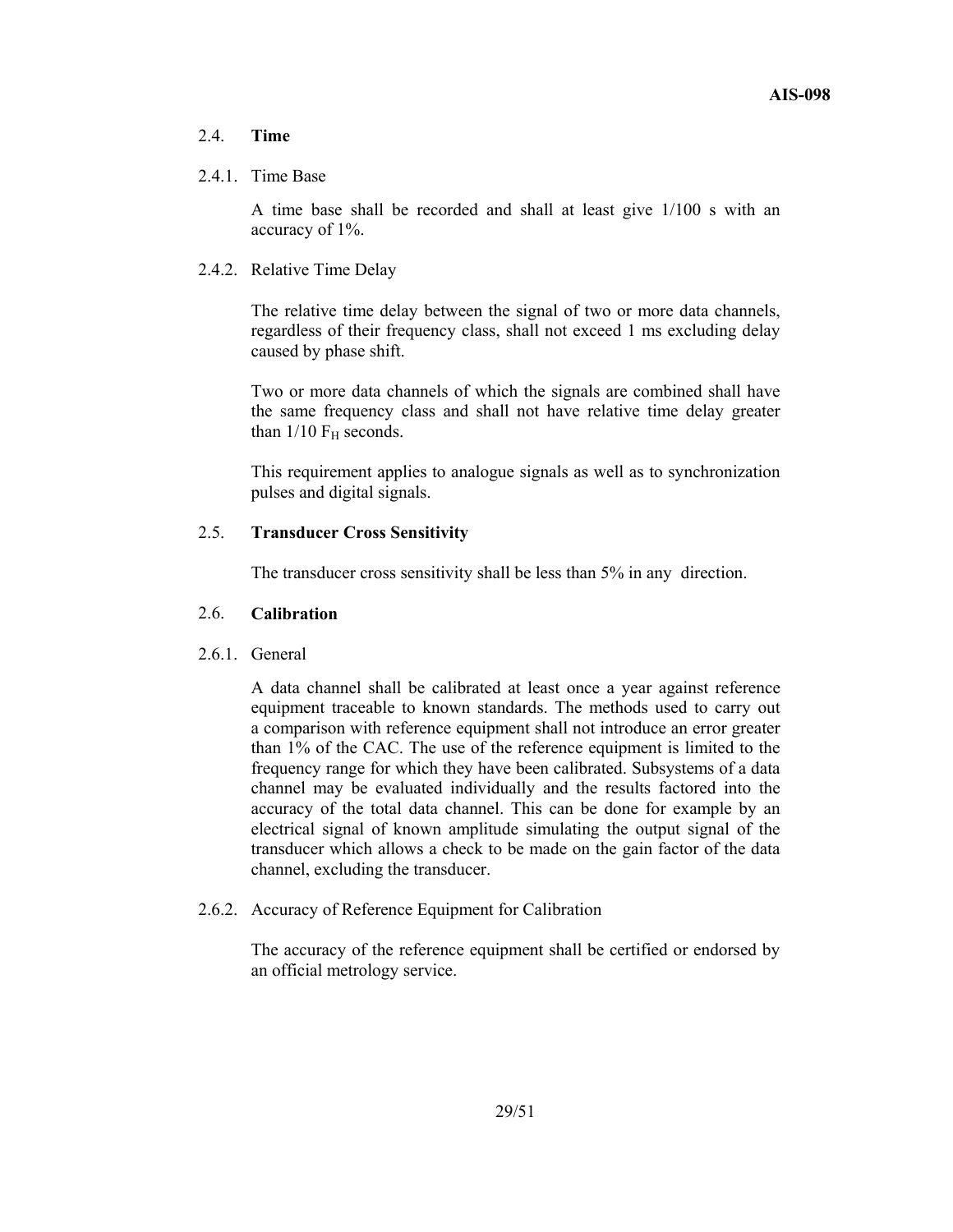## 2.4. **Time**

### 2.4.1. Time Base

A time base shall be recorded and shall at least give 1/100 s with an accuracy of 1%.

### 2.4.2. Relative Time Delay

The relative time delay between the signal of two or more data channels, regardless of their frequency class, shall not exceed 1 ms excluding delay caused by phase shift.

Two or more data channels of which the signals are combined shall have the same frequency class and shall not have relative time delay greater than $1/10\ F_H$ seconds.

This requirement applies to analogue signals as well as to synchronization pulses and digital signals.

## 2.5. **Transducer Cross Sensitivity**

The transducer cross sensitivity shall be less than 5% in any direction.

## 2.6. **Calibration**

### 2.6.1. General

A data channel shall be calibrated at least once a year against reference equipment traceable to known standards. The methods used to carry out a comparison with reference equipment shall not introduce an error greater than 1% of the CAC. The use of the reference equipment is limited to the frequency range for which they have been calibrated. Subsystems of a data channel may be evaluated individually and the results factored into the accuracy of the total data channel. This can be done for example by an electrical signal of known amplitude simulating the output signal of the transducer which allows a check to be made on the gain factor of the data channel, excluding the transducer.

### 2.6.2. Accuracy of Reference Equipment for Calibration

The accuracy of the reference equipment shall be certified or endorsed by an official metrology service.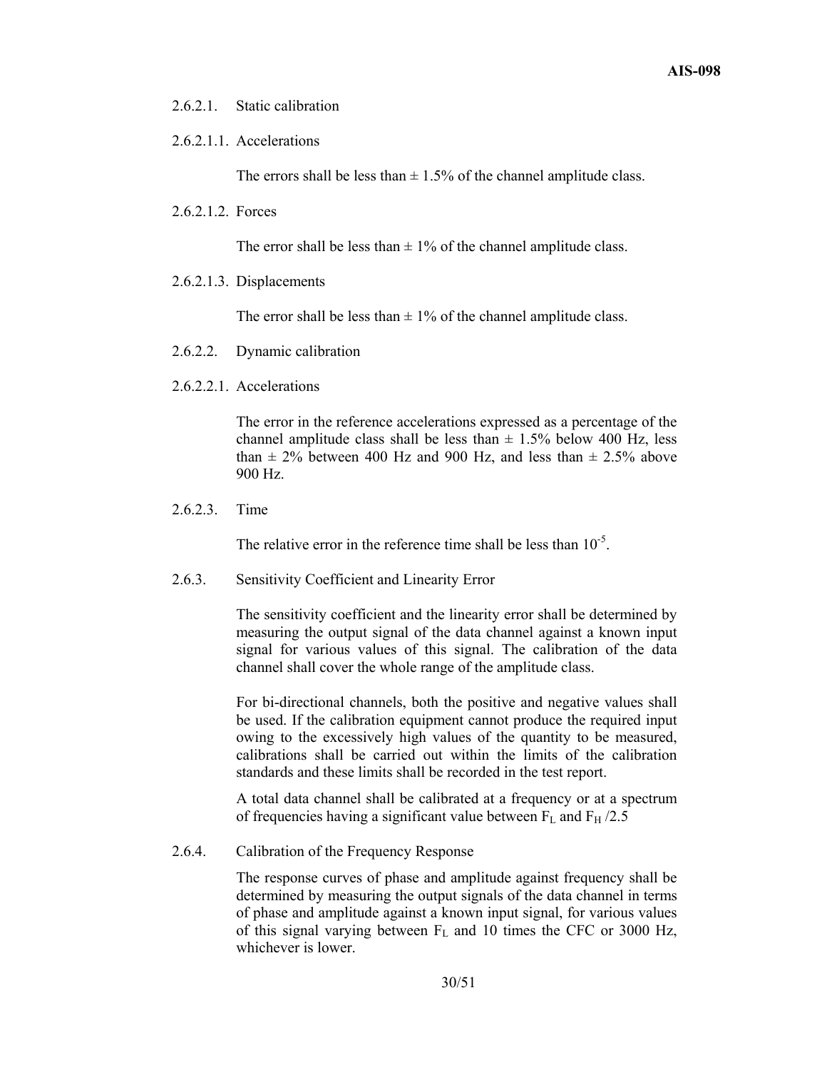2.6.2.1. Static calibration

2.6.2.1.1. Accelerations

The errors shall be less than ± 1.5% of the channel amplitude class.

2.6.2.1.2. Forces

The error shall be less than ± 1% of the channel amplitude class.

2.6.2.1.3. Displacements

The error shall be less than ± 1% of the channel amplitude class.

2.6.2.2. Dynamic calibration

2.6.2.2.1. Accelerations

The error in the reference accelerations expressed as a percentage of the channel amplitude class shall be less than ± 1.5% below 400 Hz, less than ± 2% between 400 Hz and 900 Hz, and less than ± 2.5% above 900 Hz.

2.6.2.3. Time

The relative error in the reference time shall be less than $10^{-5}$.

2.6.3. Sensitivity Coefficient and Linearity Error

The sensitivity coefficient and the linearity error shall be determined by measuring the output signal of the data channel against a known input signal for various values of this signal. The calibration of the data channel shall cover the whole range of the amplitude class.

For bi-directional channels, both the positive and negative values shall be used. If the calibration equipment cannot produce the required input owing to the excessively high values of the quantity to be measured, calibrations shall be carried out within the limits of the calibration standards and these limits shall be recorded in the test report.

A total data channel shall be calibrated at a frequency or at a spectrum of frequencies having a significant value between $F_L$ and $F_H /2.5$

2.6.4. Calibration of the Frequency Response

The response curves of phase and amplitude against frequency shall be determined by measuring the output signals of the data channel in terms of phase and amplitude against a known input signal, for various values of this signal varying between $F_L$ and 10 times the CFC or 3000 Hz, whichever is lower.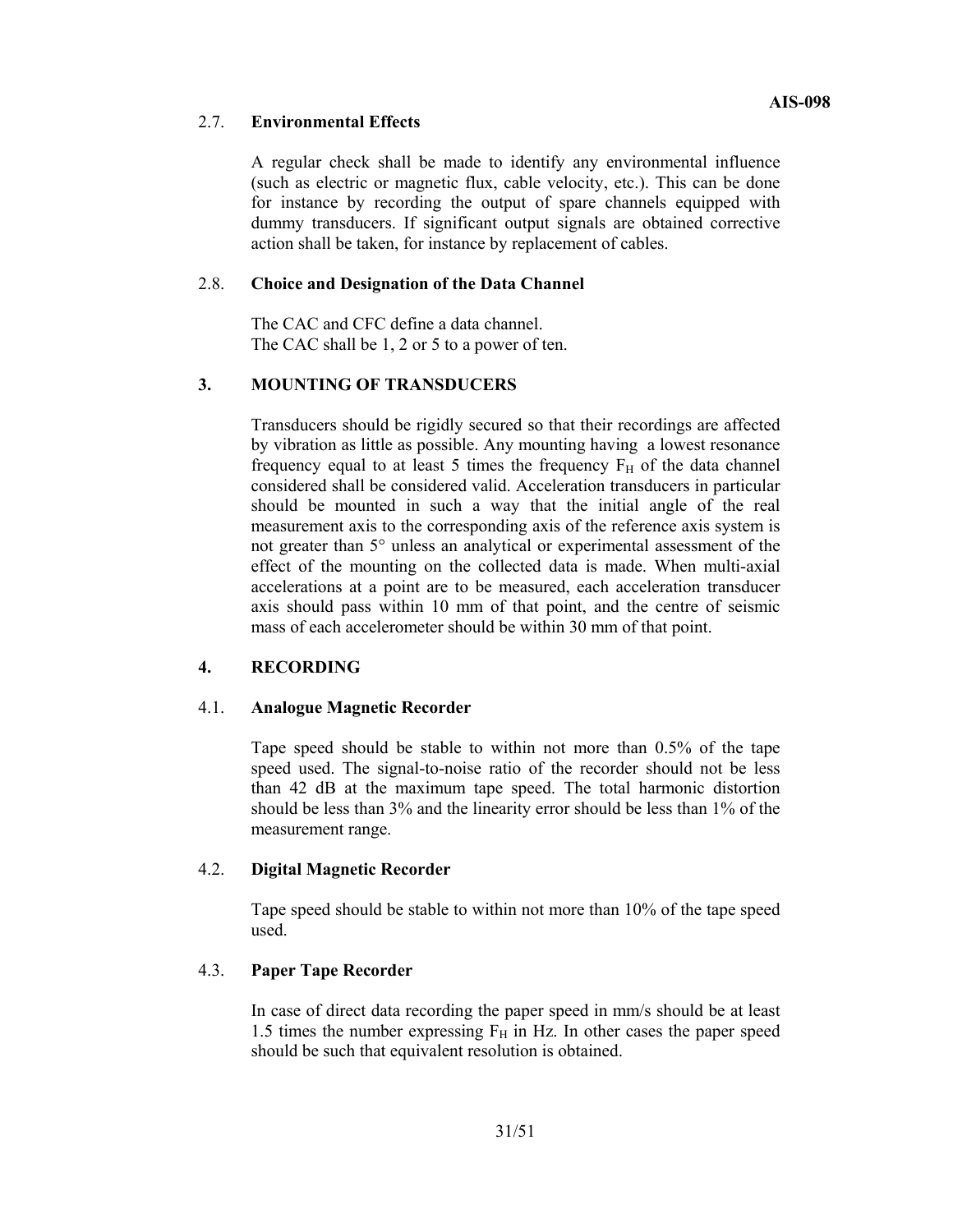### 2.7. Environmental Effects

A regular check shall be made to identify any environmental influence (such as electric or magnetic flux, cable velocity, etc.). This can be done for instance by recording the output of spare channels equipped with dummy transducers. If significant output signals are obtained corrective action shall be taken, for instance by replacement of cables.

### 2.8. Choice and Designation of the Data Channel

The CAC and CFC define a data channel.
The CAC shall be 1, 2 or 5 to a power of ten.

## 3. MOUNTING OF TRANSDUCERS

Transducers should be rigidly secured so that their recordings are affected by vibration as little as possible. Any mounting having a lowest resonance frequency equal to at least 5 times the frequency $F_H$ of the data channel considered shall be considered valid. Acceleration transducers in particular should be mounted in such a way that the initial angle of the real measurement axis to the corresponding axis of the reference axis system is not greater than 5° unless an analytical or experimental assessment of the effect of the mounting on the collected data is made. When multi-axial accelerations at a point are to be measured, each acceleration transducer axis should pass within 10 mm of that point, and the centre of seismic mass of each accelerometer should be within 30 mm of that point.

## 4. RECORDING

### 4.1. Analogue Magnetic Recorder

Tape speed should be stable to within not more than 0.5% of the tape speed used. The signal-to-noise ratio of the recorder should not be less than 42 dB at the maximum tape speed. The total harmonic distortion should be less than 3% and the linearity error should be less than 1% of the measurement range.

### 4.2. Digital Magnetic Recorder

Tape speed should be stable to within not more than 10% of the tape speed used.

### 4.3. Paper Tape Recorder

In case of direct data recording the paper speed in mm/s should be at least 1.5 times the number expressing $F_H$ in Hz. In other cases the paper speed should be such that equivalent resolution is obtained.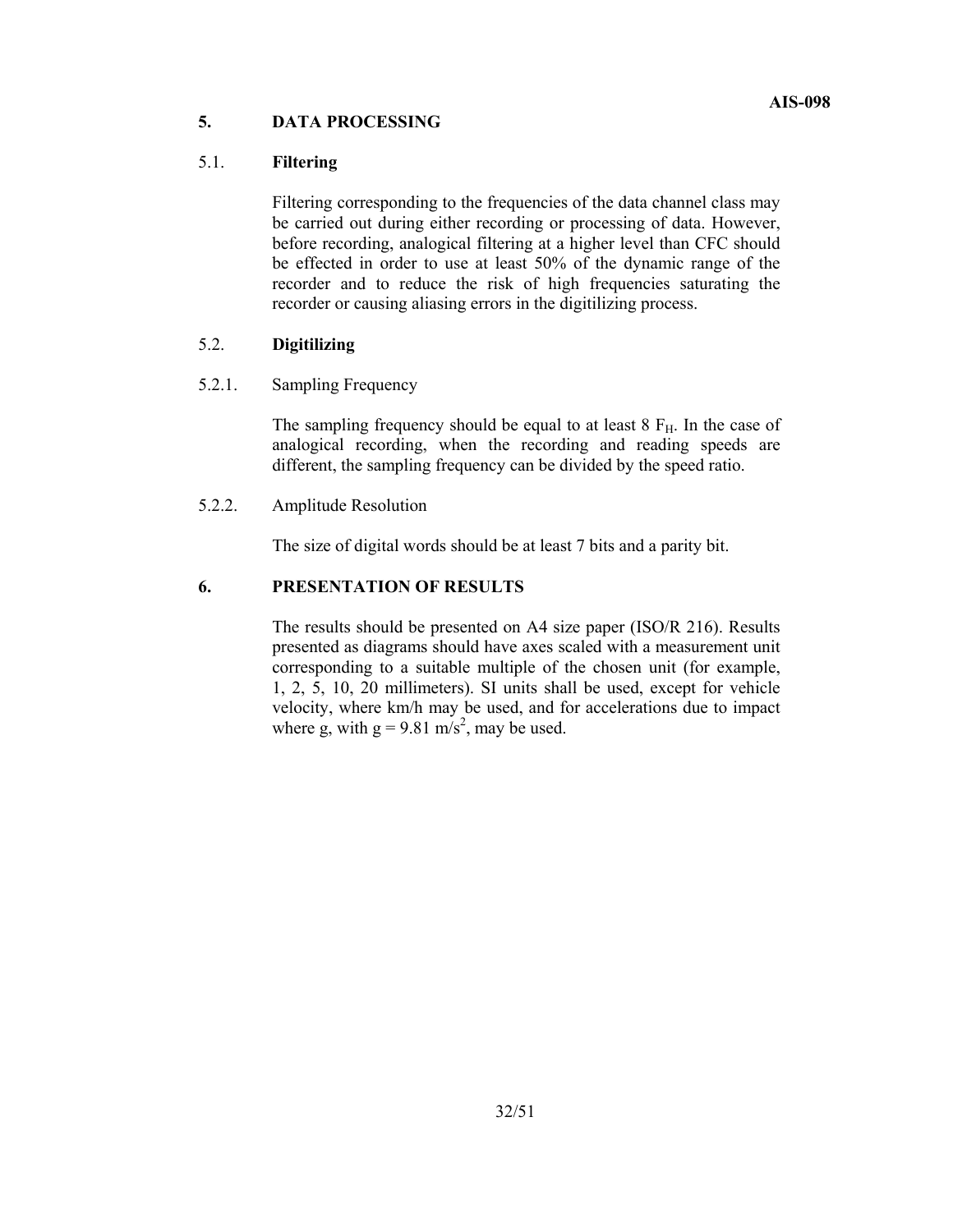## 5. DATA PROCESSING

### 5.1. **Filtering**

Filtering corresponding to the frequencies of the data channel class may be carried out during either recording or processing of data. However, before recording, analogical filtering at a higher level than CFC should be effected in order to use at least 50% of the dynamic range of the recorder and to reduce the risk of high frequencies saturating the recorder or causing aliasing errors in the digitilizing process.

### 5.2. **Digitilizing**

#### 5.2.1. Sampling Frequency

The sampling frequency should be equal to at least 8 $F_H$. In the case of analogical recording, when the recording and reading speeds are different, the sampling frequency can be divided by the speed ratio.

#### 5.2.2. Amplitude Resolution

The size of digital words should be at least 7 bits and a parity bit.

## 6. PRESENTATION OF RESULTS

The results should be presented on A4 size paper (ISO/R 216). Results presented as diagrams should have axes scaled with a measurement unit corresponding to a suitable multiple of the chosen unit (for example, 1, 2, 5, 10, 20 millimeters). SI units shall be used, except for vehicle velocity, where km/h may be used, and for accelerations due to impact where g, with $g = 9.81 \text{ m/s}^2$, may be used.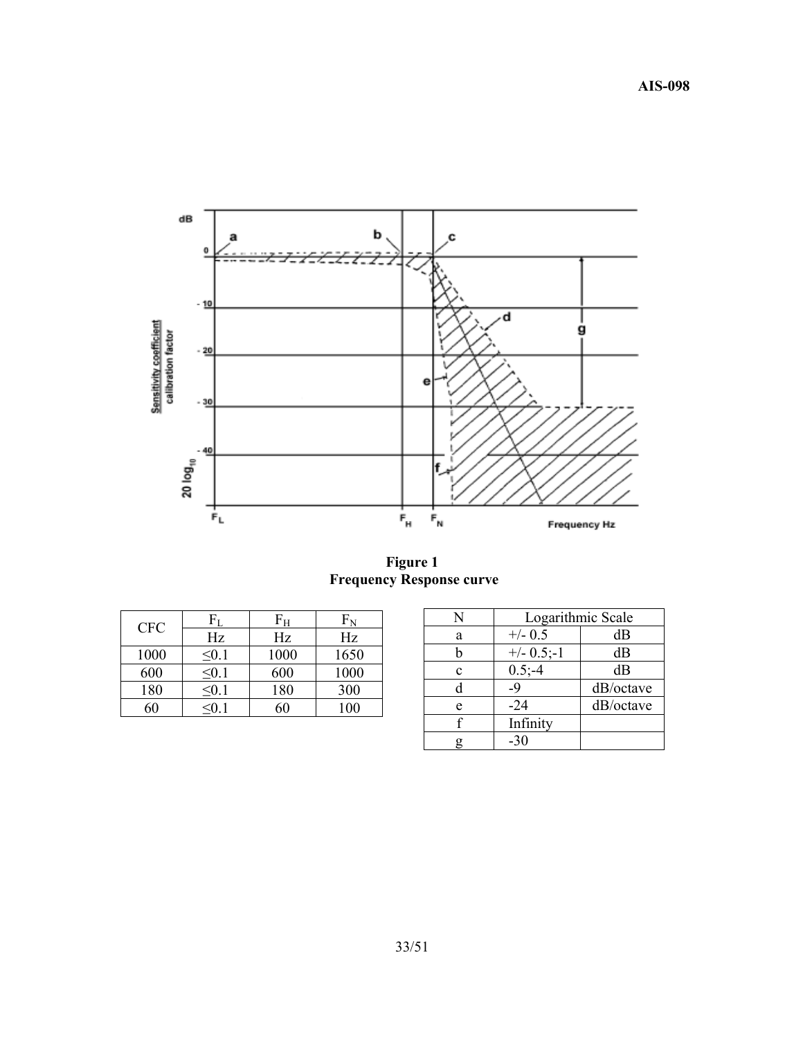**Figure 1**
**Frequency Response curve**

| CFC | $F_L$ | $F_H$ | $F_N$ |
|---|---|---|---|
| | Hz | Hz | Hz |
| 1000 | ≤0.1 | 1000 | 1650 |
| 600 | ≤0.1 | 600 | 1000 |
| 180 | ≤0.1 | 180 | 300 |
| 60 | ≤0.1 | 60 | 100 |

| N | Logarithmic Scale | |
|---|---|---|
| a | +/- 0.5 | dB |
| b | +/- 0.5;-1 | dB |
| c | 0.5;-4 | dB |
| d | -9 | dB/octave |
| e | -24 | dB/octave |
| f | Infinity | |
| g | -30 | |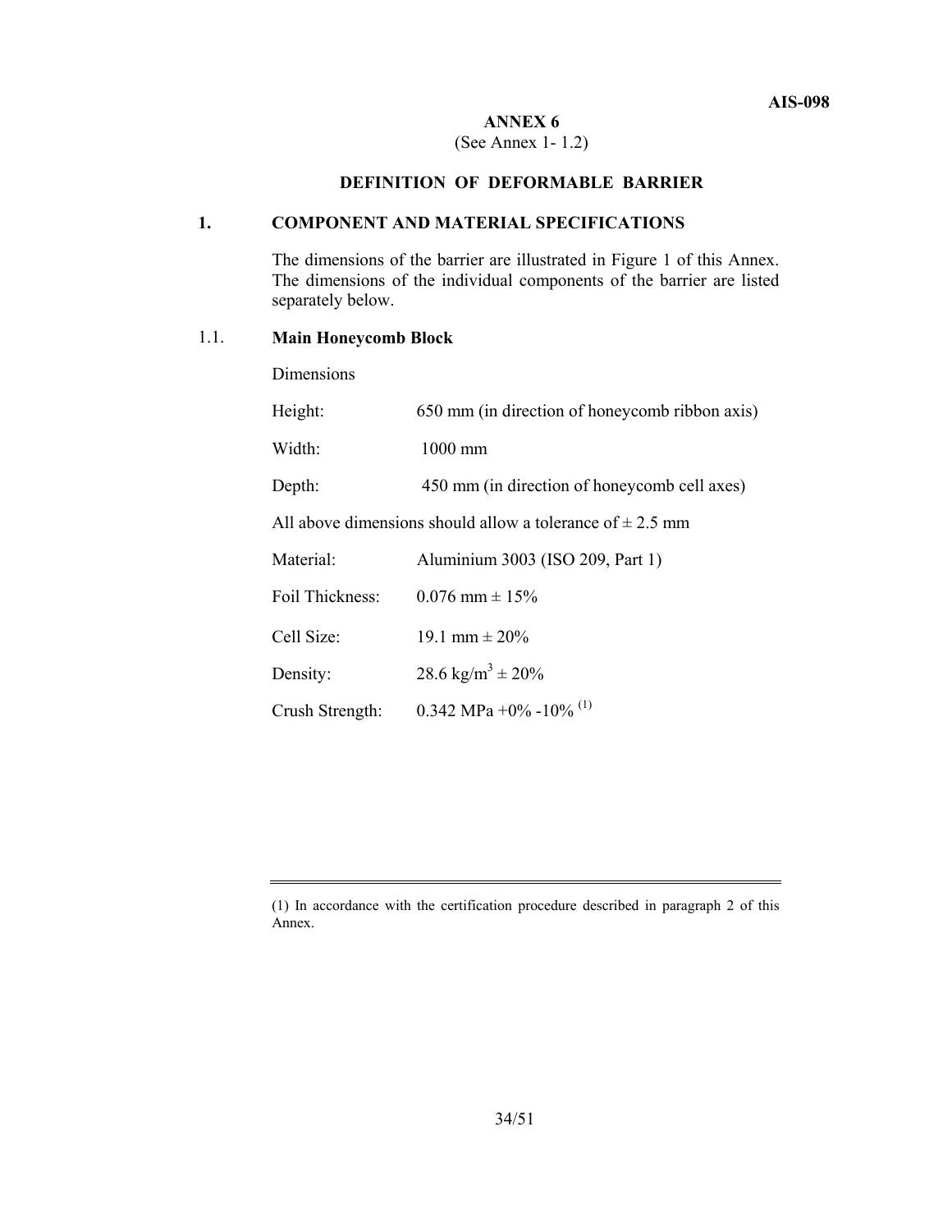## ANNEX 6

(See Annex 1- 1.2)

### DEFINITION OF DEFORMABLE BARRIER

### 1. COMPONENT AND MATERIAL SPECIFICATIONS

The dimensions of the barrier are illustrated in Figure 1 of this Annex. The dimensions of the individual components of the barrier are listed separately below.

#### 1.1. Main Honeycomb Block

Dimensions

| | |
|---|---|
| Height: | 650 mm (in direction of honeycomb ribbon axis) |
| Width: | 1000 mm |
| Depth: | 450 mm (in direction of honeycomb cell axes) |

All above dimensions should allow a tolerance of ± 2.5 mm

| | |
|---|---|
| Material: | Aluminium 3003 (ISO 209, Part 1) |
| Foil Thickness: | 0.076 mm ± 15% |
| Cell Size: | 19.1 mm ± 20% |
| Density: | 28.6 kg/m$^3$ ± 20% |
| Crush Strength: | 0.342 MPa +0% -10% [1] |

---

(1) In accordance with the certification procedure described in paragraph 2 of this Annex.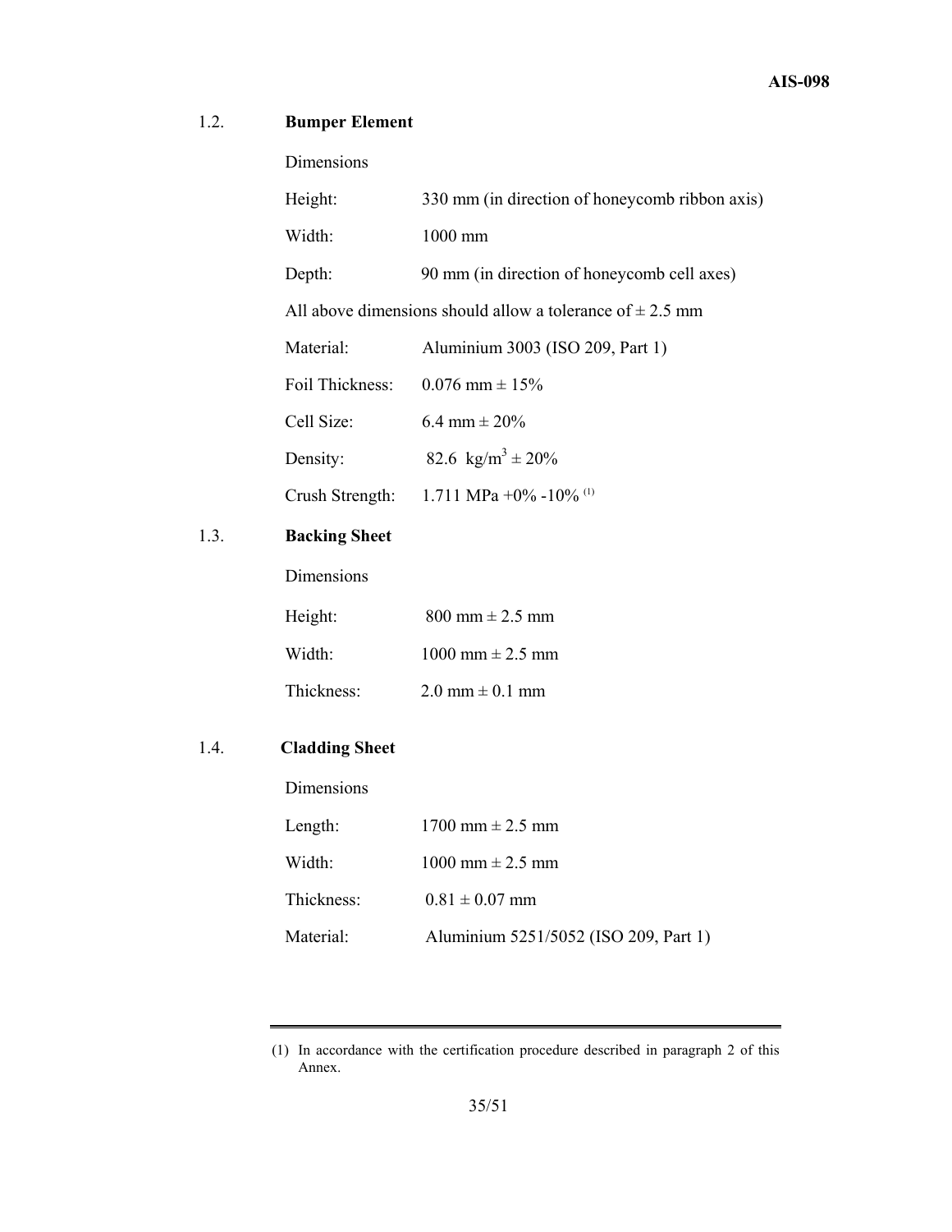### 1.2. Bumper Element

Dimensions

Height: 330 mm (in direction of honeycomb ribbon axis)

Width: 1000 mm

Depth: 90 mm (in direction of honeycomb cell axes)

All above dimensions should allow a tolerance of ± 2.5 mm

Material: Aluminium 3003 (ISO 209, Part 1)

Foil Thickness: 0.076 mm ± 15%

Cell Size: 6.4 mm ± 20%

Density: 82.6 $kg/m^3$ ± 20%

Crush Strength: 1.711 MPa +0% -10% [(1)]

### 1.3. Backing Sheet

Dimensions

Height: 800 mm ± 2.5 mm

Width: 1000 mm ± 2.5 mm

Thickness: 2.0 mm ± 0.1 mm

### 1.4. Cladding Sheet

Dimensions

Length: 1700 mm ± 2.5 mm

Width: 1000 mm ± 2.5 mm

Thickness: 0.81 ± 0.07 mm

Material: Aluminium 5251/5052 (ISO 209, Part 1)

---

(1) In accordance with the certification procedure described in paragraph 2 of this Annex.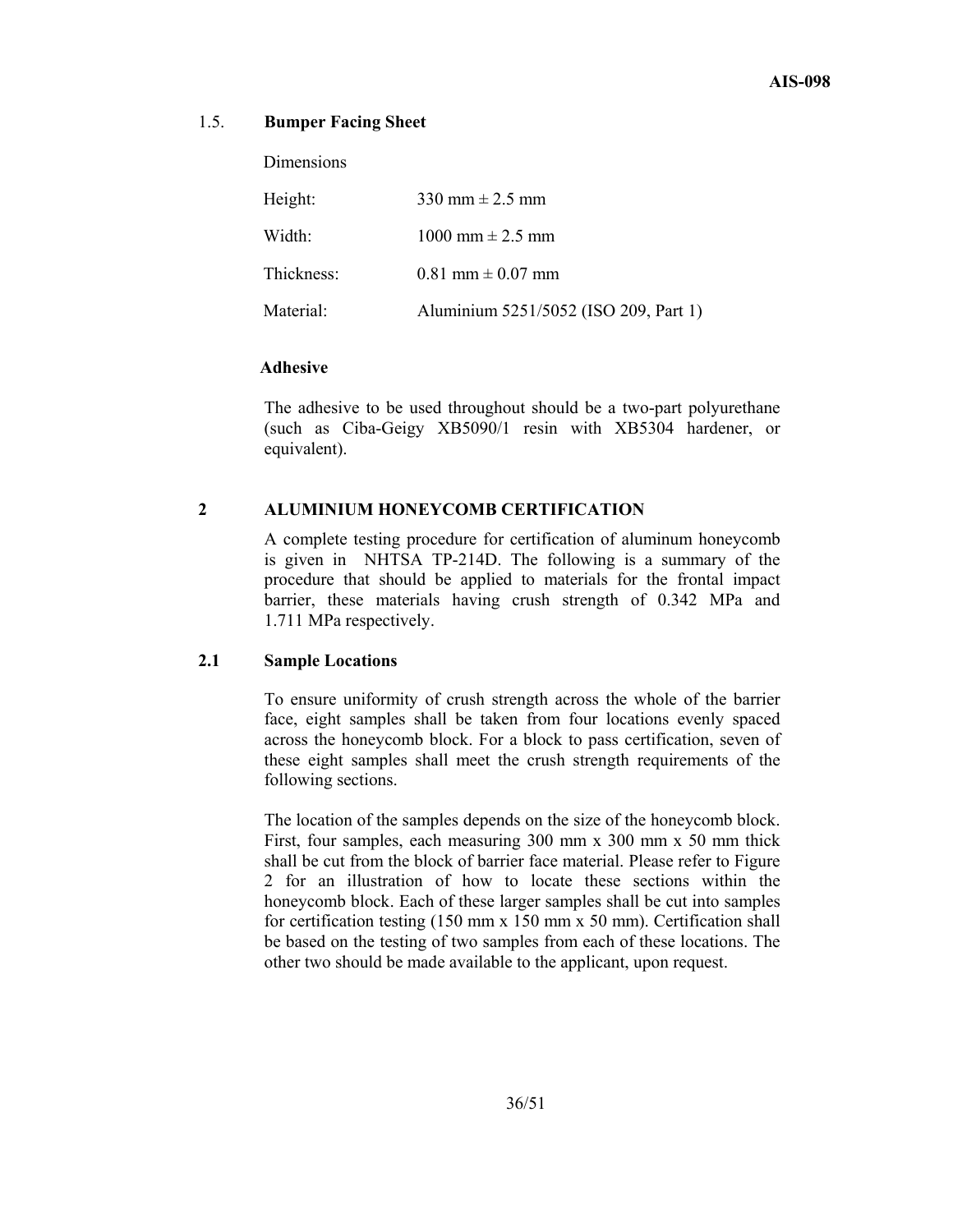### 1.5. **Bumper Facing Sheet**

Dimensions

| | |
|---|---|
| Height: | 330 mm ± 2.5 mm |
| Width: | 1000 mm ± 2.5 mm |
| Thickness: | 0.81 mm ± 0.07 mm |
| Material: | Aluminium 5251/5052 (ISO 209, Part 1) |

**Adhesive**

The adhesive to be used throughout should be a two-part polyurethane (such as Ciba-Geigy XB5090/1 resin with XB5304 hardener, or equivalent).

## 2 ALUMINIUM HONEYCOMB CERTIFICATION

A complete testing procedure for certification of aluminum honeycomb is given in NHTSA TP-214D. The following is a summary of the procedure that should be applied to materials for the frontal impact barrier, these materials having crush strength of 0.342 MPa and 1.711 MPa respectively.

### 2.1 Sample Locations

To ensure uniformity of crush strength across the whole of the barrier face, eight samples shall be taken from four locations evenly spaced across the honeycomb block. For a block to pass certification, seven of these eight samples shall meet the crush strength requirements of the following sections.

The location of the samples depends on the size of the honeycomb block. First, four samples, each measuring 300 mm x 300 mm x 50 mm thick shall be cut from the block of barrier face material. Please refer to Figure 2 for an illustration of how to locate these sections within the honeycomb block. Each of these larger samples shall be cut into samples for certification testing (150 mm x 150 mm x 50 mm). Certification shall be based on the testing of two samples from each of these locations. The other two should be made available to the applicant, upon request.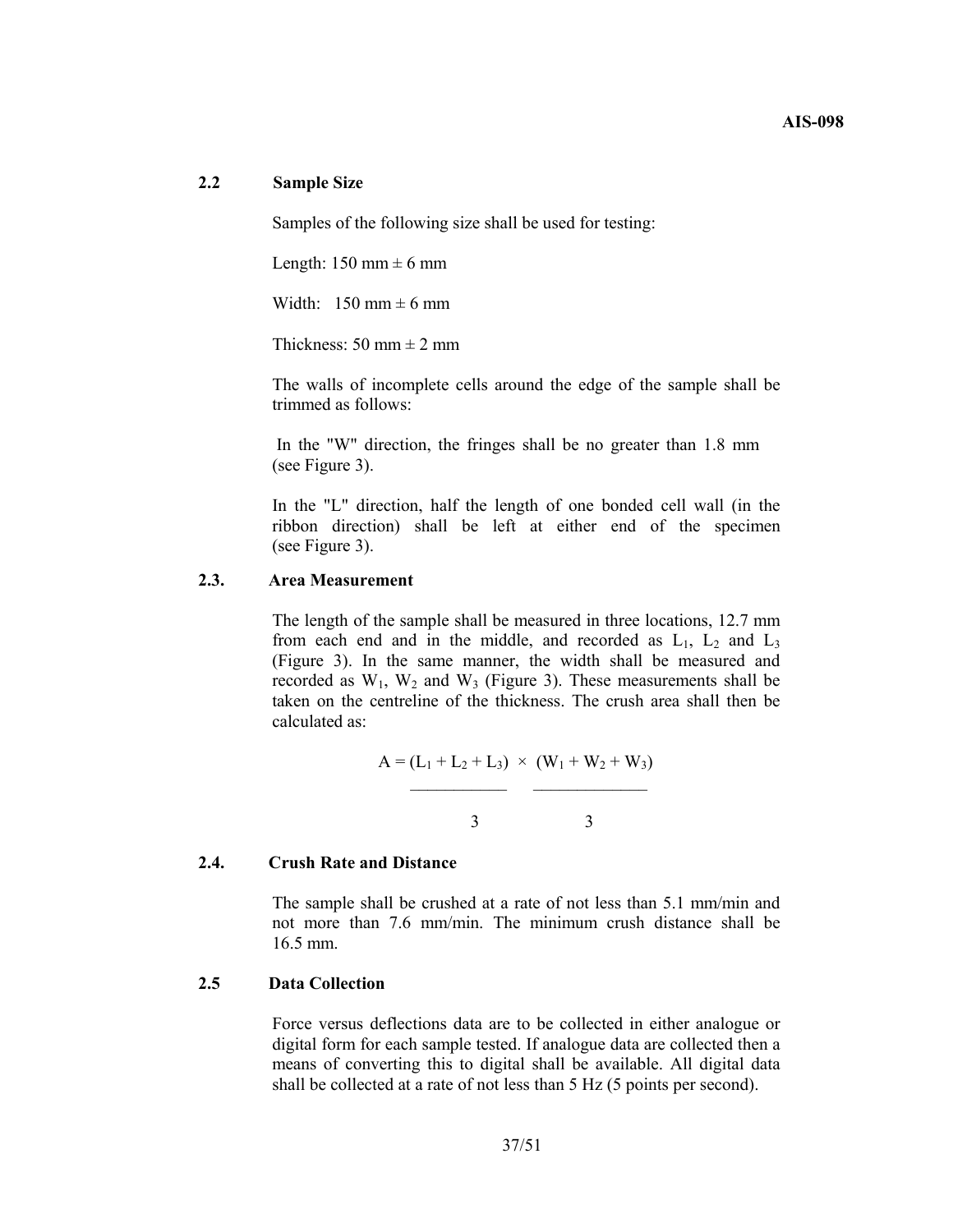### 2.2 Sample Size

Samples of the following size shall be used for testing:

Length: 150 mm ± 6 mm

Width: 150 mm ± 6 mm

Thickness: 50 mm ± 2 mm

The walls of incomplete cells around the edge of the sample shall be trimmed as follows:

In the "W" direction, the fringes shall be no greater than 1.8 mm (see Figure 3).

In the "L" direction, half the length of one bonded cell wall (in the ribbon direction) shall be left at either end of the specimen (see Figure 3).

### 2.3. Area Measurement

The length of the sample shall be measured in three locations, 12.7 mm from each end and in the middle, and recorded as $L_1$, $L_2$ and $L_3$ (Figure 3). In the same manner, the width shall be measured and recorded as $W_1$, $W_2$ and $W_3$ (Figure 3). These measurements shall be taken on the centreline of the thickness. The crush area shall then be calculated as:

$$A = \frac{(L_1 + L_2 + L_3)}{3} \times \frac{(W_1 + W_2 + W_3)}{3}$$

### 2.4. Crush Rate and Distance

The sample shall be crushed at a rate of not less than 5.1 mm/min and not more than 7.6 mm/min. The minimum crush distance shall be 16.5 mm.

### 2.5 Data Collection

Force versus deflections data are to be collected in either analogue or digital form for each sample tested. If analogue data are collected then a means of converting this to digital shall be available. All digital data shall be collected at a rate of not less than 5 Hz (5 points per second).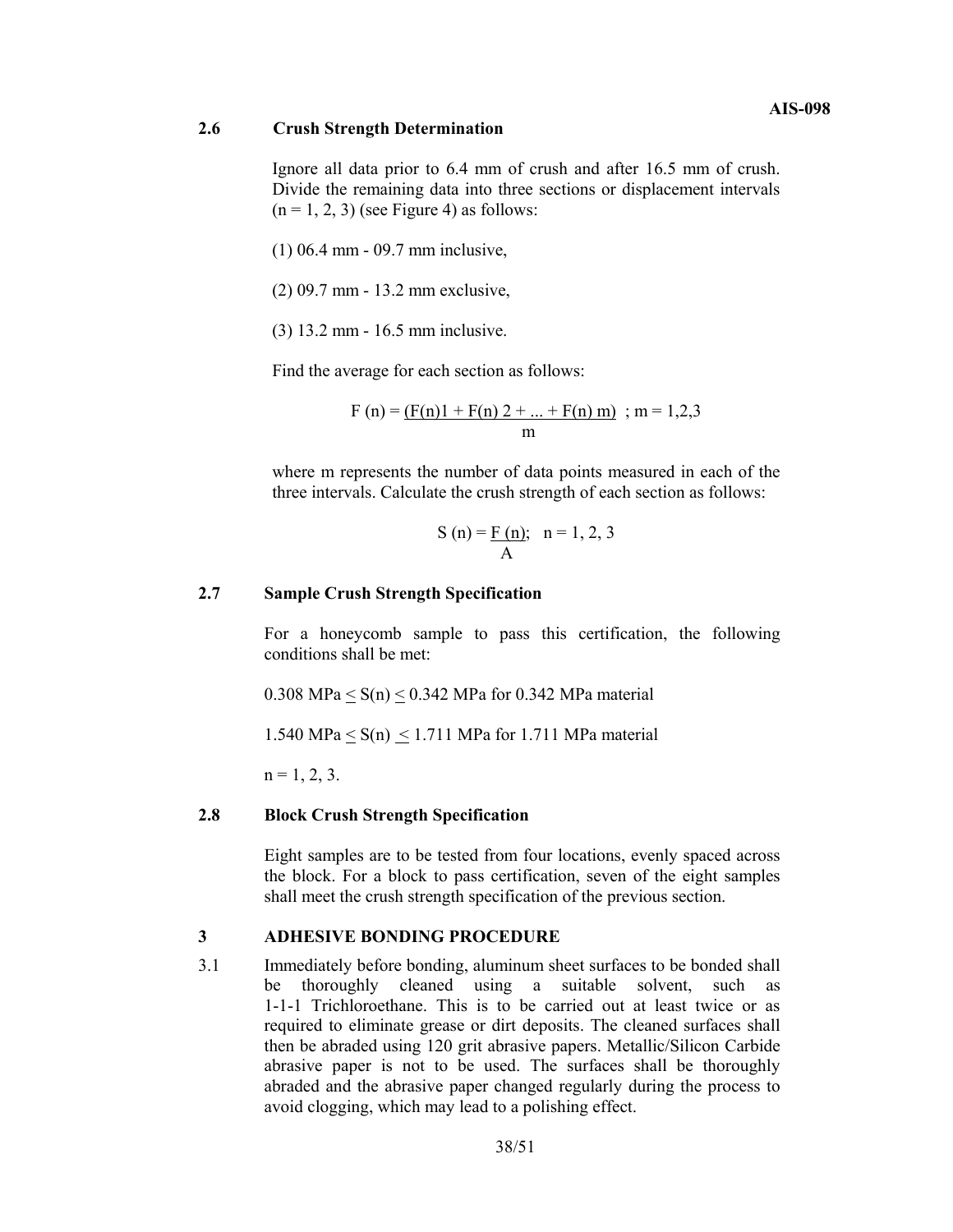### 2.6 Crush Strength Determination

Ignore all data prior to 6.4 mm of crush and after 16.5 mm of crush. Divide the remaining data into three sections or displacement intervals (n = 1, 2, 3) (see Figure 4) as follows:

(1) 06.4 mm - 09.7 mm inclusive,

(2) 09.7 mm - 13.2 mm exclusive,

(3) 13.2 mm - 16.5 mm inclusive.

Find the average for each section as follows:

$$F(n) = \frac{F(n)1 + F(n)2 + \ldots + F(n)m}{m} \quad ; m = 1,2,3$$

where m represents the number of data points measured in each of the three intervals. Calculate the crush strength of each section as follows:

$$S(n) = \frac{F(n)}{A}; \quad n = 1, 2, 3$$

### 2.7 Sample Crush Strength Specification

For a honeycomb sample to pass this certification, the following conditions shall be met:

$0.308 \text{ MPa} \leq S(n) \leq 0.342 \text{ MPa}$ for 0.342 MPa material

$1.540 \text{ MPa} \leq S(n) \leq 1.711 \text{ MPa}$ for 1.711 MPa material

n = 1, 2, 3.

### 2.8 Block Crush Strength Specification

Eight samples are to be tested from four locations, evenly spaced across the block. For a block to pass certification, seven of the eight samples shall meet the crush strength specification of the previous section.

## 3 ADHESIVE BONDING PROCEDURE

3.1 Immediately before bonding, aluminum sheet surfaces to be bonded shall be thoroughly cleaned using a suitable solvent, such as 1-1-1 Trichloroethane. This is to be carried out at least twice or as required to eliminate grease or dirt deposits. The cleaned surfaces shall then be abraded using 120 grit abrasive papers. Metallic/Silicon Carbide abrasive paper is not to be used. The surfaces shall be thoroughly abraded and the abrasive paper changed regularly during the process to avoid clogging, which may lead to a polishing effect.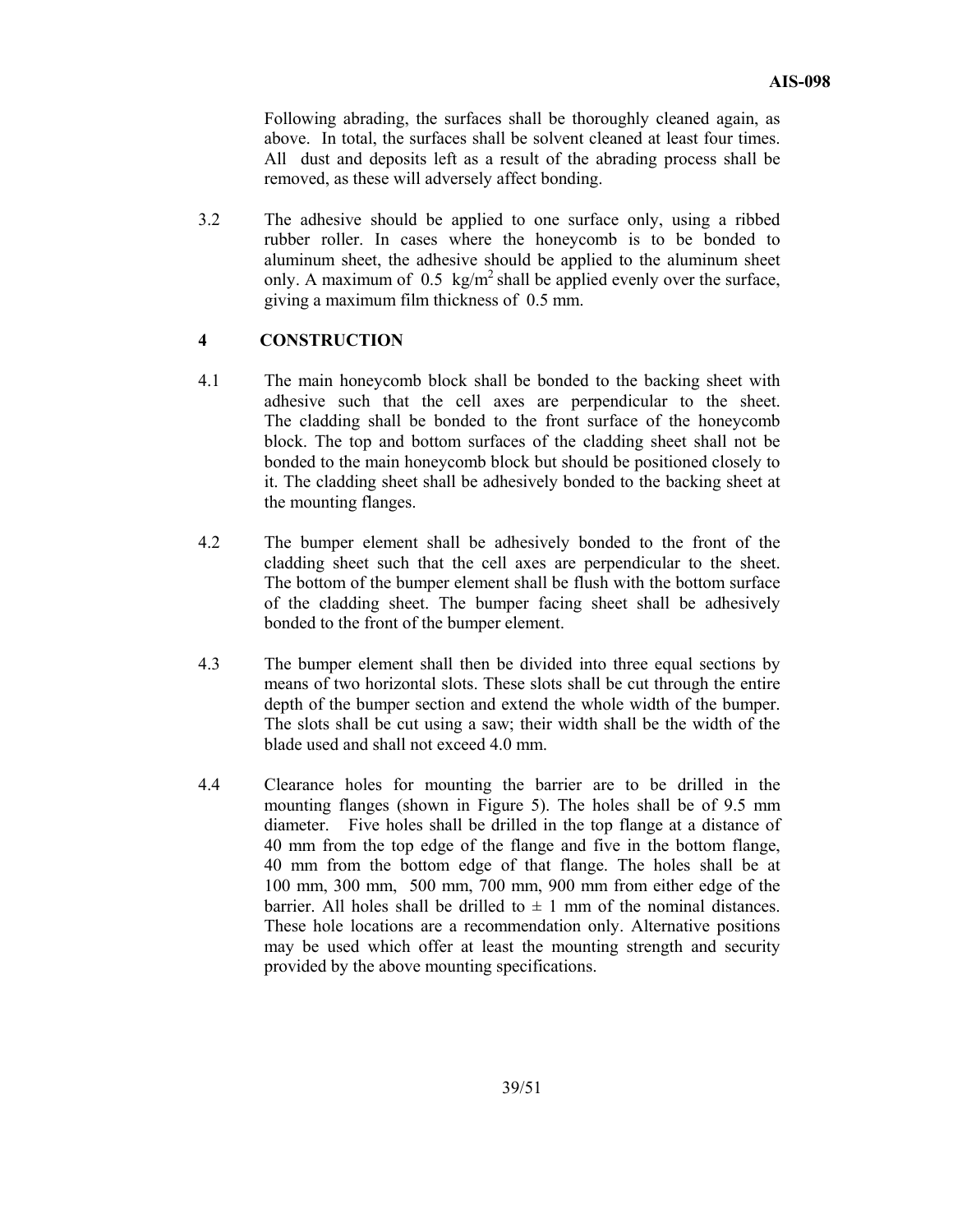Following abrading, the surfaces shall be thoroughly cleaned again, as above. In total, the surfaces shall be solvent cleaned at least four times. All dust and deposits left as a result of the abrading process shall be removed, as these will adversely affect bonding.

3.2 The adhesive should be applied to one surface only, using a ribbed rubber roller. In cases where the honeycomb is to be bonded to aluminum sheet, the adhesive should be applied to the aluminum sheet only. A maximum of 0.5 kg/m$^2$ shall be applied evenly over the surface, giving a maximum film thickness of 0.5 mm.

## 4 CONSTRUCTION

4.1 The main honeycomb block shall be bonded to the backing sheet with adhesive such that the cell axes are perpendicular to the sheet. The cladding shall be bonded to the front surface of the honeycomb block. The top and bottom surfaces of the cladding sheet shall not be bonded to the main honeycomb block but should be positioned closely to it. The cladding sheet shall be adhesively bonded to the backing sheet at the mounting flanges.

4.2 The bumper element shall be adhesively bonded to the front of the cladding sheet such that the cell axes are perpendicular to the sheet. The bottom of the bumper element shall be flush with the bottom surface of the cladding sheet. The bumper facing sheet shall be adhesively bonded to the front of the bumper element.

4.3 The bumper element shall then be divided into three equal sections by means of two horizontal slots. These slots shall be cut through the entire depth of the bumper section and extend the whole width of the bumper. The slots shall be cut using a saw; their width shall be the width of the blade used and shall not exceed 4.0 mm.

4.4 Clearance holes for mounting the barrier are to be drilled in the mounting flanges (shown in Figure 5). The holes shall be of 9.5 mm diameter. Five holes shall be drilled in the top flange at a distance of 40 mm from the top edge of the flange and five in the bottom flange, 40 mm from the bottom edge of that flange. The holes shall be at 100 mm, 300 mm, 500 mm, 700 mm, 900 mm from either edge of the barrier. All holes shall be drilled to ± 1 mm of the nominal distances. These hole locations are a recommendation only. Alternative positions may be used which offer at least the mounting strength and security provided by the above mounting specifications.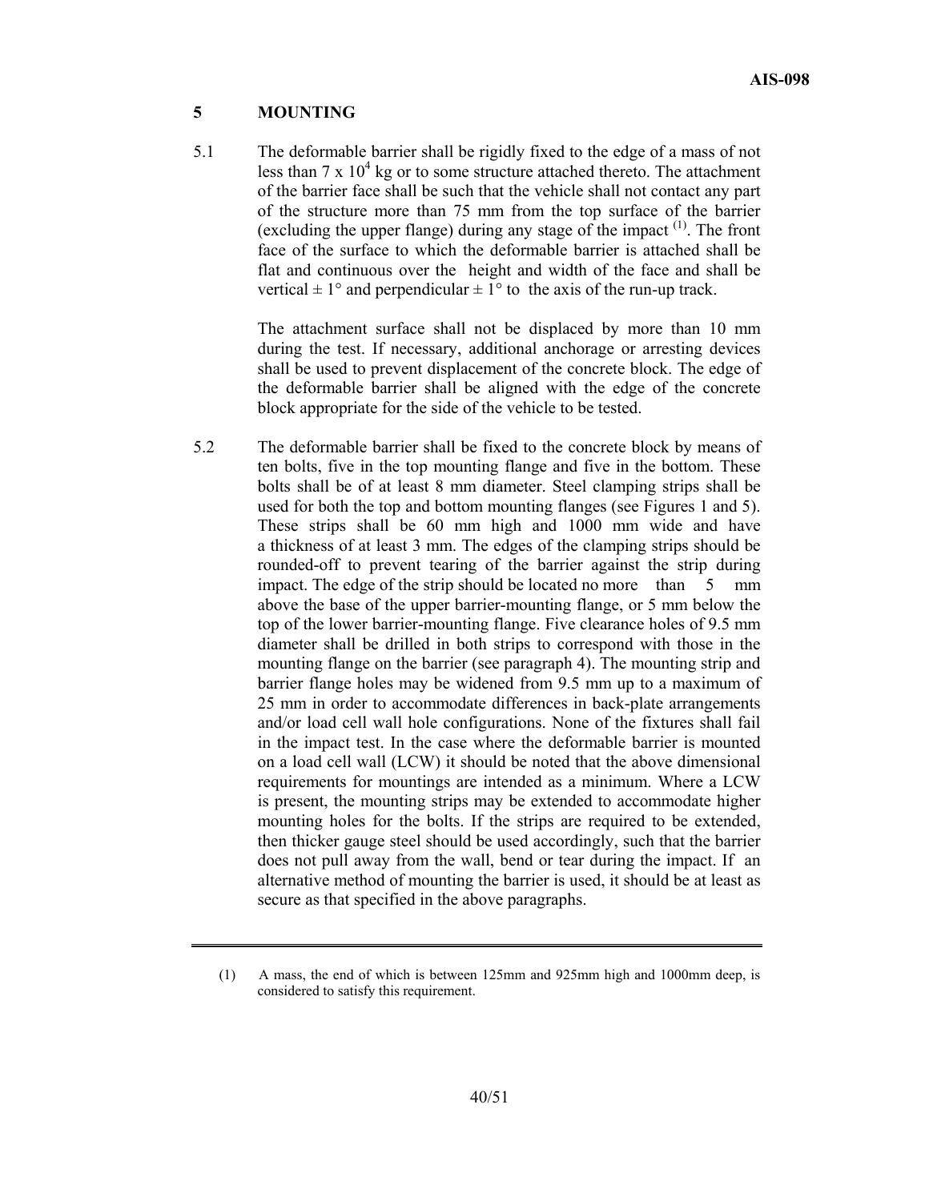## 5 MOUNTING

5.1 The deformable barrier shall be rigidly fixed to the edge of a mass of not less than $7 \times 10^4$ kg or to some structure attached thereto. The attachment of the barrier face shall be such that the vehicle shall not contact any part of the structure more than 75 mm from the top surface of the barrier (excluding the upper flange) during any stage of the impact [(1)]. The front face of the surface to which the deformable barrier is attached shall be flat and continuous over the height and width of the face and shall be vertical ± 1° and perpendicular ± 1° to the axis of the run-up track.

The attachment surface shall not be displaced by more than 10 mm during the test. If necessary, additional anchorage or arresting devices shall be used to prevent displacement of the concrete block. The edge of the deformable barrier shall be aligned with the edge of the concrete block appropriate for the side of the vehicle to be tested.

5.2 The deformable barrier shall be fixed to the concrete block by means of ten bolts, five in the top mounting flange and five in the bottom. These bolts shall be of at least 8 mm diameter. Steel clamping strips shall be used for both the top and bottom mounting flanges (see Figures 1 and 5). These strips shall be 60 mm high and 1000 mm wide and have a thickness of at least 3 mm. The edges of the clamping strips should be rounded-off to prevent tearing of the barrier against the strip during impact. The edge of the strip should be located no more than 5 mm above the base of the upper barrier-mounting flange, or 5 mm below the top of the lower barrier-mounting flange. Five clearance holes of 9.5 mm diameter shall be drilled in both strips to correspond with those in the mounting flange on the barrier (see paragraph 4). The mounting strip and barrier flange holes may be widened from 9.5 mm up to a maximum of 25 mm in order to accommodate differences in back-plate arrangements and/or load cell wall hole configurations. None of the fixtures shall fail in the impact test. In the case where the deformable barrier is mounted on a load cell wall (LCW) it should be noted that the above dimensional requirements for mountings are intended as a minimum. Where a LCW is present, the mounting strips may be extended to accommodate higher mounting holes for the bolts. If the strips are required to be extended, then thicker gauge steel should be used accordingly, such that the barrier does not pull away from the wall, bend or tear during the impact. If an alternative method of mounting the barrier is used, it should be at least as secure as that specified in the above paragraphs.

---

(1) A mass, the end of which is between 125mm and 925mm high and 1000mm deep, is considered to satisfy this requirement.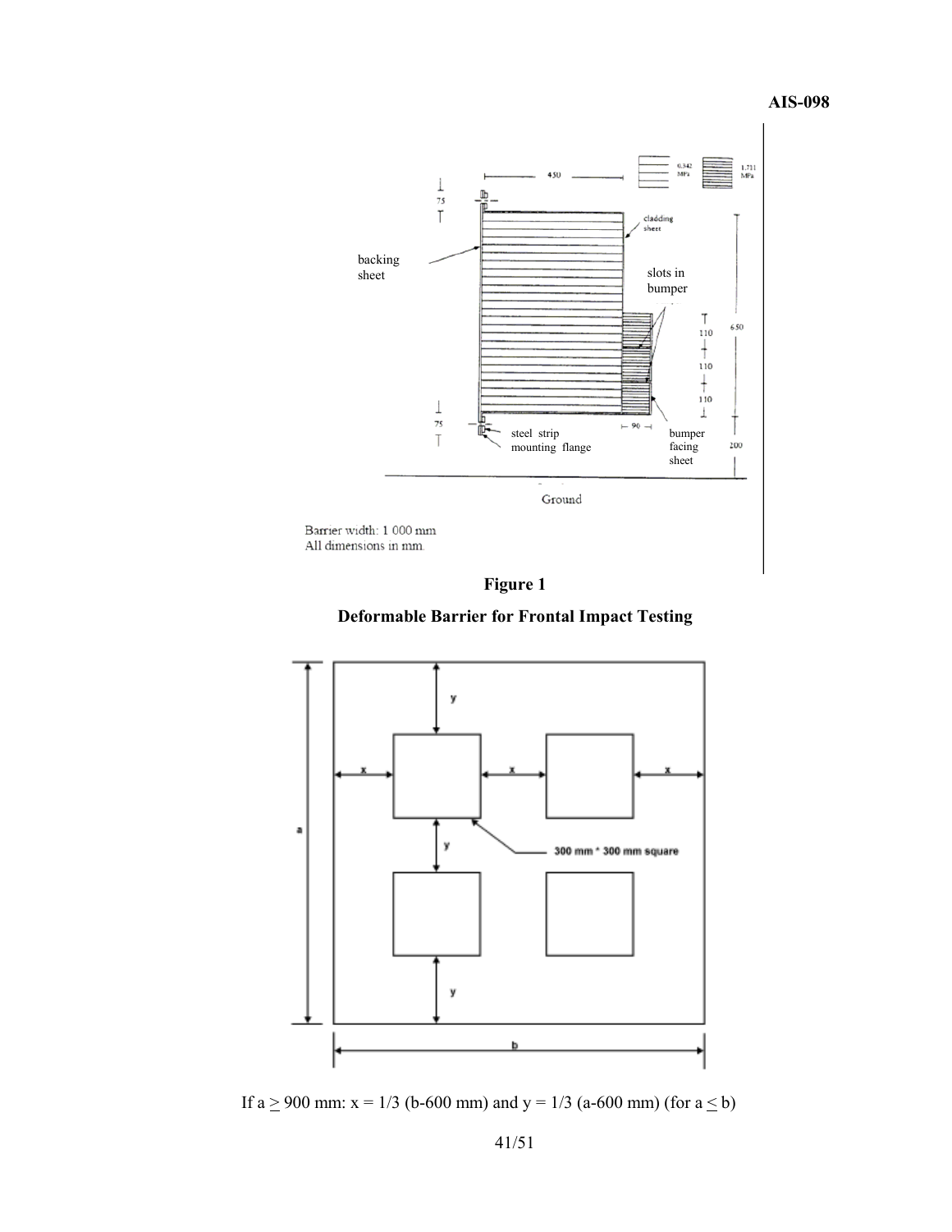Barrier width: 1 000 mm
All dimensions in mm.

**Figure 1**

**Deformable Barrier for Frontal Impact Testing**

If a ≥ 900 mm: x = 1/3 (b-600 mm) and y = 1/3 (a-600 mm) (for a ≤ b)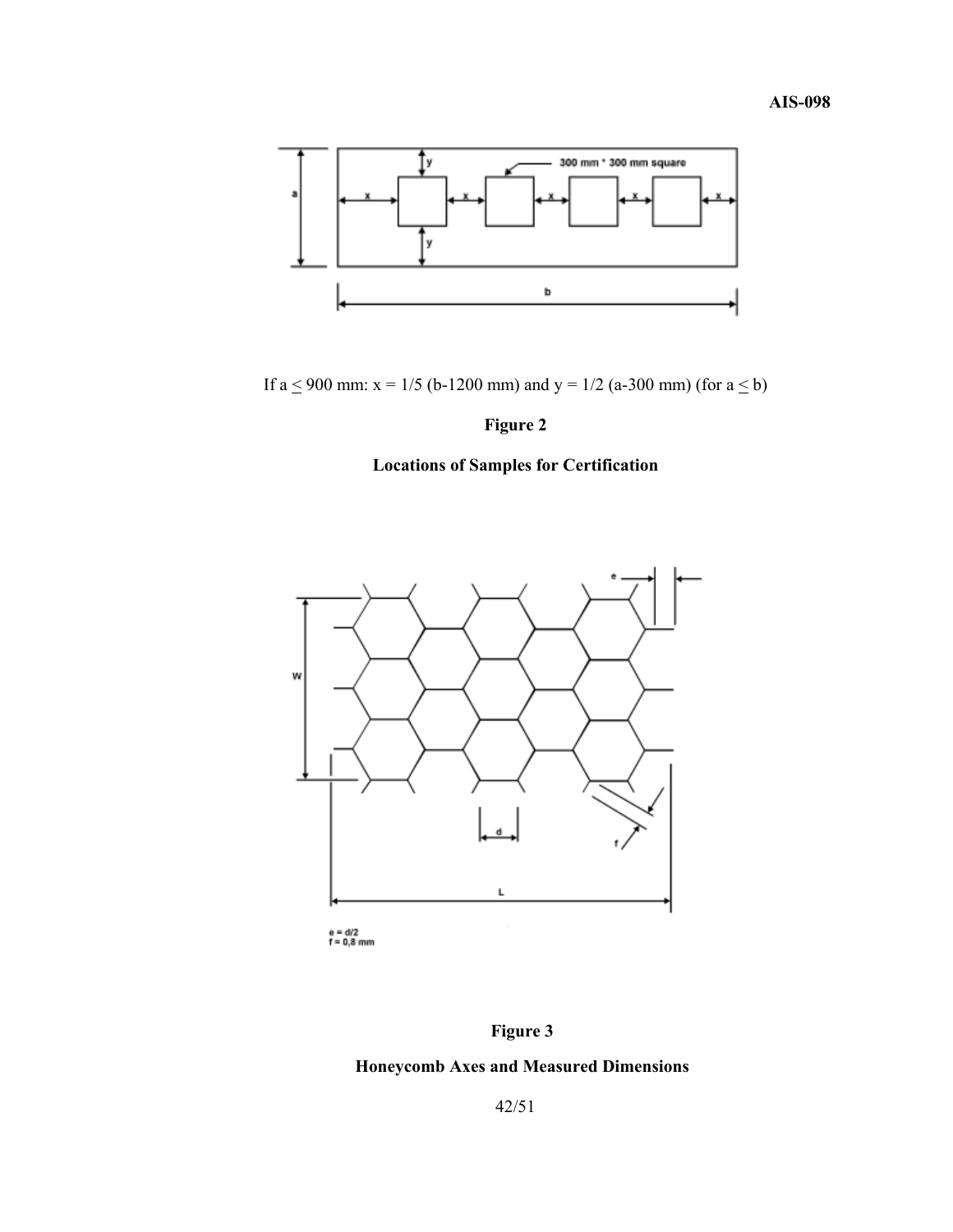If a ≤ 900 mm: x = 1/5 (b-1200 mm) and y = 1/2 (a-300 mm) (for a ≤ b)

**Figure 2**

**Locations of Samples for Certification**

e = d/2
f = 0,8 mm

**Figure 3**

**Honeycomb Axes and Measured Dimensions**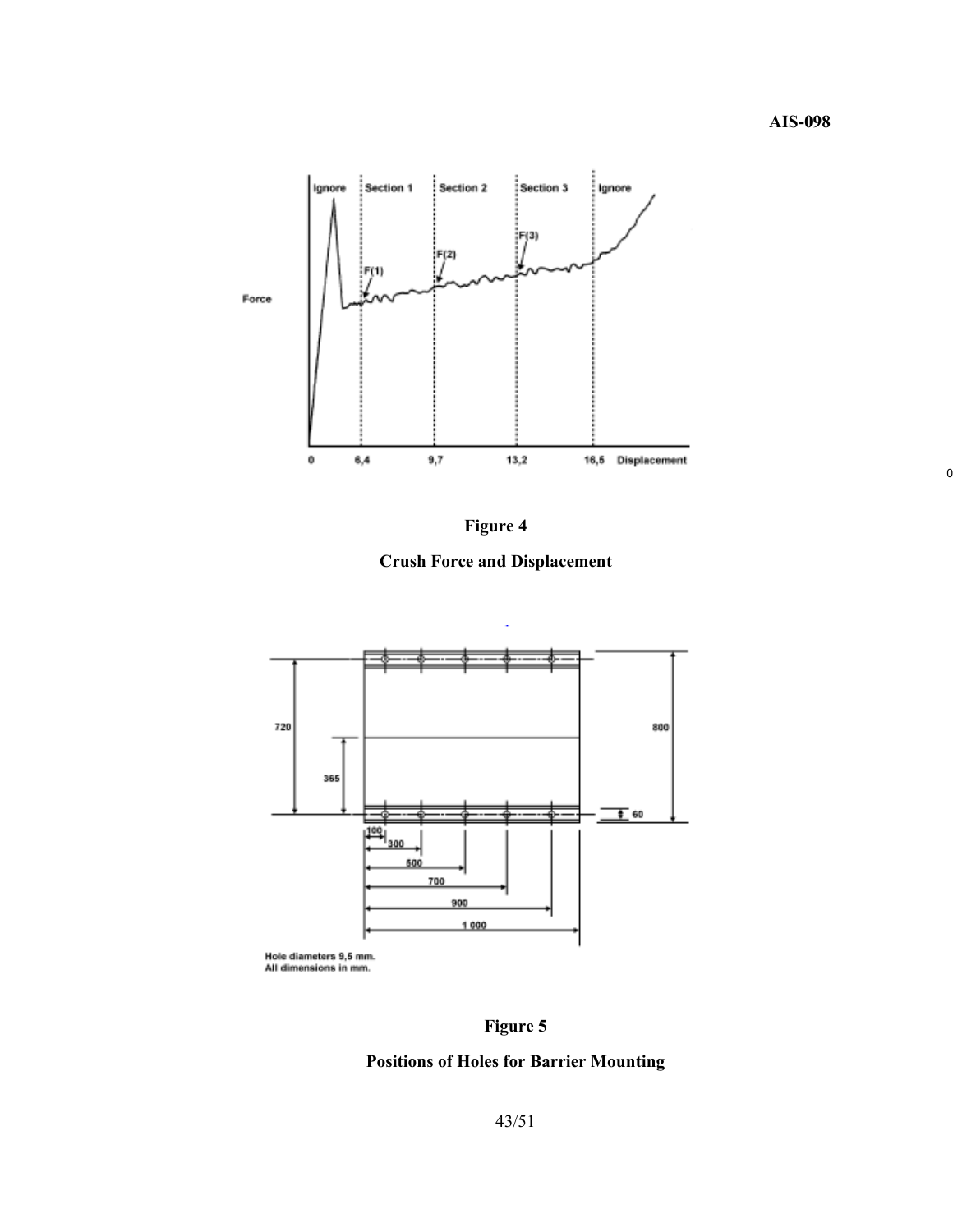**Figure 4**

**Crush Force and Displacement**

Hole diameters 9,5 mm.
All dimensions in mm.

**Figure 5**

**Positions of Holes for Barrier Mounting**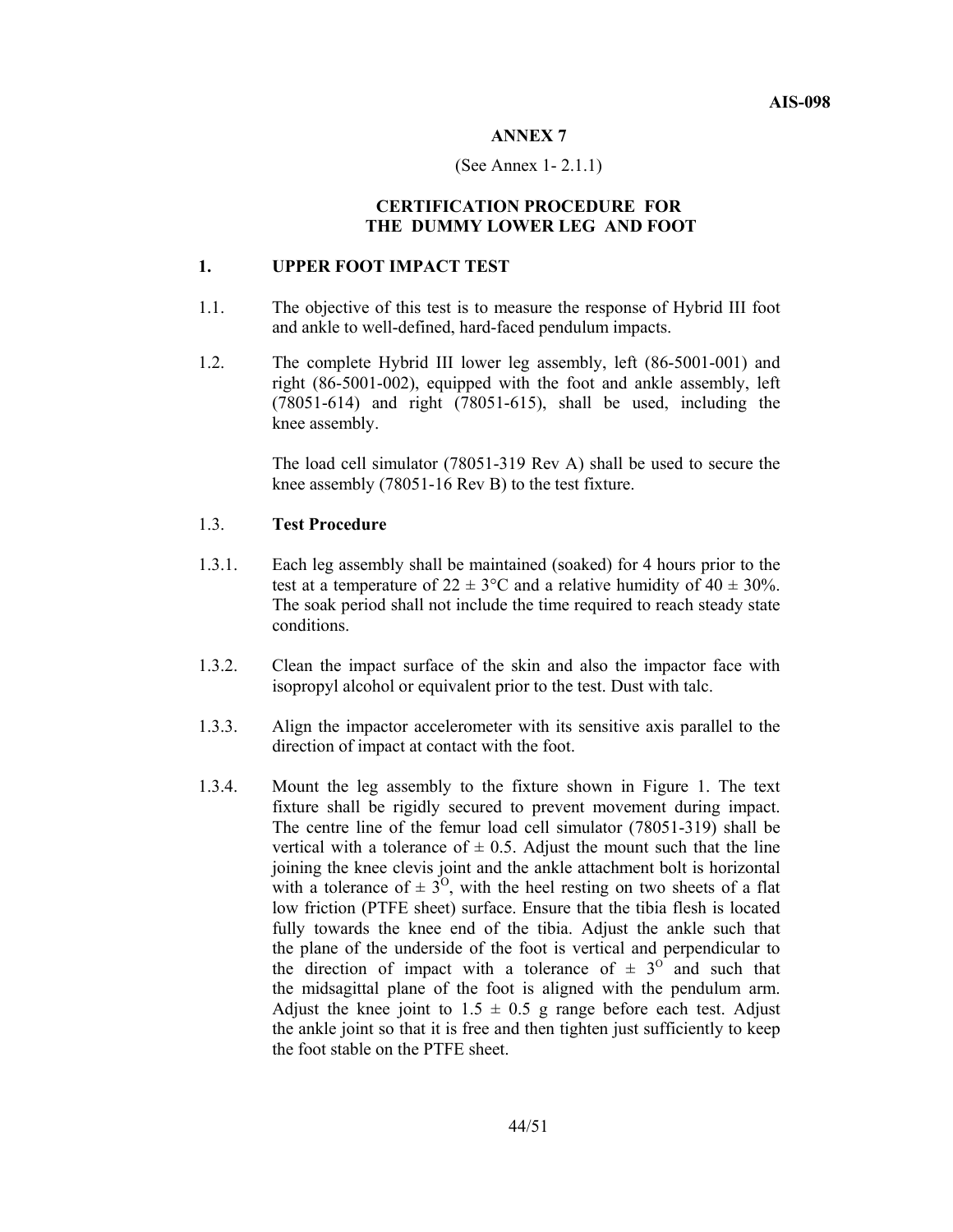## ANNEX 7

(See Annex 1- 2.1.1)

## CERTIFICATION PROCEDURE FOR THE DUMMY LOWER LEG AND FOOT

### 1. UPPER FOOT IMPACT TEST

1.1. The objective of this test is to measure the response of Hybrid III foot and ankle to well-defined, hard-faced pendulum impacts.

1.2. The complete Hybrid III lower leg assembly, left (86-5001-001) and right (86-5001-002), equipped with the foot and ankle assembly, left (78051-614) and right (78051-615), shall be used, including the knee assembly.

The load cell simulator (78051-319 Rev A) shall be used to secure the knee assembly (78051-16 Rev B) to the test fixture.

1.3. **Test Procedure**

1.3.1. Each leg assembly shall be maintained (soaked) for 4 hours prior to the test at a temperature of $22 \pm 3$°C and a relative humidity of $40 \pm 30$%. The soak period shall not include the time required to reach steady state conditions.

1.3.2. Clean the impact surface of the skin and also the impactor face with isopropyl alcohol or equivalent prior to the test. Dust with talc.

1.3.3. Align the impactor accelerometer with its sensitive axis parallel to the direction of impact at contact with the foot.

1.3.4. Mount the leg assembly to the fixture shown in Figure 1. The text fixture shall be rigidly secured to prevent movement during impact. The centre line of the femur load cell simulator (78051-319) shall be vertical with a tolerance of $\pm$ 0.5. Adjust the mount such that the line joining the knee clevis joint and the ankle attachment bolt is horizontal with a tolerance of $\pm 3^{O}$, with the heel resting on two sheets of a flat low friction (PTFE sheet) surface. Ensure that the tibia flesh is located fully towards the knee end of the tibia. Adjust the ankle such that the plane of the underside of the foot is vertical and perpendicular to the direction of impact with a tolerance of $\pm 3^{O}$ and such that the midsagittal plane of the foot is aligned with the pendulum arm. Adjust the knee joint to $1.5 \pm 0.5$ g range before each test. Adjust the ankle joint so that it is free and then tighten just sufficiently to keep the foot stable on the PTFE sheet.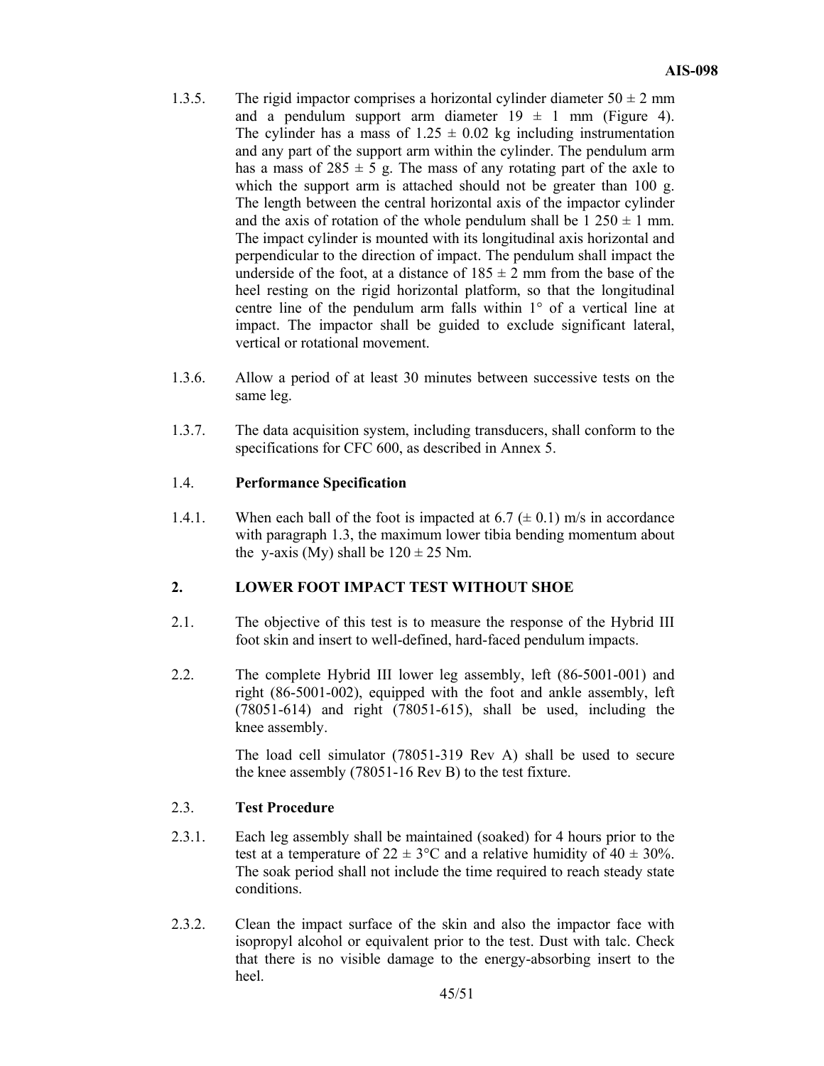1.3.5. The rigid impactor comprises a horizontal cylinder diameter 50 ± 2 mm and a pendulum support arm diameter 19 ± 1 mm (Figure 4). The cylinder has a mass of 1.25 ± 0.02 kg including instrumentation and any part of the support arm within the cylinder. The pendulum arm has a mass of 285 ± 5 g. The mass of any rotating part of the axle to which the support arm is attached should not be greater than 100 g. The length between the central horizontal axis of the impactor cylinder and the axis of rotation of the whole pendulum shall be 1 250 ± 1 mm. The impact cylinder is mounted with its longitudinal axis horizontal and perpendicular to the direction of impact. The pendulum shall impact the underside of the foot, at a distance of 185 ± 2 mm from the base of the heel resting on the rigid horizontal platform, so that the longitudinal centre line of the pendulum arm falls within 1° of a vertical line at impact. The impactor shall be guided to exclude significant lateral, vertical or rotational movement.

1.3.6. Allow a period of at least 30 minutes between successive tests on the same leg.

1.3.7. The data acquisition system, including transducers, shall conform to the specifications for CFC 600, as described in Annex 5.

1.4. **Performance Specification**

1.4.1. When each ball of the foot is impacted at 6.7 (± 0.1) m/s in accordance with paragraph 1.3, the maximum lower tibia bending momentum about the y-axis (My) shall be 120 ± 25 Nm.

## 2. LOWER FOOT IMPACT TEST WITHOUT SHOE

2.1. The objective of this test is to measure the response of the Hybrid III foot skin and insert to well-defined, hard-faced pendulum impacts.

2.2. The complete Hybrid III lower leg assembly, left (86-5001-001) and right (86-5001-002), equipped with the foot and ankle assembly, left (78051-614) and right (78051-615), shall be used, including the knee assembly.

The load cell simulator (78051-319 Rev A) shall be used to secure the knee assembly (78051-16 Rev B) to the test fixture.

2.3. **Test Procedure**

2.3.1. Each leg assembly shall be maintained (soaked) for 4 hours prior to the test at a temperature of 22 ± 3°C and a relative humidity of 40 ± 30%. The soak period shall not include the time required to reach steady state conditions.

2.3.2. Clean the impact surface of the skin and also the impactor face with isopropyl alcohol or equivalent prior to the test. Dust with talc. Check that there is no visible damage to the energy-absorbing insert to the heel.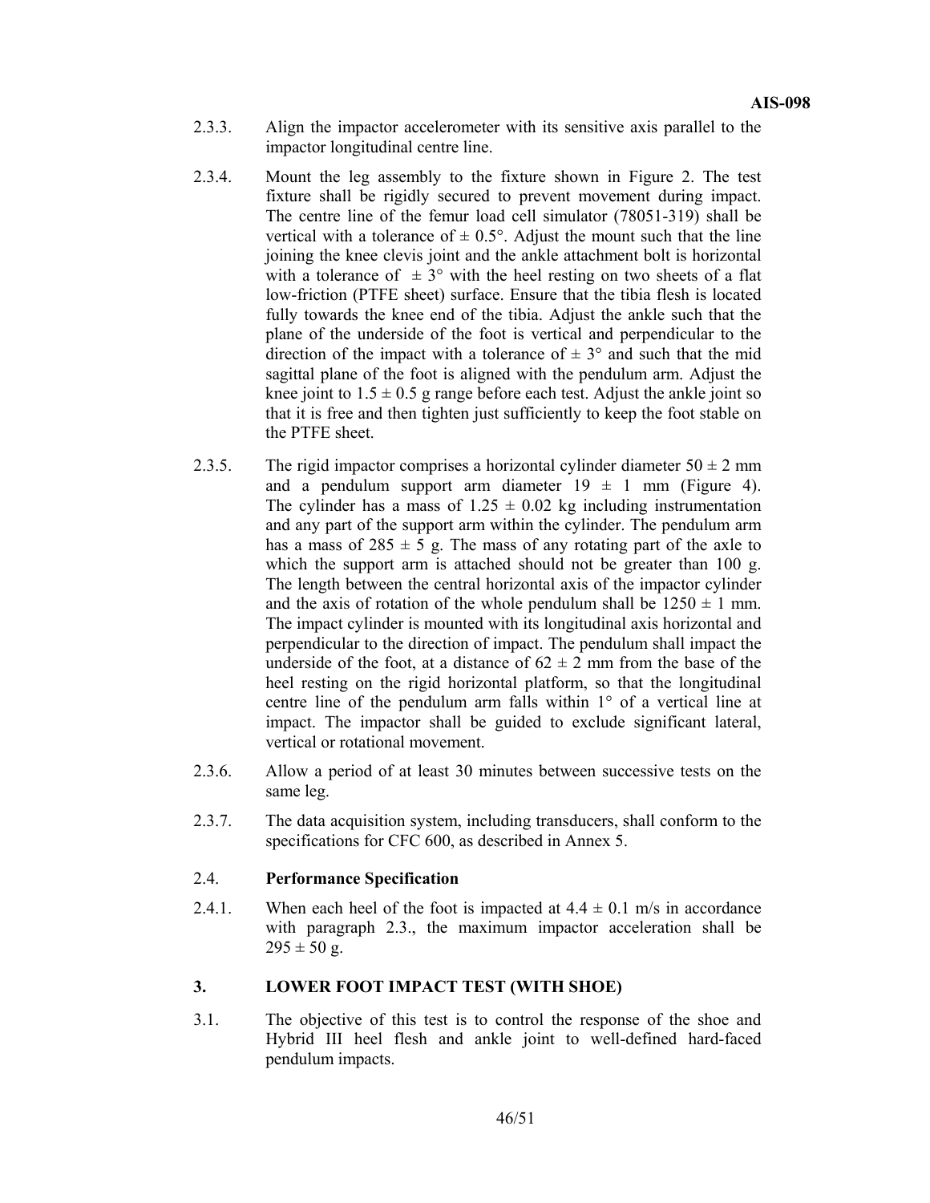2.3.3. Align the impactor accelerometer with its sensitive axis parallel to the impactor longitudinal centre line.

2.3.4. Mount the leg assembly to the fixture shown in Figure 2. The test fixture shall be rigidly secured to prevent movement during impact. The centre line of the femur load cell simulator (78051-319) shall be vertical with a tolerance of $\pm$ 0.5°. Adjust the mount such that the line joining the knee clevis joint and the ankle attachment bolt is horizontal with a tolerance of $\pm$ 3° with the heel resting on two sheets of a flat low-friction (PTFE sheet) surface. Ensure that the tibia flesh is located fully towards the knee end of the tibia. Adjust the ankle such that the plane of the underside of the foot is vertical and perpendicular to the direction of the impact with a tolerance of $\pm$ 3° and such that the mid sagittal plane of the foot is aligned with the pendulum arm. Adjust the knee joint to 1.5 $\pm$ 0.5 g range before each test. Adjust the ankle joint so that it is free and then tighten just sufficiently to keep the foot stable on the PTFE sheet.

2.3.5. The rigid impactor comprises a horizontal cylinder diameter 50 $\pm$ 2 mm and a pendulum support arm diameter 19 $\pm$ 1 mm (Figure 4). The cylinder has a mass of 1.25 $\pm$ 0.02 kg including instrumentation and any part of the support arm within the cylinder. The pendulum arm has a mass of 285 $\pm$ 5 g. The mass of any rotating part of the axle to which the support arm is attached should not be greater than 100 g. The length between the central horizontal axis of the impactor cylinder and the axis of rotation of the whole pendulum shall be 1250 $\pm$ 1 mm. The impact cylinder is mounted with its longitudinal axis horizontal and perpendicular to the direction of impact. The pendulum shall impact the underside of the foot, at a distance of 62 $\pm$ 2 mm from the base of the heel resting on the rigid horizontal platform, so that the longitudinal centre line of the pendulum arm falls within 1° of a vertical line at impact. The impactor shall be guided to exclude significant lateral, vertical or rotational movement.

2.3.6. Allow a period of at least 30 minutes between successive tests on the same leg.

2.3.7. The data acquisition system, including transducers, shall conform to the specifications for CFC 600, as described in Annex 5.

## 2.4. **Performance Specification**

2.4.1. When each heel of the foot is impacted at 4.4 $\pm$ 0.1 m/s in accordance with paragraph 2.3., the maximum impactor acceleration shall be 295 $\pm$ 50 g.

## 3. LOWER FOOT IMPACT TEST (WITH SHOE)

3.1. The objective of this test is to control the response of the shoe and Hybrid III heel flesh and ankle joint to well-defined hard-faced pendulum impacts.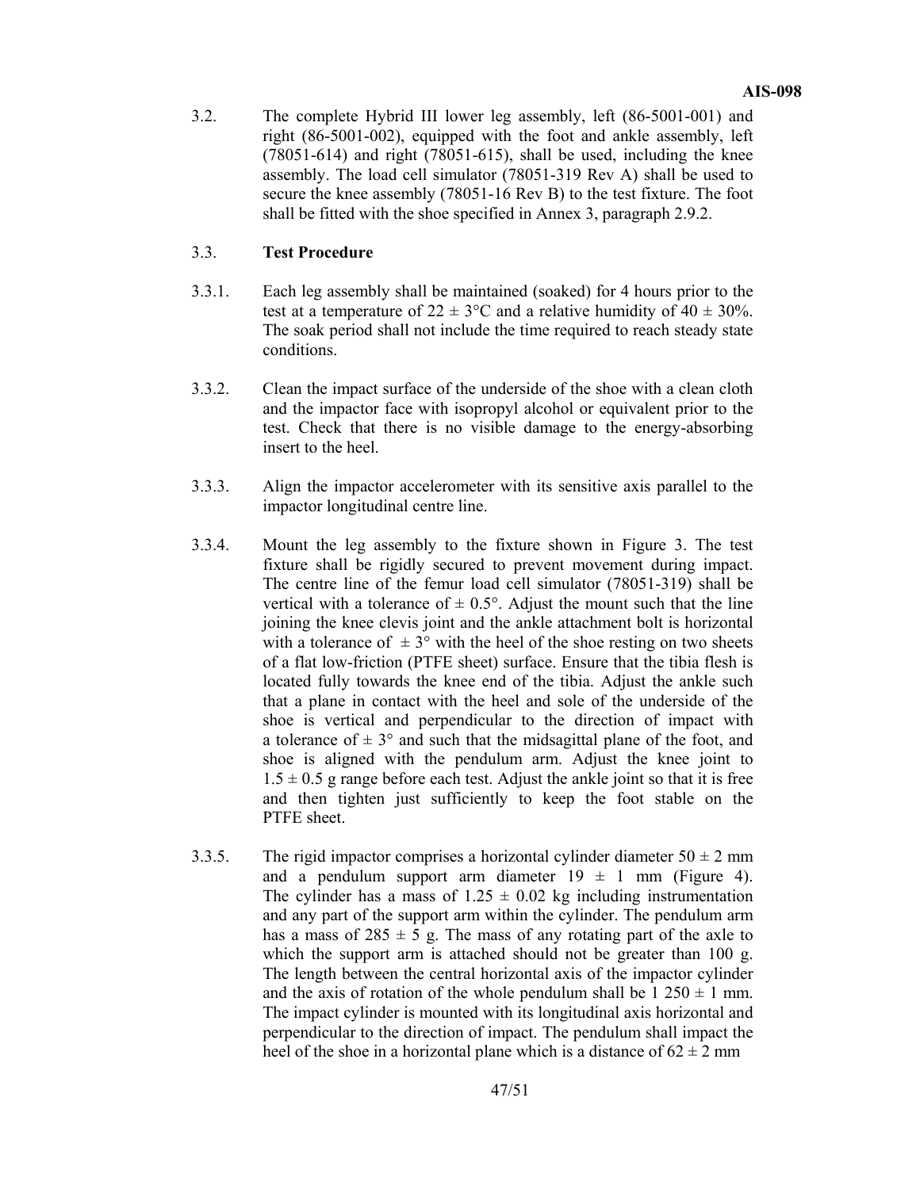3.2. The complete Hybrid III lower leg assembly, left (86-5001-001) and right (86-5001-002), equipped with the foot and ankle assembly, left (78051-614) and right (78051-615), shall be used, including the knee assembly. The load cell simulator (78051-319 Rev A) shall be used to secure the knee assembly (78051-16 Rev B) to the test fixture. The foot shall be fitted with the shoe specified in Annex 3, paragraph 2.9.2.

3.3. **Test Procedure**

3.3.1. Each leg assembly shall be maintained (soaked) for 4 hours prior to the test at a temperature of 22 ± 3°C and a relative humidity of 40 ± 30%. The soak period shall not include the time required to reach steady state conditions.

3.3.2. Clean the impact surface of the underside of the shoe with a clean cloth and the impactor face with isopropyl alcohol or equivalent prior to the test. Check that there is no visible damage to the energy-absorbing insert to the heel.

3.3.3. Align the impactor accelerometer with its sensitive axis parallel to the impactor longitudinal centre line.

3.3.4. Mount the leg assembly to the fixture shown in Figure 3. The test fixture shall be rigidly secured to prevent movement during impact. The centre line of the femur load cell simulator (78051-319) shall be vertical with a tolerance of ± 0.5°. Adjust the mount such that the line joining the knee clevis joint and the ankle attachment bolt is horizontal with a tolerance of ± 3° with the heel of the shoe resting on two sheets of a flat low-friction (PTFE sheet) surface. Ensure that the tibia flesh is located fully towards the knee end of the tibia. Adjust the ankle such that a plane in contact with the heel and sole of the underside of the shoe is vertical and perpendicular to the direction of impact with a tolerance of ± 3° and such that the midsagittal plane of the foot, and shoe is aligned with the pendulum arm. Adjust the knee joint to 1.5 ± 0.5 g range before each test. Adjust the ankle joint so that it is free and then tighten just sufficiently to keep the foot stable on the PTFE sheet.

3.3.5. The rigid impactor comprises a horizontal cylinder diameter 50 ± 2 mm and a pendulum support arm diameter 19 ± 1 mm (Figure 4). The cylinder has a mass of 1.25 ± 0.02 kg including instrumentation and any part of the support arm within the cylinder. The pendulum arm has a mass of 285 ± 5 g. The mass of any rotating part of the axle to which the support arm is attached should not be greater than 100 g. The length between the central horizontal axis of the impactor cylinder and the axis of rotation of the whole pendulum shall be 1 250 ± 1 mm. The impact cylinder is mounted with its longitudinal axis horizontal and perpendicular to the direction of impact. The pendulum shall impact the heel of the shoe in a horizontal plane which is a distance of 62 ± 2 mm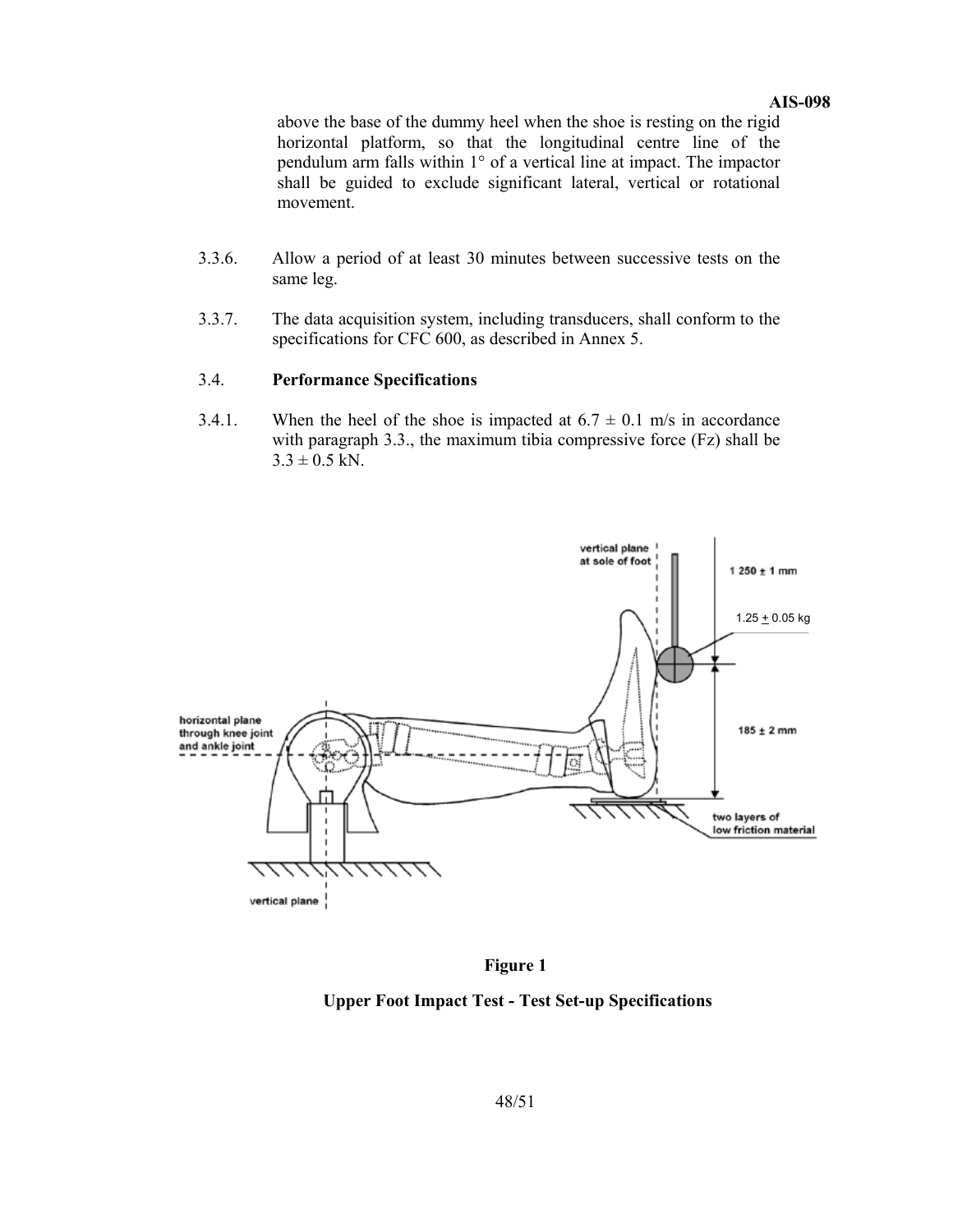above the base of the dummy heel when the shoe is resting on the rigid horizontal platform, so that the longitudinal centre line of the pendulum arm falls within 1° of a vertical line at impact. The impactor shall be guided to exclude significant lateral, vertical or rotational movement.

3.3.6. Allow a period of at least 30 minutes between successive tests on the same leg.

3.3.7. The data acquisition system, including transducers, shall conform to the specifications for CFC 600, as described in Annex 5.

3.4. **Performance Specifications**

3.4.1. When the heel of the shoe is impacted at $6.7 \pm 0.1$ m/s in accordance with paragraph 3.3., the maximum tibia compressive force (Fz) shall be $3.3 \pm 0.5$ kN.

**Figure 1**

**Upper Foot Impact Test - Test Set-up Specifications**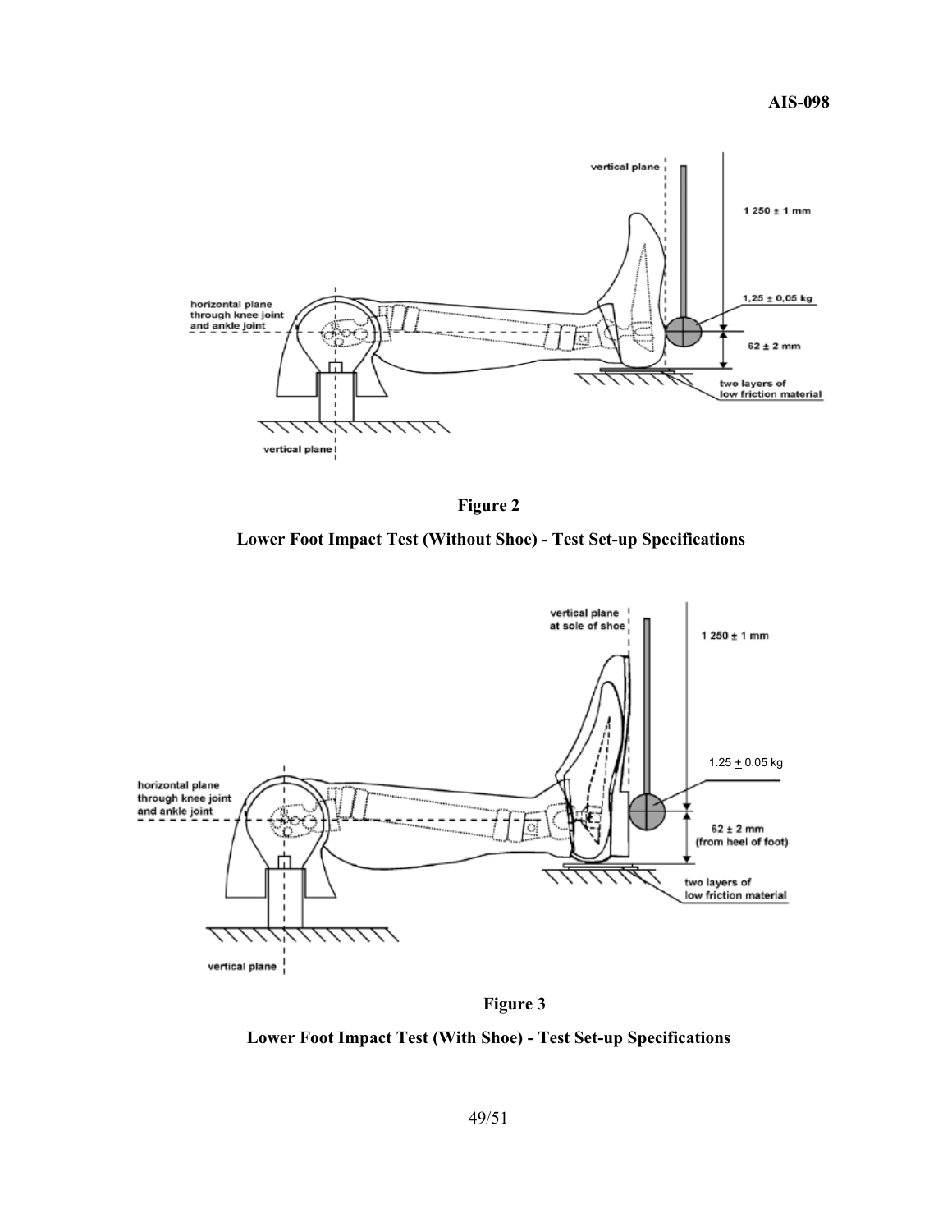**Figure 2**

**Lower Foot Impact Test (Without Shoe) - Test Set-up Specifications**

**Figure 3**

**Lower Foot Impact Test (With Shoe) - Test Set-up Specifications**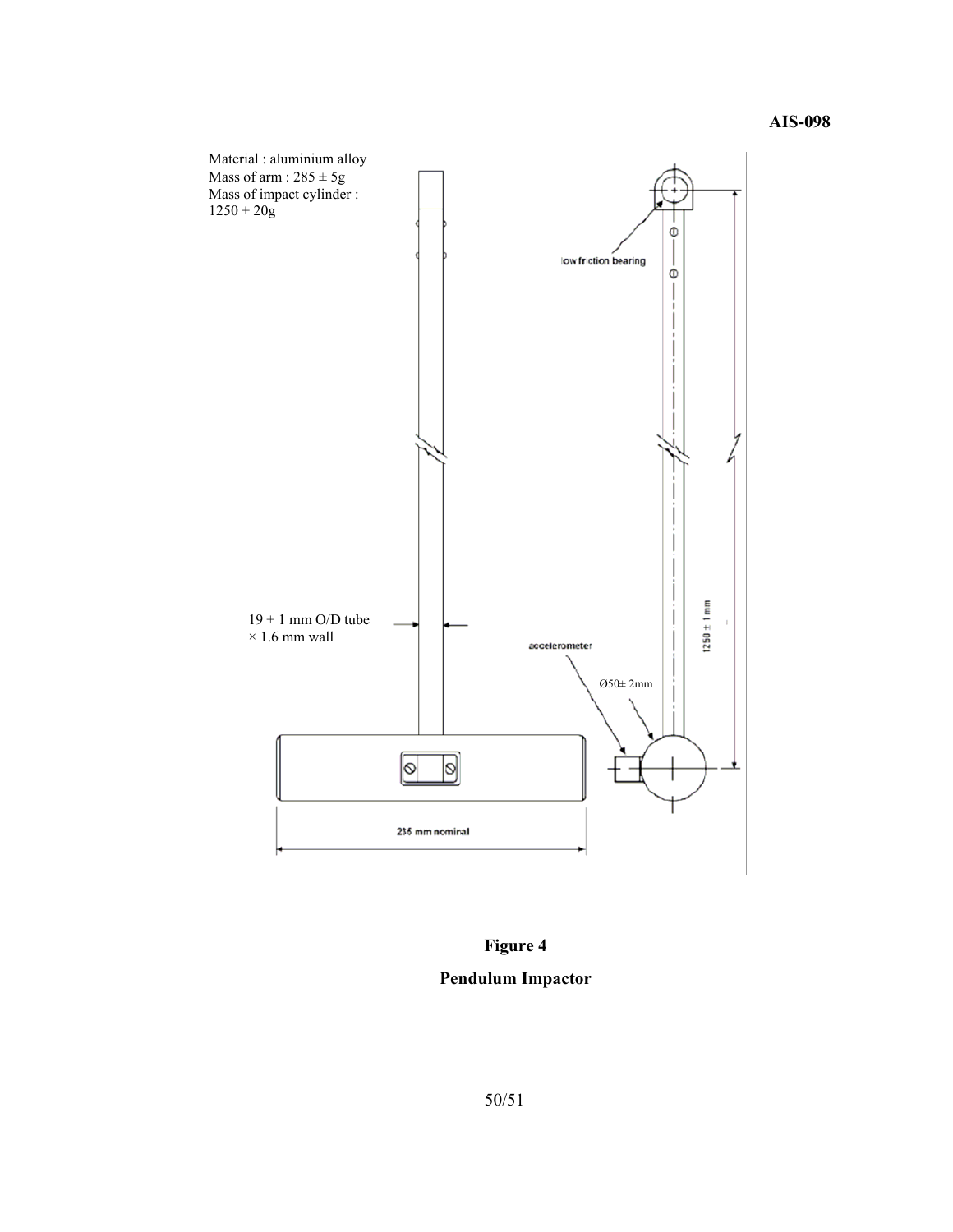Material : aluminium alloy
Mass of arm : 285 ± 5g
Mass of impact cylinder : 1250 ± 20g

low friction bearing

19 ± 1 mm O/D tube × 1.6 mm wall

accelerometer

Ø50± 2mm

1250 ± 1 mm

235 mm nominal

**Figure 4**

**Pendulum Impactor**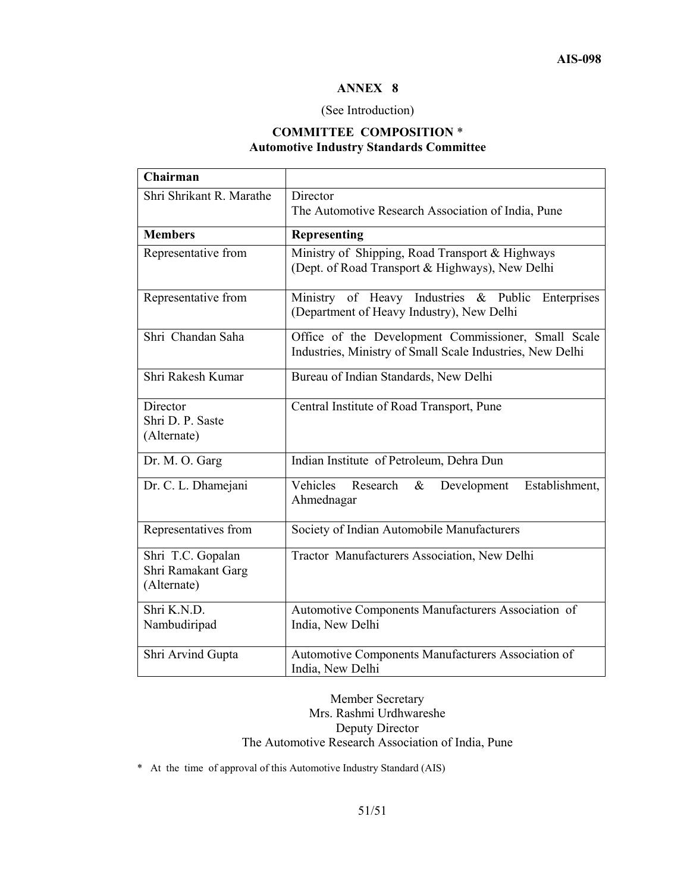## ANNEX 8

(See Introduction)

### COMMITTEE COMPOSITION *
### Automotive Industry Standards Committee

| **Chairman** | |
|---|---|
| Shri Shrikant R. Marathe | Director<br>The Automotive Research Association of India, Pune |
| **Members** | **Representing** |
| Representative from | Ministry of Shipping, Road Transport & Highways<br>(Dept. of Road Transport & Highways), New Delhi |
| Representative from | Ministry of Heavy Industries & Public Enterprises (Department of Heavy Industry), New Delhi |
| Shri Chandan Saha | Office of the Development Commissioner, Small Scale Industries, Ministry of Small Scale Industries, New Delhi |
| Shri Rakesh Kumar | Bureau of Indian Standards, New Delhi |
| Director<br>Shri D. P. Saste<br>(Alternate) | Central Institute of Road Transport, Pune |
| Dr. M. O. Garg | Indian Institute of Petroleum, Dehra Dun |
| Dr. C. L. Dhamejani | Vehicles Research & Development Establishment, Ahmednagar |
| Representatives from | Society of Indian Automobile Manufacturers |
| Shri T.C. Gopalan<br>Shri Ramakant Garg<br>(Alternate) | Tractor Manufacturers Association, New Delhi |
| Shri K.N.D. Nambudiripad | Automotive Components Manufacturers Association of India, New Delhi |
| Shri Arvind Gupta | Automotive Components Manufacturers Association of India, New Delhi |

Member Secretary
Mrs. Rashmi Urdhwareshe
Deputy Director
The Automotive Research Association of India, Pune

\* At the time of approval of this Automotive Industry Standard (AIS)